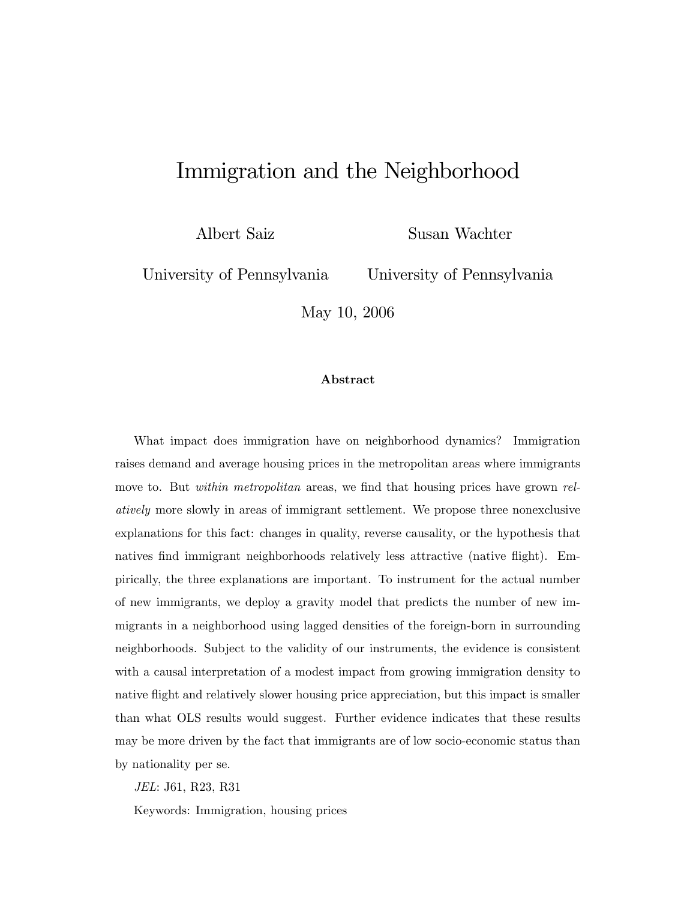# Immigration and the Neighborhood

Albert Saiz  
University of Pennsylvania

Susan Wachter  
University of Pennsylvania

May 10, 2006

**Abstract**

What impact does immigration have on neighborhood dynamics? Immigration raises demand and average housing prices in the metropolitan areas where immigrants move to. But *within metropolitan* areas, we find that housing prices have grown *relatively* more slowly in areas of immigrant settlement. We propose three nonexclusive explanations for this fact: changes in quality, reverse causality, or the hypothesis that natives find immigrant neighborhoods relatively less attractive (native flight). Empirically, the three explanations are important. To instrument for the actual number of new immigrants, we deploy a gravity model that predicts the number of new immigrants in a neighborhood using lagged densities of the foreign-born in surrounding neighborhoods. Subject to the validity of our instruments, the evidence is consistent with a causal interpretation of a modest impact from growing immigration density to native flight and relatively slower housing price appreciation, but this impact is smaller than what OLS results would suggest. Further evidence indicates that these results may be more driven by the fact that immigrants are of low socio-economic status than by nationality per se.

*JEL*: J61, R23, R31

Keywords: Immigration, housing prices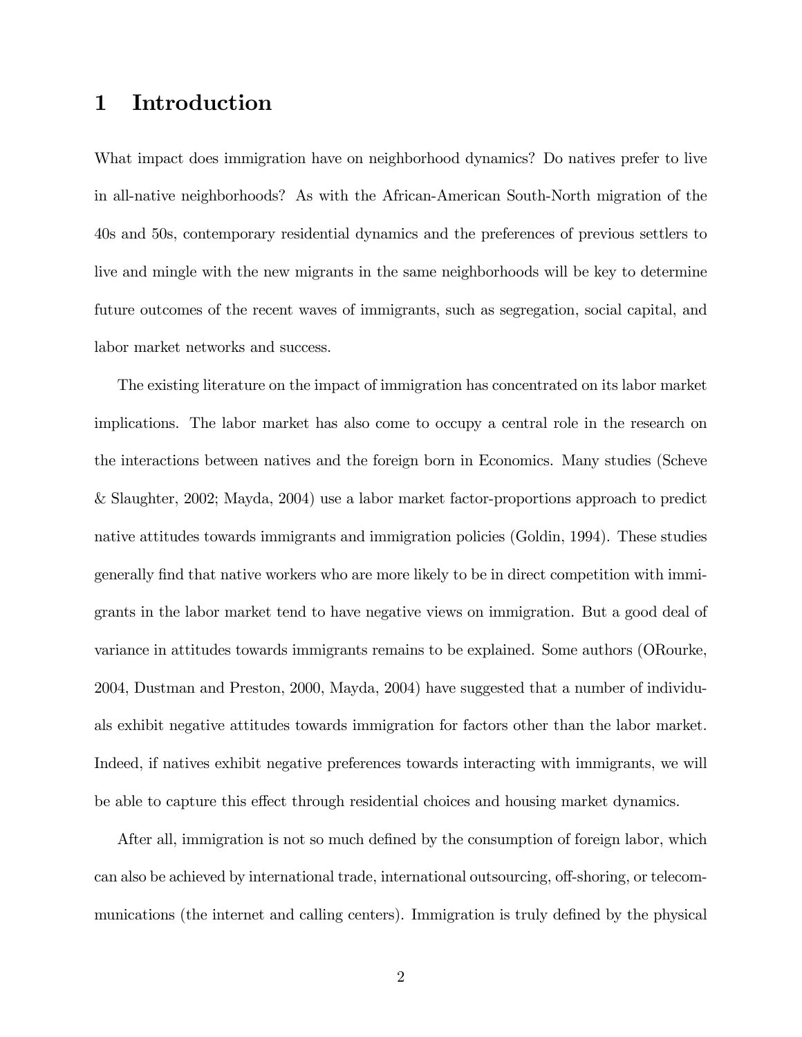# 1 Introduction

What impact does immigration have on neighborhood dynamics? Do natives prefer to live in all-native neighborhoods? As with the African-American South-North migration of the 40s and 50s, contemporary residential dynamics and the preferences of previous settlers to live and mingle with the new migrants in the same neighborhoods will be key to determine future outcomes of the recent waves of immigrants, such as segregation, social capital, and labor market networks and success.

The existing literature on the impact of immigration has concentrated on its labor market implications. The labor market has also come to occupy a central role in the research on the interactions between natives and the foreign born in Economics. Many studies (Scheve & Slaughter, 2002; Mayda, 2004) use a labor market factor-proportions approach to predict native attitudes towards immigrants and immigration policies (Goldin, 1994). These studies generally find that native workers who are more likely to be in direct competition with immigrants in the labor market tend to have negative views on immigration. But a good deal of variance in attitudes towards immigrants remains to be explained. Some authors (ORourke, 2004, Dustman and Preston, 2000, Mayda, 2004) have suggested that a number of individuals exhibit negative attitudes towards immigration for factors other than the labor market. Indeed, if natives exhibit negative preferences towards interacting with immigrants, we will be able to capture this effect through residential choices and housing market dynamics.

After all, immigration is not so much defined by the consumption of foreign labor, which can also be achieved by international trade, international outsourcing, off-shoring, or telecommunications (the internet and calling centers). Immigration is truly defined by the physical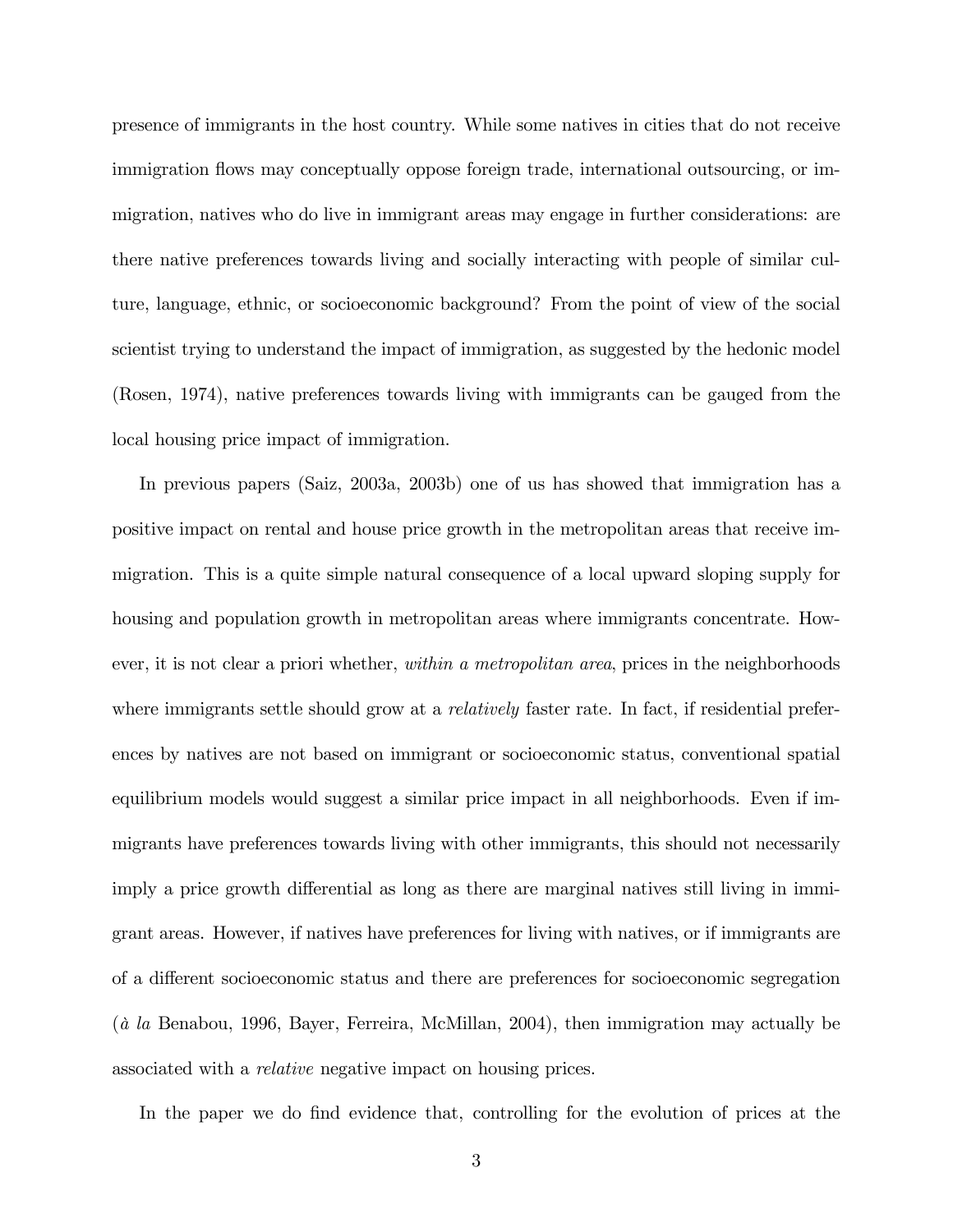presence of immigrants in the host country. While some natives in cities that do not receive immigration flows may conceptually oppose foreign trade, international outsourcing, or immigration, natives who do live in immigrant areas may engage in further considerations: are there native preferences towards living and socially interacting with people of similar culture, language, ethnic, or socioeconomic background? From the point of view of the social scientist trying to understand the impact of immigration, as suggested by the hedonic model (Rosen, 1974), native preferences towards living with immigrants can be gauged from the local housing price impact of immigration.

In previous papers (Saiz, 2003a, 2003b) one of us has showed that immigration has a positive impact on rental and house price growth in the metropolitan areas that receive immigration. This is a quite simple natural consequence of a local upward sloping supply for housing and population growth in metropolitan areas where immigrants concentrate. However, it is not clear a priori whether, *within a metropolitan area*, prices in the neighborhoods where immigrants settle should grow at a *relatively* faster rate. In fact, if residential preferences by natives are not based on immigrant or socioeconomic status, conventional spatial equilibrium models would suggest a similar price impact in all neighborhoods. Even if immigrants have preferences towards living with other immigrants, this should not necessarily imply a price growth differential as long as there are marginal natives still living in immigrant areas. However, if natives have preferences for living with natives, or if immigrants are of a different socioeconomic status and there are preferences for socioeconomic segregation (*à la* Benabou, 1996, Bayer, Ferreira, McMillan, 2004), then immigration may actually be associated with a *relative* negative impact on housing prices.

In the paper we do find evidence that, controlling for the evolution of prices at the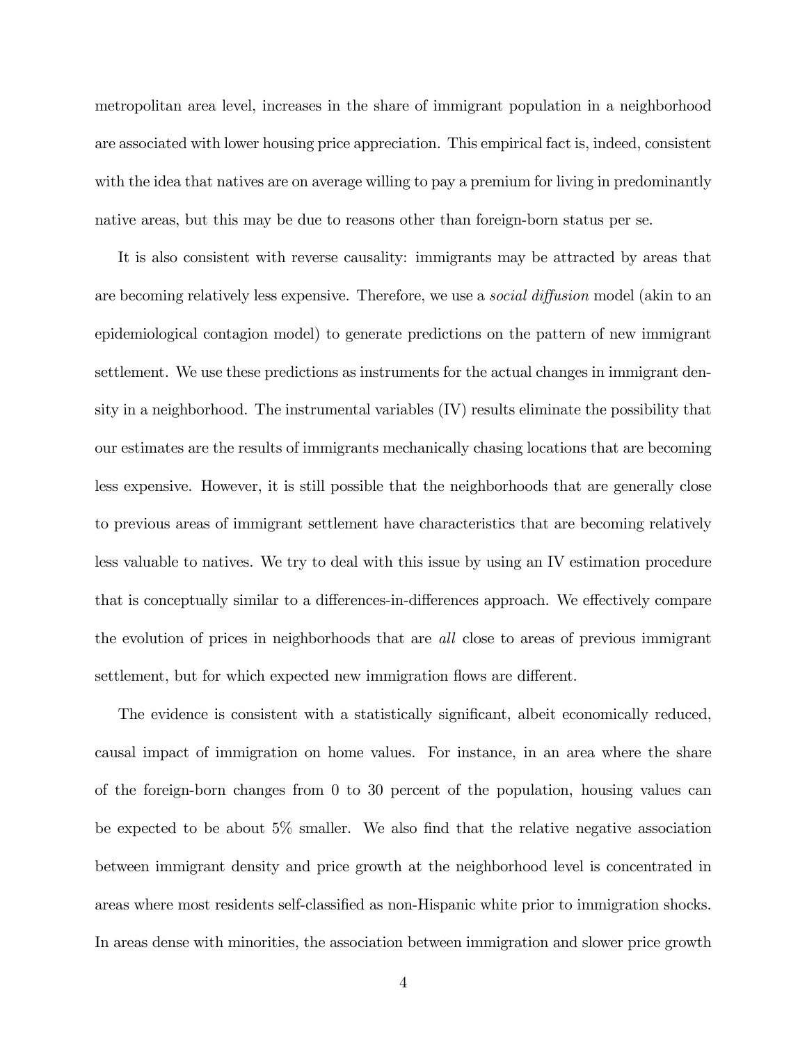metropolitan area level, increases in the share of immigrant population in a neighborhood are associated with lower housing price appreciation. This empirical fact is, indeed, consistent with the idea that natives are on average willing to pay a premium for living in predominantly native areas, but this may be due to reasons other than foreign-born status per se.

It is also consistent with reverse causality: immigrants may be attracted by areas that are becoming relatively less expensive. Therefore, we use a *social diffusion* model (akin to an epidemiological contagion model) to generate predictions on the pattern of new immigrant settlement. We use these predictions as instruments for the actual changes in immigrant density in a neighborhood. The instrumental variables (IV) results eliminate the possibility that our estimates are the results of immigrants mechanically chasing locations that are becoming less expensive. However, it is still possible that the neighborhoods that are generally close to previous areas of immigrant settlement have characteristics that are becoming relatively less valuable to natives. We try to deal with this issue by using an IV estimation procedure that is conceptually similar to a differences-in-differences approach. We effectively compare the evolution of prices in neighborhoods that are *all* close to areas of previous immigrant settlement, but for which expected new immigration flows are different.

The evidence is consistent with a statistically significant, albeit economically reduced, causal impact of immigration on home values. For instance, in an area where the share of the foreign-born changes from 0 to 30 percent of the population, housing values can be expected to be about 5% smaller. We also find that the relative negative association between immigrant density and price growth at the neighborhood level is concentrated in areas where most residents self-classified as non-Hispanic white prior to immigration shocks. In areas dense with minorities, the association between immigration and slower price growth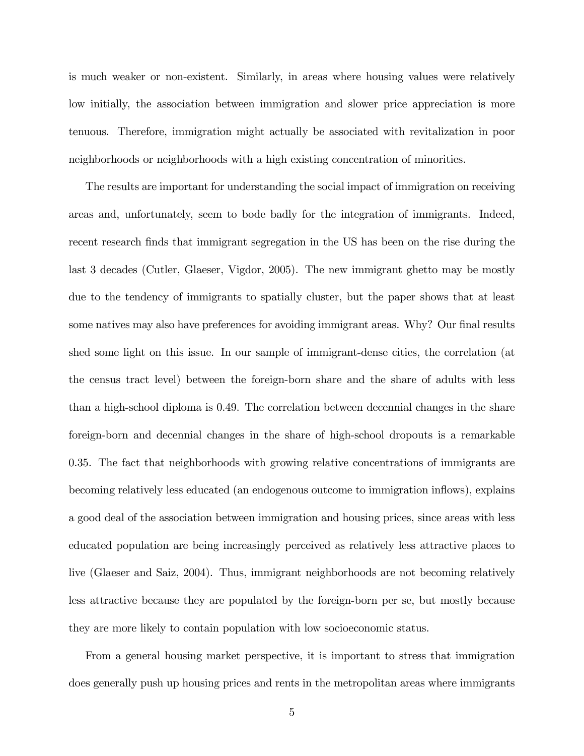is much weaker or non-existent. Similarly, in areas where housing values were relatively low initially, the association between immigration and slower price appreciation is more tenuous. Therefore, immigration might actually be associated with revitalization in poor neighborhoods or neighborhoods with a high existing concentration of minorities.

The results are important for understanding the social impact of immigration on receiving areas and, unfortunately, seem to bode badly for the integration of immigrants. Indeed, recent research finds that immigrant segregation in the US has been on the rise during the last 3 decades (Cutler, Glaeser, Vigdor, 2005). The new immigrant ghetto may be mostly due to the tendency of immigrants to spatially cluster, but the paper shows that at least some natives may also have preferences for avoiding immigrant areas. Why? Our final results shed some light on this issue. In our sample of immigrant-dense cities, the correlation (at the census tract level) between the foreign-born share and the share of adults with less than a high-school diploma is 0.49. The correlation between decennial changes in the share foreign-born and decennial changes in the share of high-school dropouts is a remarkable 0.35. The fact that neighborhoods with growing relative concentrations of immigrants are becoming relatively less educated (an endogenous outcome to immigration inflows), explains a good deal of the association between immigration and housing prices, since areas with less educated population are being increasingly perceived as relatively less attractive places to live (Glaeser and Saiz, 2004). Thus, immigrant neighborhoods are not becoming relatively less attractive because they are populated by the foreign-born per se, but mostly because they are more likely to contain population with low socioeconomic status.

From a general housing market perspective, it is important to stress that immigration does generally push up housing prices and rents in the metropolitan areas where immigrants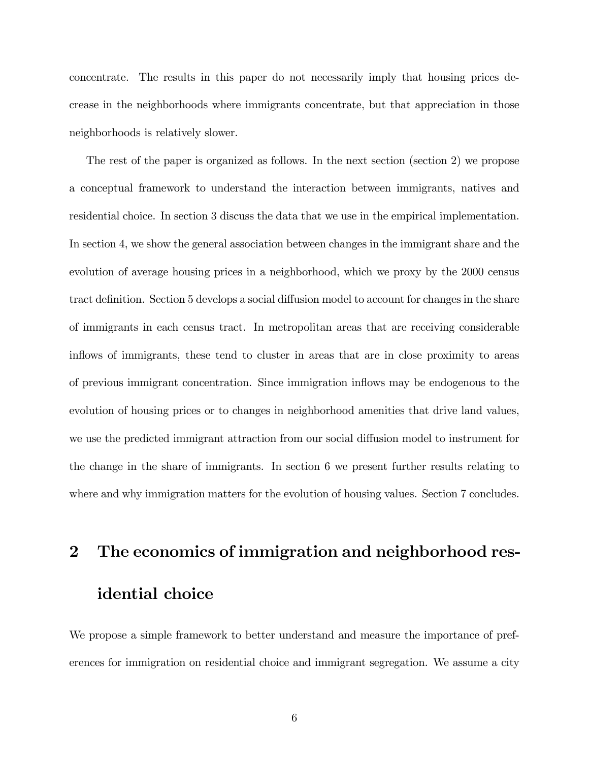concentrate. The results in this paper do not necessarily imply that housing prices decrease in the neighborhoods where immigrants concentrate, but that appreciation in those neighborhoods is relatively slower.

The rest of the paper is organized as follows. In the next section (section 2) we propose a conceptual framework to understand the interaction between immigrants, natives and residential choice. In section 3 discuss the data that we use in the empirical implementation. In section 4, we show the general association between changes in the immigrant share and the evolution of average housing prices in a neighborhood, which we proxy by the 2000 census tract definition. Section 5 develops a social diffusion model to account for changes in the share of immigrants in each census tract. In metropolitan areas that are receiving considerable inflows of immigrants, these tend to cluster in areas that are in close proximity to areas of previous immigrant concentration. Since immigration inflows may be endogenous to the evolution of housing prices or to changes in neighborhood amenities that drive land values, we use the predicted immigrant attraction from our social diffusion model to instrument for the change in the share of immigrants. In section 6 we present further results relating to where and why immigration matters for the evolution of housing values. Section 7 concludes.

# 2 The economics of immigration and neighborhood residential choice

We propose a simple framework to better understand and measure the importance of preferences for immigration on residential choice and immigrant segregation. We assume a city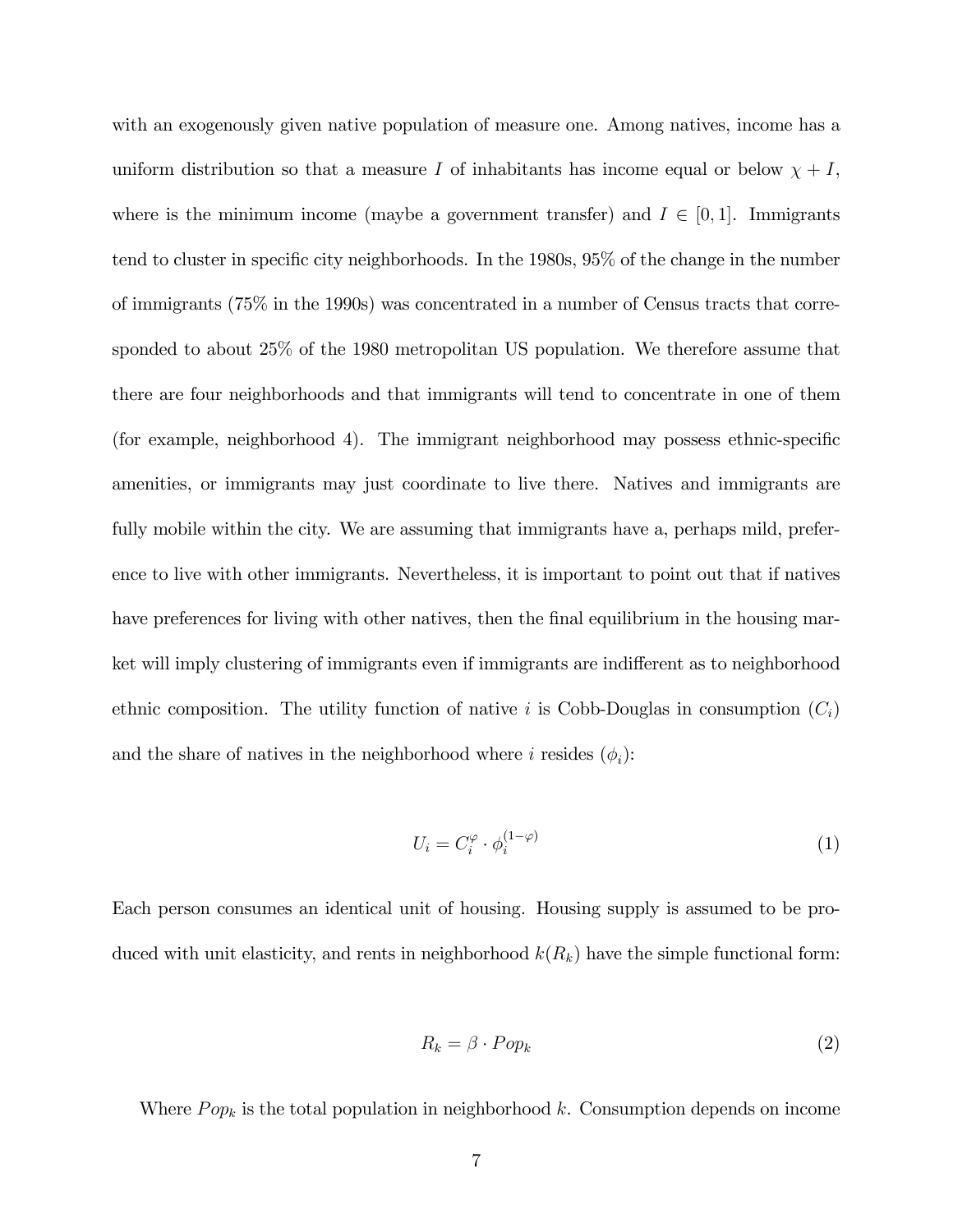with an exogenously given native population of measure one. Among natives, income has a uniform distribution so that a measure $I$ of inhabitants has income equal or below $\chi + I$, where is the minimum income (maybe a government transfer) and $I \in [0, 1]$. Immigrants tend to cluster in specific city neighborhoods. In the 1980s, 95% of the change in the number of immigrants (75% in the 1990s) was concentrated in a number of Census tracts that corresponded to about 25% of the 1980 metropolitan US population. We therefore assume that there are four neighborhoods and that immigrants will tend to concentrate in one of them (for example, neighborhood 4). The immigrant neighborhood may possess ethnic-specific amenities, or immigrants may just coordinate to live there. Natives and immigrants are fully mobile within the city. We are assuming that immigrants have a, perhaps mild, preference to live with other immigrants. Nevertheless, it is important to point out that if natives have preferences for living with other natives, then the final equilibrium in the housing market will imply clustering of immigrants even if immigrants are indifferent as to neighborhood ethnic composition. The utility function of native $i$ is Cobb-Douglas in consumption ($C_i$) and the share of natives in the neighborhood where $i$ resides ($\phi_i$):

$$U_i = C_i^{\varphi} \cdot \phi_i^{(1-\varphi)} \tag{1}$$

Each person consumes an identical unit of housing. Housing supply is assumed to be produced with unit elasticity, and rents in neighborhood $k(R_k)$ have the simple functional form:

$$R_k = \beta \cdot Pop_k \tag{2}$$

Where $Pop_k$ is the total population in neighborhood $k$. Consumption depends on income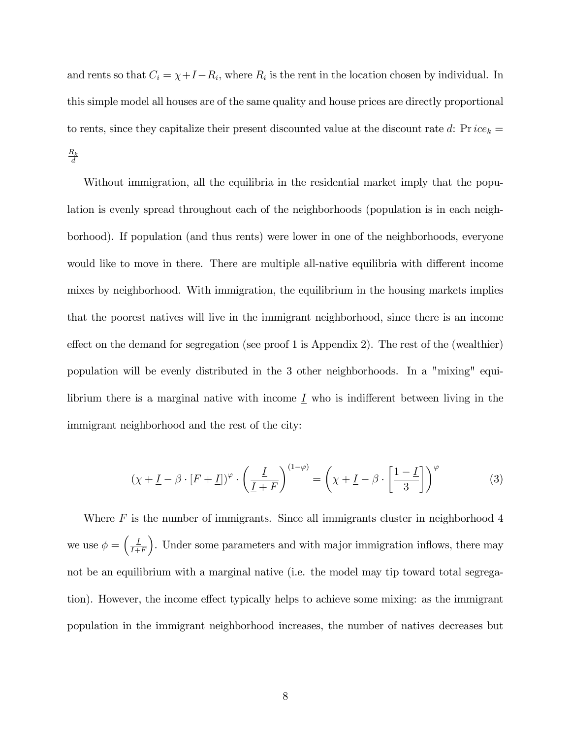and rents so that $C_i = \chi + I - R_i$, where $R_i$ is the rent in the location chosen by individual. In this simple model all houses are of the same quality and house prices are directly proportional to rents, since they capitalize their present discounted value at the discount rate $d$: $\Pr ice_k = \frac{R_k}{d}$

Without immigration, all the equilibria in the residential market imply that the population is evenly spread throughout each of the neighborhoods (population is in each neighborhood). If population (and thus rents) were lower in one of the neighborhoods, everyone would like to move in there. There are multiple all-native equilibria with different income mixes by neighborhood. With immigration, the equilibrium in the housing markets implies that the poorest natives will live in the immigrant neighborhood, since there is an income effect on the demand for segregation (see proof 1 is Appendix 2). The rest of the (wealthier) population will be evenly distributed in the 3 other neighborhoods. In a "mixing" equilibrium there is a marginal native with income $\underline{I}$ who is indifferent between living in the immigrant neighborhood and the rest of the city:

$$(\chi + \underline{I} - \beta \cdot [F + \underline{I}])^{\varphi} \cdot \left(\frac{\underline{I}}{\underline{I} + F}\right)^{(1-\varphi)} = \left(\chi + \underline{I} - \beta \cdot \left[\frac{1 - \underline{I}}{3}\right]\right)^{\varphi} \tag{3}$$

Where $F$ is the number of immigrants. Since all immigrants cluster in neighborhood 4 we use $\phi = \left(\frac{\underline{I}}{\underline{I}+F}\right)$. Under some parameters and with major immigration inflows, there may not be an equilibrium with a marginal native (i.e. the model may tip toward total segregation). However, the income effect typically helps to achieve some mixing: as the immigrant population in the immigrant neighborhood increases, the number of natives decreases but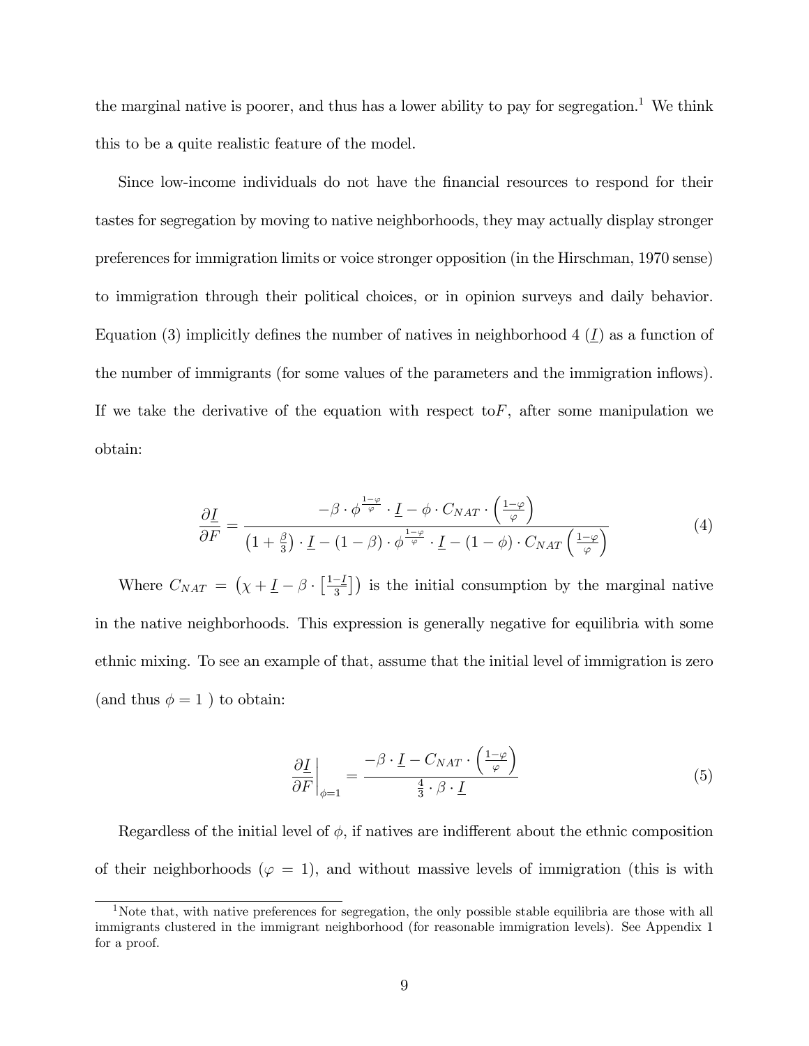the marginal native is poorer, and thus has a lower ability to pay for segregation.[1] We think this to be a quite realistic feature of the model.

Since low-income individuals do not have the financial resources to respond for their tastes for segregation by moving to native neighborhoods, they may actually display stronger preferences for immigration limits or voice stronger opposition (in the Hirschman, 1970 sense) to immigration through their political choices, or in opinion surveys and daily behavior. Equation (3) implicitly defines the number of natives in neighborhood 4 ($\underline{I}$) as a function of the number of immigrants (for some values of the parameters and the immigration inflows). If we take the derivative of the equation with respect to$F$, after some manipulation we obtain:

$$\frac{\partial \underline{I}}{\partial F} = \frac{-\beta \cdot \phi^{\frac{1-\varphi}{\varphi}} \cdot \underline{I} - \phi \cdot C_{NAT} \cdot \left(\frac{1-\varphi}{\varphi}\right)}{\left(1+\frac{\beta}{3}\right) \cdot \underline{I} - (1-\beta) \cdot \phi^{\frac{1-\varphi}{\varphi}} \cdot \underline{I} - (1-\phi) \cdot C_{NAT} \left(\frac{1-\varphi}{\varphi}\right)} \tag{4}$$

Where $C_{NAT} = \left(\chi + \underline{I} - \beta \cdot \left[\frac{1-\underline{I}}{3}\right]\right)$ is the initial consumption by the marginal native in the native neighborhoods. This expression is generally negative for equilibria with some ethnic mixing. To see an example of that, assume that the initial level of immigration is zero (and thus $\phi = 1$ ) to obtain:

$$\left.\frac{\partial \underline{I}}{\partial F}\right|_{\phi=1} = \frac{-\beta \cdot \underline{I} - C_{NAT} \cdot \left(\frac{1-\varphi}{\varphi}\right)}{\frac{4}{3} \cdot \beta \cdot \underline{I}} \tag{5}$$

Regardless of the initial level of $\phi$, if natives are indifferent about the ethnic composition of their neighborhoods ($\varphi = 1$), and without massive levels of immigration (this is with

[1] Note that, with native preferences for segregation, the only possible stable equilibria are those with all immigrants clustered in the immigrant neighborhood (for reasonable immigration levels). See Appendix 1 for a proof.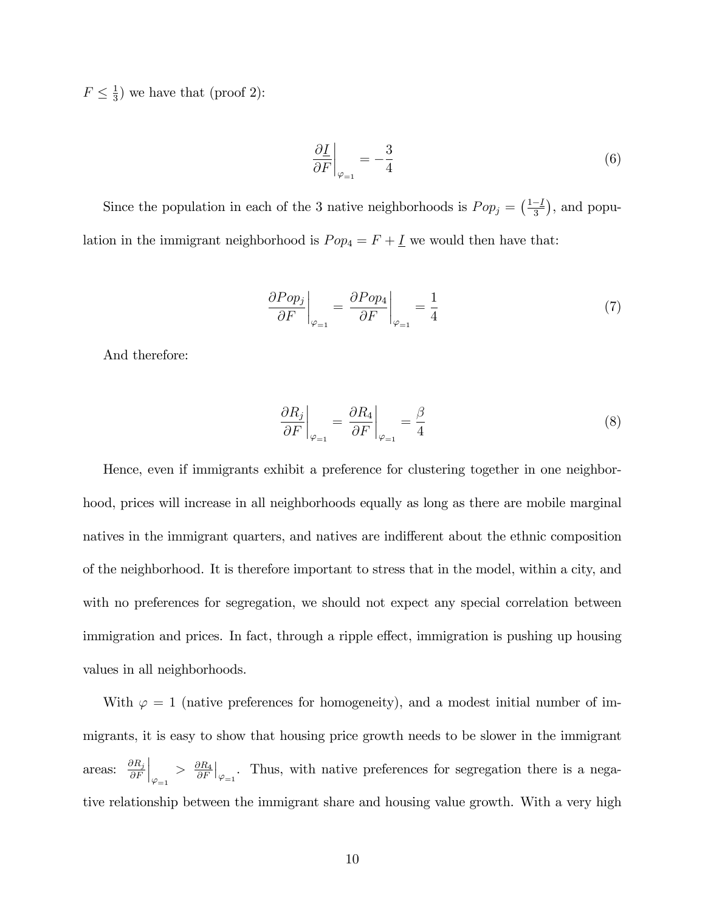$F \leq \frac{1}{3}$) we have that (proof 2):

$$\left.\frac{\partial \underline{I}}{\partial F}\right|_{\varphi=1} = -\frac{3}{4} \tag{6}$$

Since the population in each of the 3 native neighborhoods is $Pop_j = \left(\frac{1-\underline{I}}{3}\right)$, and population in the immigrant neighborhood is $Pop_4 = F + \underline{I}$ we would then have that:

$$\left.\frac{\partial Pop_j}{\partial F}\right|_{\varphi=1} = \left.\frac{\partial Pop_4}{\partial F}\right|_{\varphi=1} = \frac{1}{4} \tag{7}$$

And therefore:

$$\left.\frac{\partial R_j}{\partial F}\right|_{\varphi=1} = \left.\frac{\partial R_4}{\partial F}\right|_{\varphi=1} = \frac{\beta}{4} \tag{8}$$

Hence, even if immigrants exhibit a preference for clustering together in one neighborhood, prices will increase in all neighborhoods equally as long as there are mobile marginal natives in the immigrant quarters, and natives are indifferent about the ethnic composition of the neighborhood. It is therefore important to stress that in the model, within a city, and with no preferences for segregation, we should not expect any special correlation between immigration and prices. In fact, through a ripple effect, immigration is pushing up housing values in all neighborhoods.

With $\varphi = 1$ (native preferences for homogeneity), and a modest initial number of immigrants, it is easy to show that housing price growth needs to be slower in the immigrant areas: $\left.\frac{\partial R_j}{\partial F}\right|_{\varphi=1} > \left.\frac{\partial R_4}{\partial F}\right|_{\varphi=1}$. Thus, with native preferences for segregation there is a negative relationship between the immigrant share and housing value growth. With a very high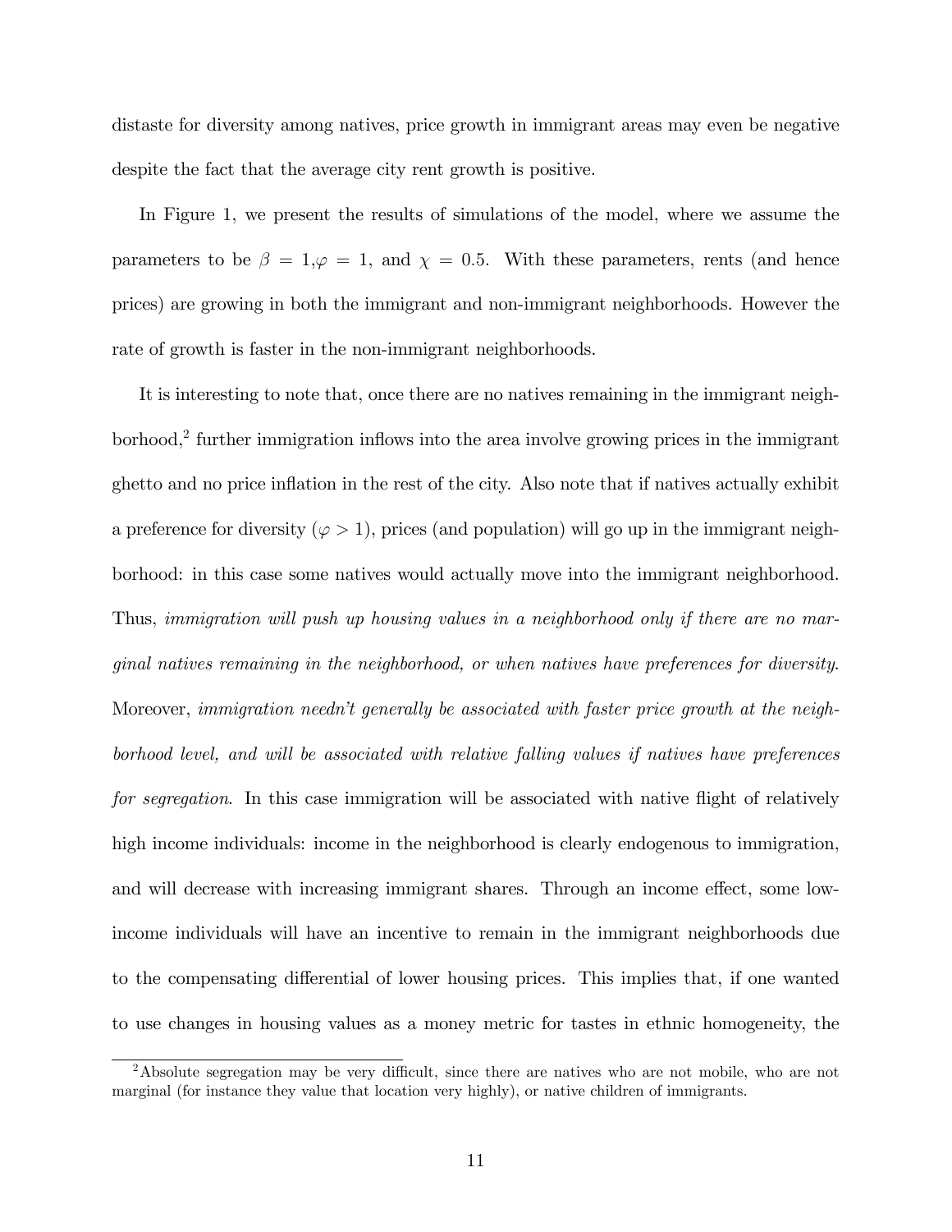distaste for diversity among natives, price growth in immigrant areas may even be negative despite the fact that the average city rent growth is positive.

In Figure 1, we present the results of simulations of the model, where we assume the parameters to be $\beta = 1$,$\varphi = 1$, and $\chi = 0.5$. With these parameters, rents (and hence prices) are growing in both the immigrant and non-immigrant neighborhoods. However the rate of growth is faster in the non-immigrant neighborhoods.

It is interesting to note that, once there are no natives remaining in the immigrant neighborhood,[2] further immigration inflows into the area involve growing prices in the immigrant ghetto and no price inflation in the rest of the city. Also note that if natives actually exhibit a preference for diversity ($\varphi > 1$), prices (and population) will go up in the immigrant neighborhood: in this case some natives would actually move into the immigrant neighborhood. Thus, *immigration will push up housing values in a neighborhood only if there are no marginal natives remaining in the neighborhood, or when natives have preferences for diversity*. Moreover, *immigration needn't generally be associated with faster price growth at the neighborhood level, and will be associated with relative falling values if natives have preferences for segregation*. In this case immigration will be associated with native flight of relatively high income individuals: income in the neighborhood is clearly endogenous to immigration, and will decrease with increasing immigrant shares. Through an income effect, some low-income individuals will have an incentive to remain in the immigrant neighborhoods due to the compensating differential of lower housing prices. This implies that, if one wanted to use changes in housing values as a money metric for tastes in ethnic homogeneity, the

[2] Absolute segregation may be very difficult, since there are natives who are not mobile, who are not marginal (for instance they value that location very highly), or native children of immigrants.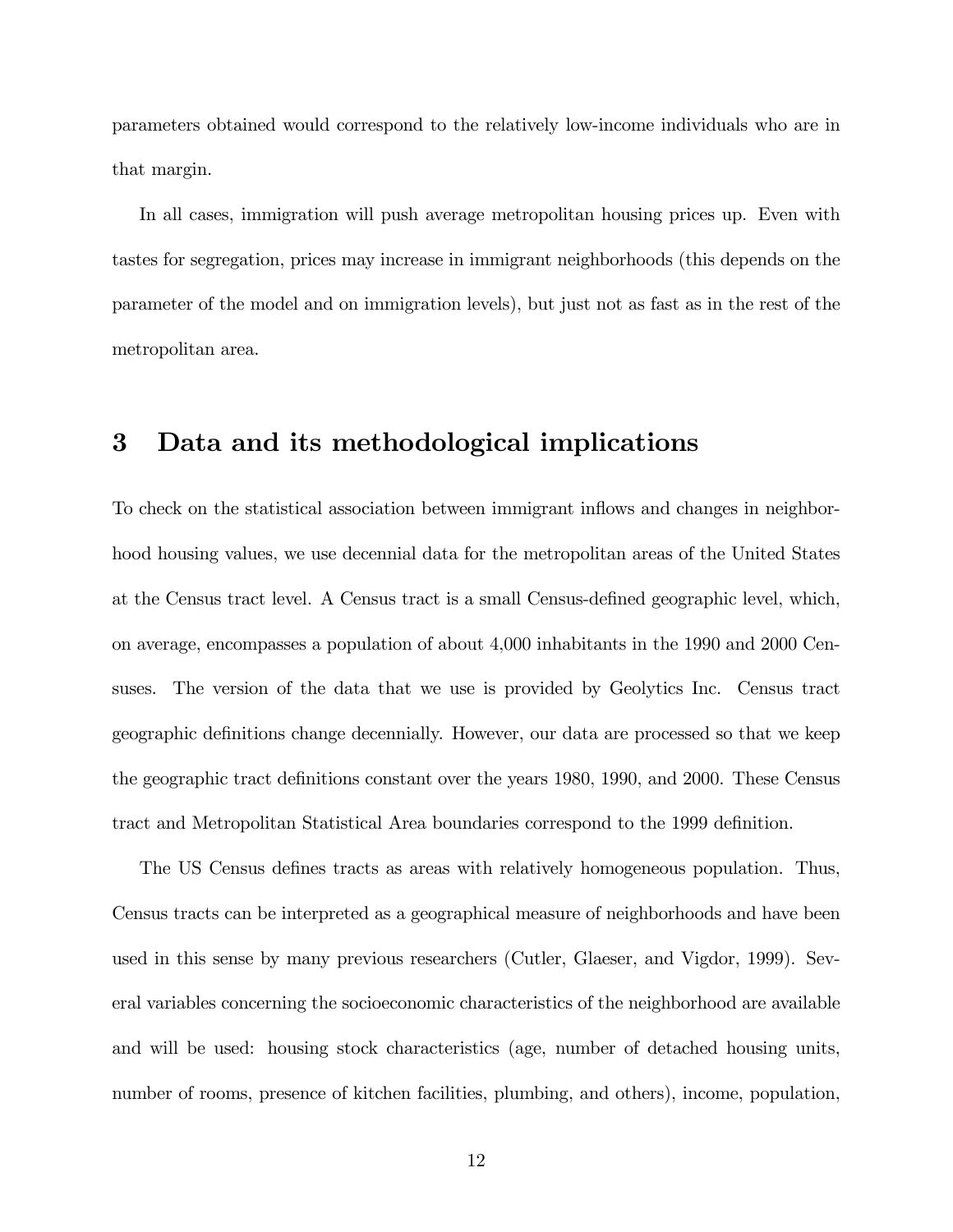parameters obtained would correspond to the relatively low-income individuals who are in that margin.

In all cases, immigration will push average metropolitan housing prices up. Even with tastes for segregation, prices may increase in immigrant neighborhoods (this depends on the parameter of the model and on immigration levels), but just not as fast as in the rest of the metropolitan area.

# 3 Data and its methodological implications

To check on the statistical association between immigrant inflows and changes in neighborhood housing values, we use decennial data for the metropolitan areas of the United States at the Census tract level. A Census tract is a small Census-defined geographic level, which, on average, encompasses a population of about 4,000 inhabitants in the 1990 and 2000 Censuses. The version of the data that we use is provided by Geolytics Inc. Census tract geographic definitions change decennially. However, our data are processed so that we keep the geographic tract definitions constant over the years 1980, 1990, and 2000. These Census tract and Metropolitan Statistical Area boundaries correspond to the 1999 definition.

The US Census defines tracts as areas with relatively homogeneous population. Thus, Census tracts can be interpreted as a geographical measure of neighborhoods and have been used in this sense by many previous researchers (Cutler, Glaeser, and Vigdor, 1999). Several variables concerning the socioeconomic characteristics of the neighborhood are available and will be used: housing stock characteristics (age, number of detached housing units, number of rooms, presence of kitchen facilities, plumbing, and others), income, population,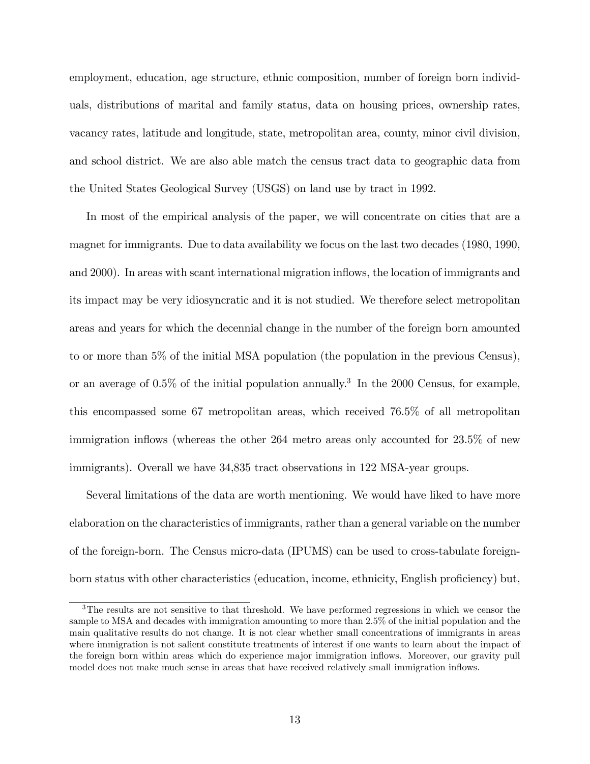employment, education, age structure, ethnic composition, number of foreign born individuals, distributions of marital and family status, data on housing prices, ownership rates, vacancy rates, latitude and longitude, state, metropolitan area, county, minor civil division, and school district. We are also able match the census tract data to geographic data from the United States Geological Survey (USGS) on land use by tract in 1992.

In most of the empirical analysis of the paper, we will concentrate on cities that are a magnet for immigrants. Due to data availability we focus on the last two decades (1980, 1990, and 2000). In areas with scant international migration inflows, the location of immigrants and its impact may be very idiosyncratic and it is not studied. We therefore select metropolitan areas and years for which the decennial change in the number of the foreign born amounted to or more than 5% of the initial MSA population (the population in the previous Census), or an average of 0.5% of the initial population annually.[3] In the 2000 Census, for example, this encompassed some 67 metropolitan areas, which received 76.5% of all metropolitan immigration inflows (whereas the other 264 metro areas only accounted for 23.5% of new immigrants). Overall we have 34,835 tract observations in 122 MSA-year groups.

Several limitations of the data are worth mentioning. We would have liked to have more elaboration on the characteristics of immigrants, rather than a general variable on the number of the foreign-born. The Census micro-data (IPUMS) can be used to cross-tabulate foreign-born status with other characteristics (education, income, ethnicity, English proficiency) but,

[3] The results are not sensitive to that threshold. We have performed regressions in which we censor the sample to MSA and decades with immigration amounting to more than 2.5% of the initial population and the main qualitative results do not change. It is not clear whether small concentrations of immigrants in areas where immigration is not salient constitute treatments of interest if one wants to learn about the impact of the foreign born within areas which do experience major immigration inflows. Moreover, our gravity pull model does not make much sense in areas that have received relatively small immigration inflows.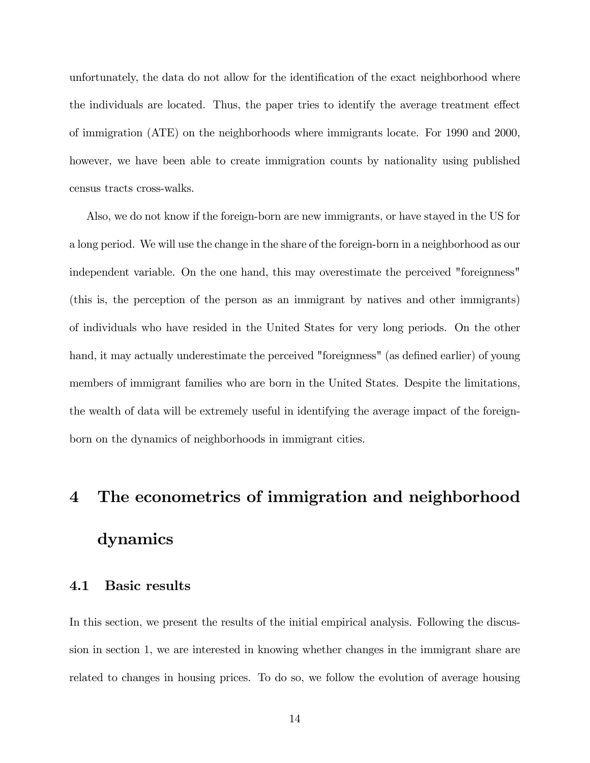unfortunately, the data do not allow for the identification of the exact neighborhood where the individuals are located. Thus, the paper tries to identify the average treatment effect of immigration (ATE) on the neighborhoods where immigrants locate. For 1990 and 2000, however, we have been able to create immigration counts by nationality using published census tracts cross-walks.

Also, we do not know if the foreign-born are new immigrants, or have stayed in the US for a long period. We will use the change in the share of the foreign-born in a neighborhood as our independent variable. On the one hand, this may overestimate the perceived "foreignness" (this is, the perception of the person as an immigrant by natives and other immigrants) of individuals who have resided in the United States for very long periods. On the other hand, it may actually underestimate the perceived "foreignness" (as defined earlier) of young members of immigrant families who are born in the United States. Despite the limitations, the wealth of data will be extremely useful in identifying the average impact of the foreign-born on the dynamics of neighborhoods in immigrant cities.

# 4 The econometrics of immigration and neighborhood dynamics

## 4.1 Basic results

In this section, we present the results of the initial empirical analysis. Following the discussion in section 1, we are interested in knowing whether changes in the immigrant share are related to changes in housing prices. To do so, we follow the evolution of average housing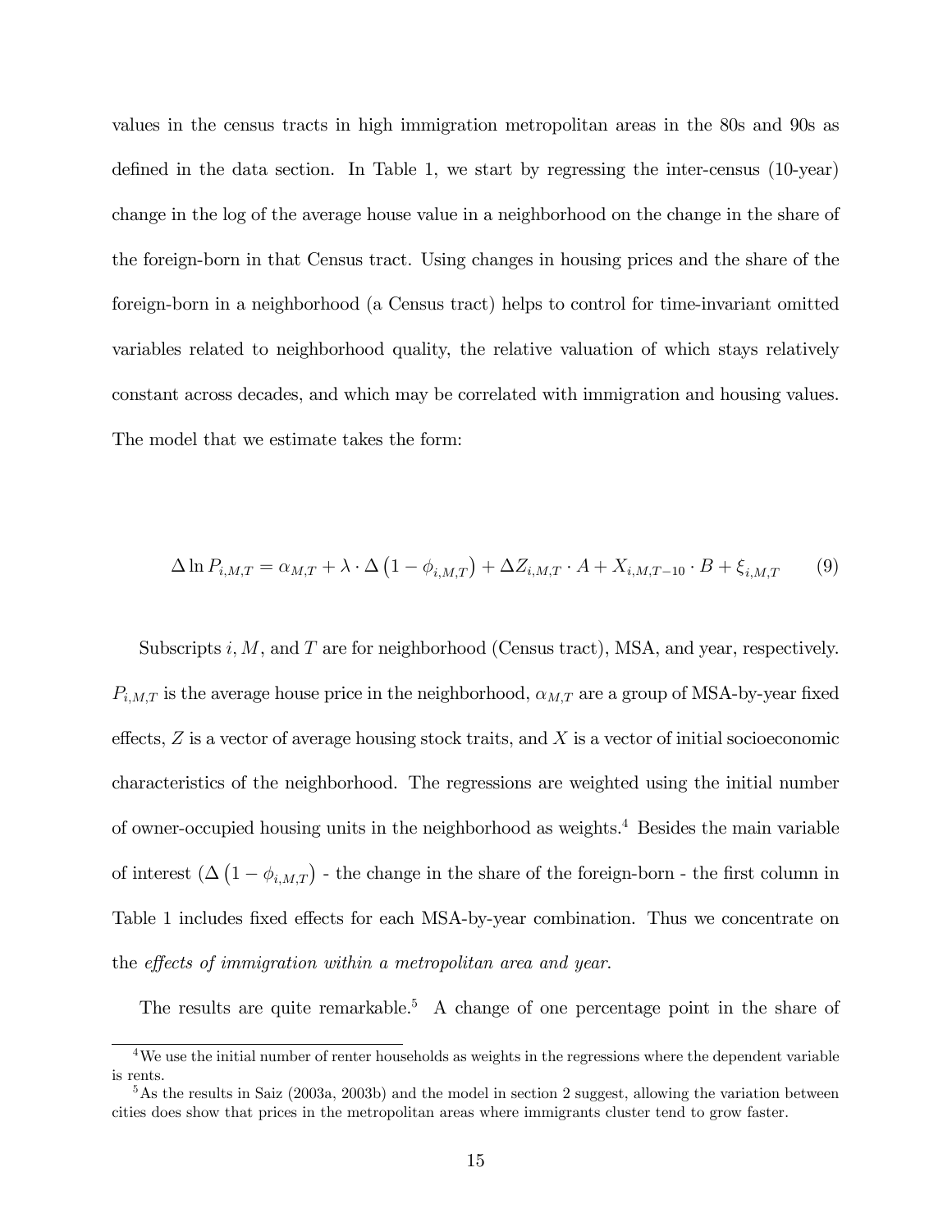values in the census tracts in high immigration metropolitan areas in the 80s and 90s as defined in the data section. In Table 1, we start by regressing the inter-census (10-year) change in the log of the average house value in a neighborhood on the change in the share of the foreign-born in that Census tract. Using changes in housing prices and the share of the foreign-born in a neighborhood (a Census tract) helps to control for time-invariant omitted variables related to neighborhood quality, the relative valuation of which stays relatively constant across decades, and which may be correlated with immigration and housing values. The model that we estimate takes the form:

$$\Delta \ln P_{i,M,T} = \alpha_{M,T} + \lambda \cdot \Delta \left(1 - \phi_{i,M,T}\right) + \Delta Z_{i,M,T} \cdot A + X_{i,M,T-10} \cdot B + \xi_{i,M,T} \qquad (9)$$

Subscripts $i$, $M$, and $T$ are for neighborhood (Census tract), MSA, and year, respectively. $P_{i,M,T}$ is the average house price in the neighborhood, $\alpha_{M,T}$ are a group of MSA-by-year fixed effects, $Z$ is a vector of average housing stock traits, and $X$ is a vector of initial socioeconomic characteristics of the neighborhood. The regressions are weighted using the initial number of owner-occupied housing units in the neighborhood as weights.[4] Besides the main variable of interest ($\Delta \left(1 - \phi_{i,M,T}\right)$ - the change in the share of the foreign-born - the first column in Table 1 includes fixed effects for each MSA-by-year combination. Thus we concentrate on the *effects of immigration within a metropolitan area and year*.

The results are quite remarkable.[5] A change of one percentage point in the share of

[4]We use the initial number of renter households as weights in the regressions where the dependent variable is rents.

[5]As the results in Saiz (2003a, 2003b) and the model in section 2 suggest, allowing the variation between cities does show that prices in the metropolitan areas where immigrants cluster tend to grow faster.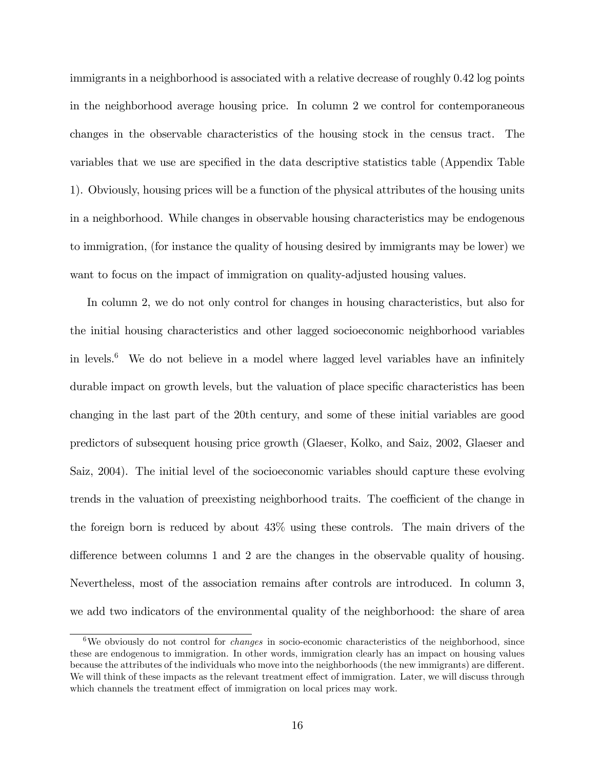immigrants in a neighborhood is associated with a relative decrease of roughly 0.42 log points in the neighborhood average housing price. In column 2 we control for contemporaneous changes in the observable characteristics of the housing stock in the census tract. The variables that we use are specified in the data descriptive statistics table (Appendix Table 1). Obviously, housing prices will be a function of the physical attributes of the housing units in a neighborhood. While changes in observable housing characteristics may be endogenous to immigration, (for instance the quality of housing desired by immigrants may be lower) we want to focus on the impact of immigration on quality-adjusted housing values.

In column 2, we do not only control for changes in housing characteristics, but also for the initial housing characteristics and other lagged socioeconomic neighborhood variables in levels.[6] We do not believe in a model where lagged level variables have an infinitely durable impact on growth levels, but the valuation of place specific characteristics has been changing in the last part of the 20th century, and some of these initial variables are good predictors of subsequent housing price growth (Glaeser, Kolko, and Saiz, 2002, Glaeser and Saiz, 2004). The initial level of the socioeconomic variables should capture these evolving trends in the valuation of preexisting neighborhood traits. The coefficient of the change in the foreign born is reduced by about 43% using these controls. The main drivers of the difference between columns 1 and 2 are the changes in the observable quality of housing. Nevertheless, most of the association remains after controls are introduced. In column 3, we add two indicators of the environmental quality of the neighborhood: the share of area

[6] We obviously do not control for *changes* in socio-economic characteristics of the neighborhood, since these are endogenous to immigration. In other words, immigration clearly has an impact on housing values because the attributes of the individuals who move into the neighborhoods (the new immigrants) are different. We will think of these impacts as the relevant treatment effect of immigration. Later, we will discuss through which channels the treatment effect of immigration on local prices may work.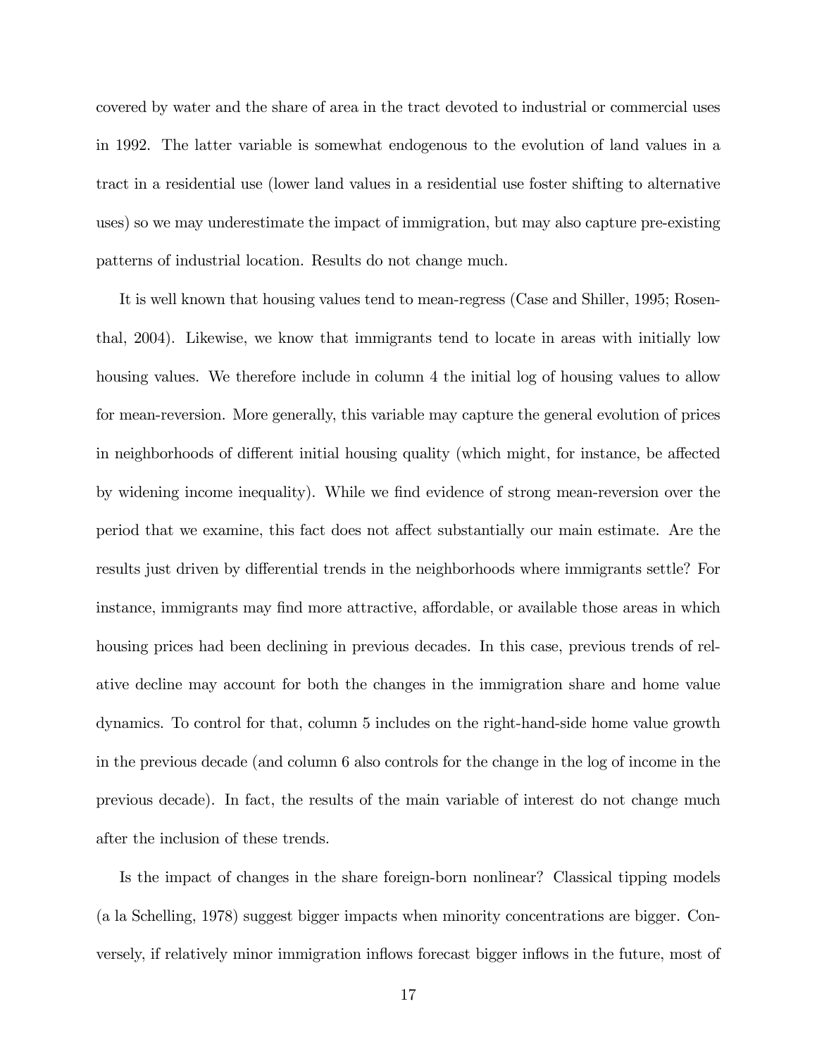covered by water and the share of area in the tract devoted to industrial or commercial uses in 1992. The latter variable is somewhat endogenous to the evolution of land values in a tract in a residential use (lower land values in a residential use foster shifting to alternative uses) so we may underestimate the impact of immigration, but may also capture pre-existing patterns of industrial location. Results do not change much.

It is well known that housing values tend to mean-regress (Case and Shiller, 1995; Rosenthal, 2004). Likewise, we know that immigrants tend to locate in areas with initially low housing values. We therefore include in column 4 the initial log of housing values to allow for mean-reversion. More generally, this variable may capture the general evolution of prices in neighborhoods of different initial housing quality (which might, for instance, be affected by widening income inequality). While we find evidence of strong mean-reversion over the period that we examine, this fact does not affect substantially our main estimate. Are the results just driven by differential trends in the neighborhoods where immigrants settle? For instance, immigrants may find more attractive, affordable, or available those areas in which housing prices had been declining in previous decades. In this case, previous trends of relative decline may account for both the changes in the immigration share and home value dynamics. To control for that, column 5 includes on the right-hand-side home value growth in the previous decade (and column 6 also controls for the change in the log of income in the previous decade). In fact, the results of the main variable of interest do not change much after the inclusion of these trends.

Is the impact of changes in the share foreign-born nonlinear? Classical tipping models (a la Schelling, 1978) suggest bigger impacts when minority concentrations are bigger. Conversely, if relatively minor immigration inflows forecast bigger inflows in the future, most of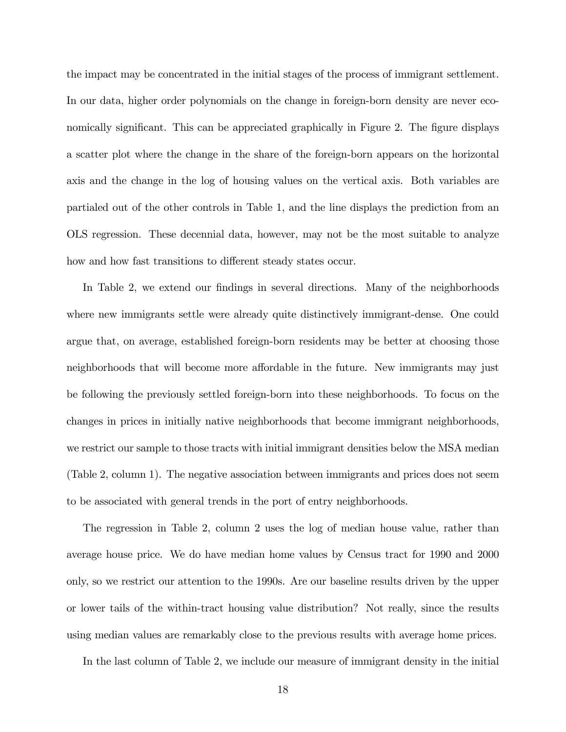the impact may be concentrated in the initial stages of the process of immigrant settlement. In our data, higher order polynomials on the change in foreign-born density are never economically significant. This can be appreciated graphically in Figure 2. The figure displays a scatter plot where the change in the share of the foreign-born appears on the horizontal axis and the change in the log of housing values on the vertical axis. Both variables are partialed out of the other controls in Table 1, and the line displays the prediction from an OLS regression. These decennial data, however, may not be the most suitable to analyze how and how fast transitions to different steady states occur.

In Table 2, we extend our findings in several directions. Many of the neighborhoods where new immigrants settle were already quite distinctively immigrant-dense. One could argue that, on average, established foreign-born residents may be better at choosing those neighborhoods that will become more affordable in the future. New immigrants may just be following the previously settled foreign-born into these neighborhoods. To focus on the changes in prices in initially native neighborhoods that become immigrant neighborhoods, we restrict our sample to those tracts with initial immigrant densities below the MSA median (Table 2, column 1). The negative association between immigrants and prices does not seem to be associated with general trends in the port of entry neighborhoods.

The regression in Table 2, column 2 uses the log of median house value, rather than average house price. We do have median home values by Census tract for 1990 and 2000 only, so we restrict our attention to the 1990s. Are our baseline results driven by the upper or lower tails of the within-tract housing value distribution? Not really, since the results using median values are remarkably close to the previous results with average home prices.

In the last column of Table 2, we include our measure of immigrant density in the initial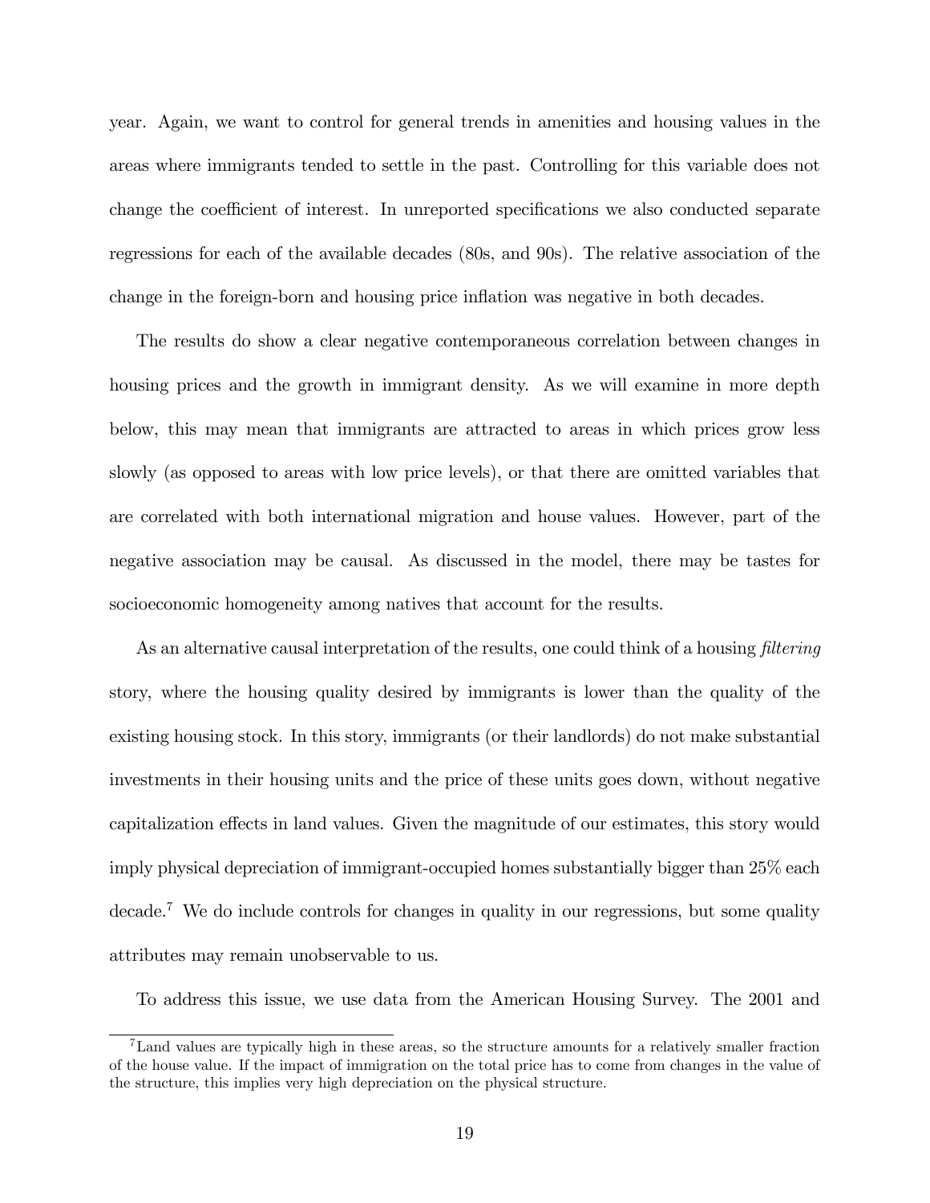year. Again, we want to control for general trends in amenities and housing values in the areas where immigrants tended to settle in the past. Controlling for this variable does not change the coefficient of interest. In unreported specifications we also conducted separate regressions for each of the available decades (80s, and 90s). The relative association of the change in the foreign-born and housing price inflation was negative in both decades.

The results do show a clear negative contemporaneous correlation between changes in housing prices and the growth in immigrant density. As we will examine in more depth below, this may mean that immigrants are attracted to areas in which prices grow less slowly (as opposed to areas with low price levels), or that there are omitted variables that are correlated with both international migration and house values. However, part of the negative association may be causal. As discussed in the model, there may be tastes for socioeconomic homogeneity among natives that account for the results.

As an alternative causal interpretation of the results, one could think of a housing *filtering* story, where the housing quality desired by immigrants is lower than the quality of the existing housing stock. In this story, immigrants (or their landlords) do not make substantial investments in their housing units and the price of these units goes down, without negative capitalization effects in land values. Given the magnitude of our estimates, this story would imply physical depreciation of immigrant-occupied homes substantially bigger than 25% each decade.[7] We do include controls for changes in quality in our regressions, but some quality attributes may remain unobservable to us.

To address this issue, we use data from the American Housing Survey. The 2001 and

[7] Land values are typically high in these areas, so the structure amounts for a relatively smaller fraction of the house value. If the impact of immigration on the total price has to come from changes in the value of the structure, this implies very high depreciation on the physical structure.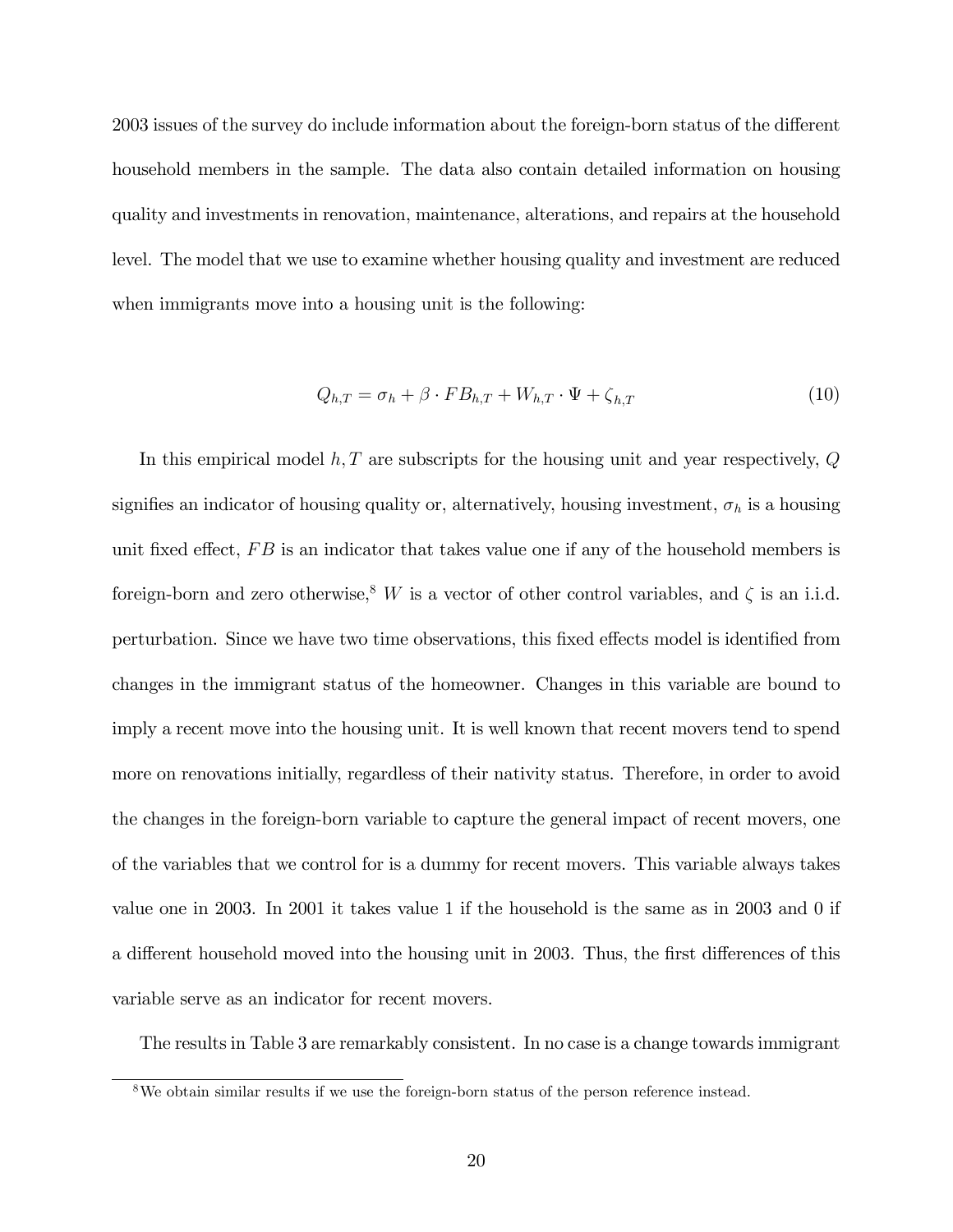2003 issues of the survey do include information about the foreign-born status of the different household members in the sample. The data also contain detailed information on housing quality and investments in renovation, maintenance, alterations, and repairs at the household level. The model that we use to examine whether housing quality and investment are reduced when immigrants move into a housing unit is the following:

$$Q_{h,T} = \sigma_h + \beta \cdot FB_{h,T} + W_{h,T} \cdot \Psi + \zeta_{h,T} \tag{10}$$

In this empirical model $h, T$ are subscripts for the housing unit and year respectively, $Q$ signifies an indicator of housing quality or, alternatively, housing investment, $\sigma_h$ is a housing unit fixed effect, $FB$ is an indicator that takes value one if any of the household members is foreign-born and zero otherwise,[8] $W$ is a vector of other control variables, and $\zeta$ is an i.i.d. perturbation. Since we have two time observations, this fixed effects model is identified from changes in the immigrant status of the homeowner. Changes in this variable are bound to imply a recent move into the housing unit. It is well known that recent movers tend to spend more on renovations initially, regardless of their nativity status. Therefore, in order to avoid the changes in the foreign-born variable to capture the general impact of recent movers, one of the variables that we control for is a dummy for recent movers. This variable always takes value one in 2003. In 2001 it takes value 1 if the household is the same as in 2003 and 0 if a different household moved into the housing unit in 2003. Thus, the first differences of this variable serve as an indicator for recent movers.

The results in Table 3 are remarkably consistent. In no case is a change towards immigrant

[8] We obtain similar results if we use the foreign-born status of the person reference instead.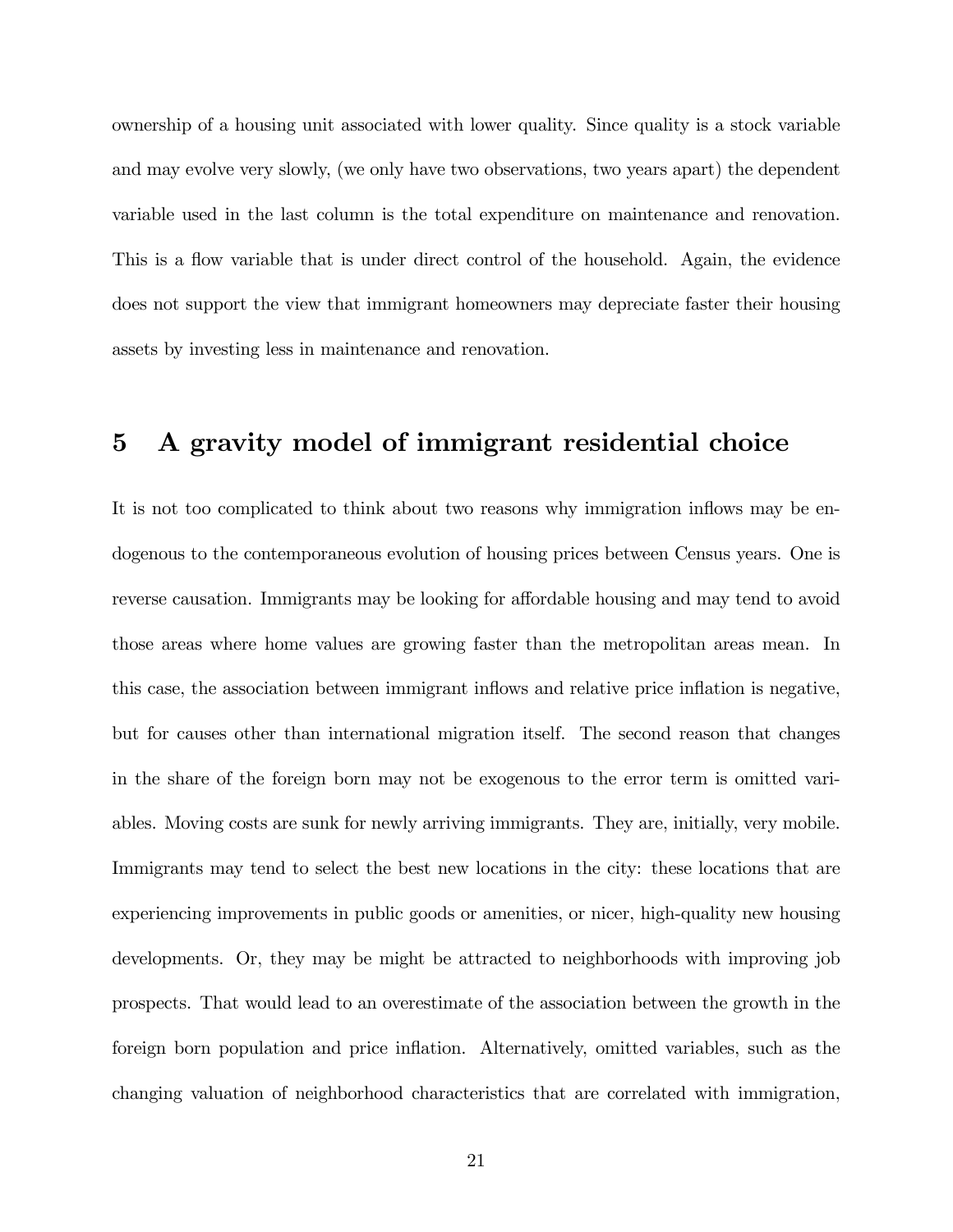ownership of a housing unit associated with lower quality. Since quality is a stock variable and may evolve very slowly, (we only have two observations, two years apart) the dependent variable used in the last column is the total expenditure on maintenance and renovation. This is a flow variable that is under direct control of the household. Again, the evidence does not support the view that immigrant homeowners may depreciate faster their housing assets by investing less in maintenance and renovation.

## 5 A gravity model of immigrant residential choice

It is not too complicated to think about two reasons why immigration inflows may be endogenous to the contemporaneous evolution of housing prices between Census years. One is reverse causation. Immigrants may be looking for affordable housing and may tend to avoid those areas where home values are growing faster than the metropolitan areas mean. In this case, the association between immigrant inflows and relative price inflation is negative, but for causes other than international migration itself. The second reason that changes in the share of the foreign born may not be exogenous to the error term is omitted variables. Moving costs are sunk for newly arriving immigrants. They are, initially, very mobile. Immigrants may tend to select the best new locations in the city: these locations that are experiencing improvements in public goods or amenities, or nicer, high-quality new housing developments. Or, they may be might be attracted to neighborhoods with improving job prospects. That would lead to an overestimate of the association between the growth in the foreign born population and price inflation. Alternatively, omitted variables, such as the changing valuation of neighborhood characteristics that are correlated with immigration,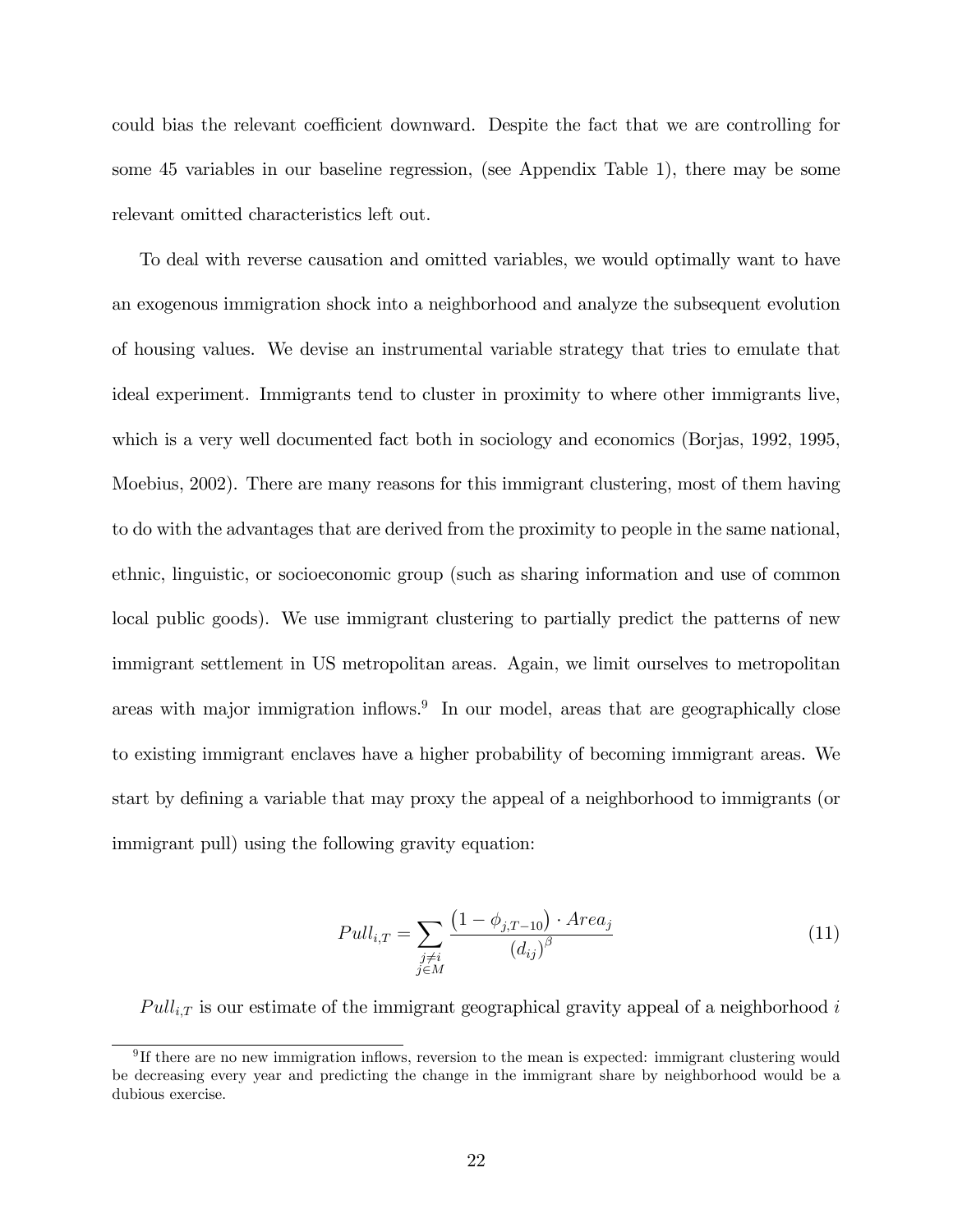could bias the relevant coefficient downward. Despite the fact that we are controlling for some 45 variables in our baseline regression, (see Appendix Table 1), there may be some relevant omitted characteristics left out.

To deal with reverse causation and omitted variables, we would optimally want to have an exogenous immigration shock into a neighborhood and analyze the subsequent evolution of housing values. We devise an instrumental variable strategy that tries to emulate that ideal experiment. Immigrants tend to cluster in proximity to where other immigrants live, which is a very well documented fact both in sociology and economics (Borjas, 1992, 1995, Moebius, 2002). There are many reasons for this immigrant clustering, most of them having to do with the advantages that are derived from the proximity to people in the same national, ethnic, linguistic, or socioeconomic group (such as sharing information and use of common local public goods). We use immigrant clustering to partially predict the patterns of new immigrant settlement in US metropolitan areas. Again, we limit ourselves to metropolitan areas with major immigration inflows.[9] In our model, areas that are geographically close to existing immigrant enclaves have a higher probability of becoming immigrant areas. We start by defining a variable that may proxy the appeal of a neighborhood to immigrants (or immigrant pull) using the following gravity equation:

$$Pull_{i,T} = \sum_{\substack{j \neq i \\ j \in M}} \frac{\left(1 - \phi_{j,T-10}\right) \cdot Area_j}{\left(d_{ij}\right)^{\beta}} \tag{11}$$

$Pull_{i,T}$ is our estimate of the immigrant geographical gravity appeal of a neighborhood $i$

[9] If there are no new immigration inflows, reversion to the mean is expected: immigrant clustering would be decreasing every year and predicting the change in the immigrant share by neighborhood would be a dubious exercise.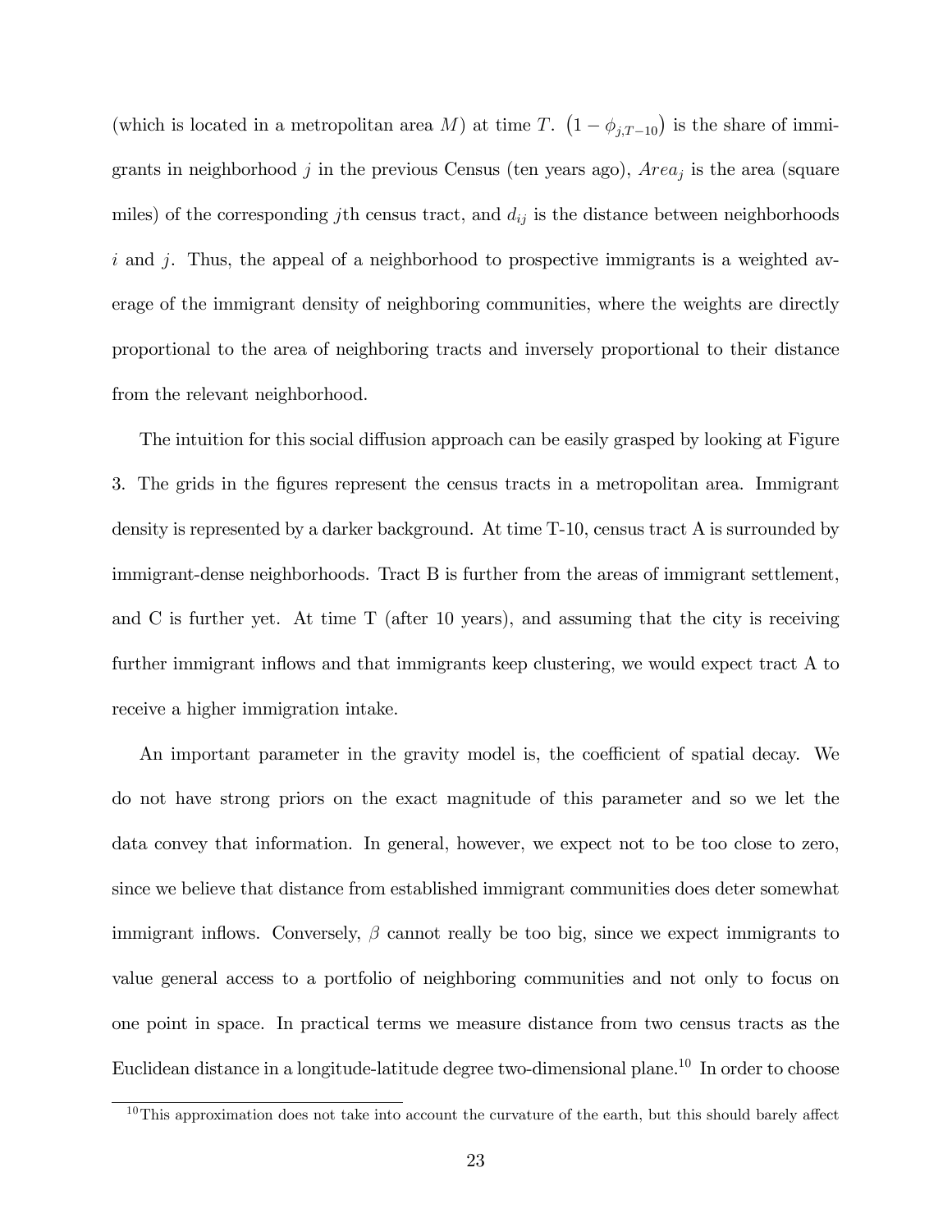(which is located in a metropolitan area $M$) at time $T$. $\left(1-\phi_{j,T-10}\right)$ is the share of immigrants in neighborhood $j$ in the previous Census (ten years ago), $Area_j$ is the area (square miles) of the corresponding $j$th census tract, and $d_{ij}$ is the distance between neighborhoods $i$ and $j$. Thus, the appeal of a neighborhood to prospective immigrants is a weighted average of the immigrant density of neighboring communities, where the weights are directly proportional to the area of neighboring tracts and inversely proportional to their distance from the relevant neighborhood.

The intuition for this social diffusion approach can be easily grasped by looking at Figure 3. The grids in the figures represent the census tracts in a metropolitan area. Immigrant density is represented by a darker background. At time T-10, census tract A is surrounded by immigrant-dense neighborhoods. Tract B is further from the areas of immigrant settlement, and C is further yet. At time T (after 10 years), and assuming that the city is receiving further immigrant inflows and that immigrants keep clustering, we would expect tract A to receive a higher immigration intake.

An important parameter in the gravity model is, the coefficient of spatial decay. We do not have strong priors on the exact magnitude of this parameter and so we let the data convey that information. In general, however, we expect not to be too close to zero, since we believe that distance from established immigrant communities does deter somewhat immigrant inflows. Conversely, $\beta$ cannot really be too big, since we expect immigrants to value general access to a portfolio of neighboring communities and not only to focus on one point in space. In practical terms we measure distance from two census tracts as the Euclidean distance in a longitude-latitude degree two-dimensional plane.[10] In order to choose

[10] This approximation does not take into account the curvature of the earth, but this should barely affect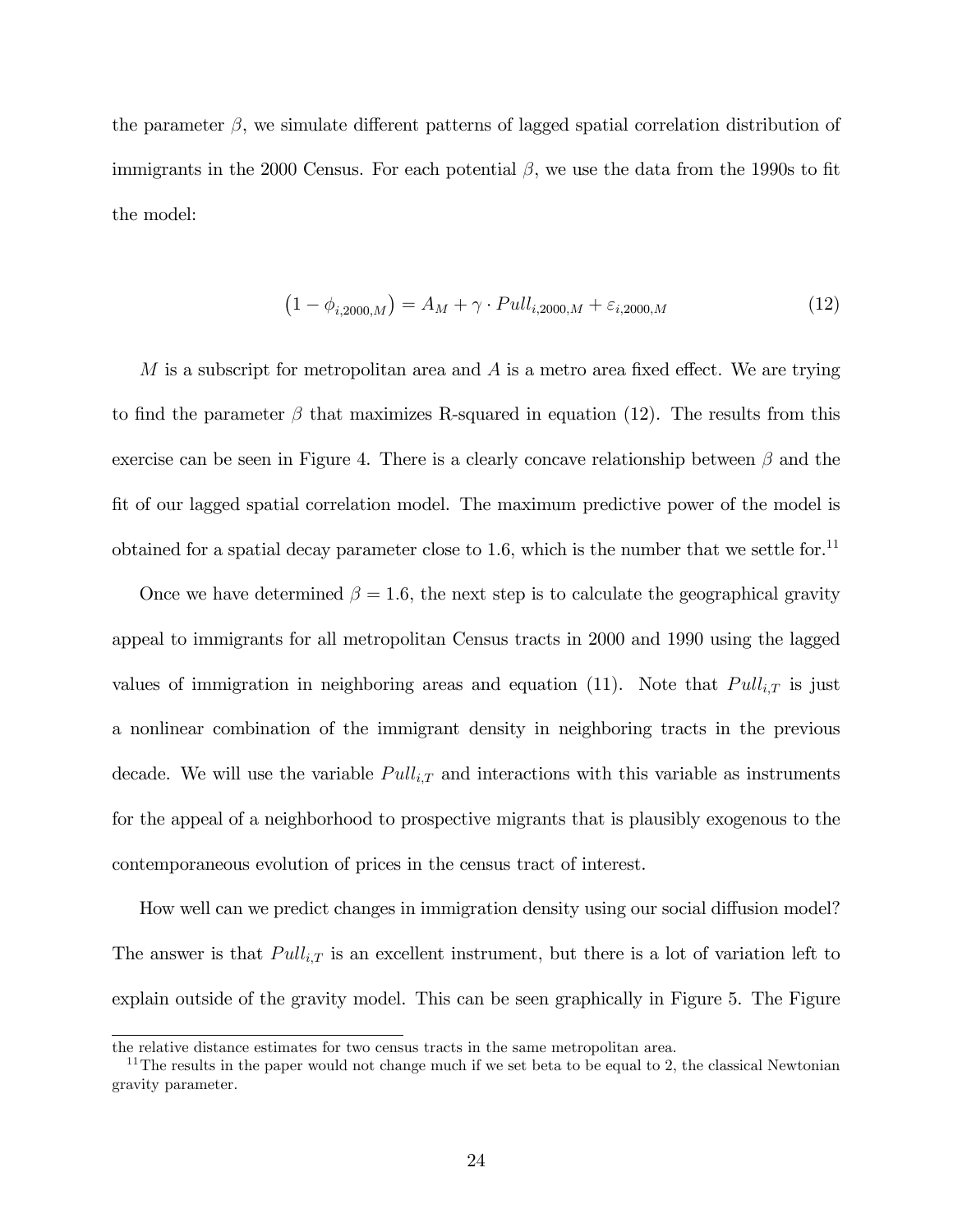the parameter $\beta$, we simulate different patterns of lagged spatial correlation distribution of immigrants in the 2000 Census. For each potential $\beta$, we use the data from the 1990s to fit the model:

$$\left(1 - \phi_{i,2000,M}\right) = A_M + \gamma \cdot Pull_{i,2000,M} + \varepsilon_{i,2000,M} \tag{12}$$

$M$ is a subscript for metropolitan area and $A$ is a metro area fixed effect. We are trying to find the parameter $\beta$ that maximizes R-squared in equation (12). The results from this exercise can be seen in Figure 4. There is a clearly concave relationship between $\beta$ and the fit of our lagged spatial correlation model. The maximum predictive power of the model is obtained for a spatial decay parameter close to 1.6, which is the number that we settle for.[11]

Once we have determined $\beta = 1.6$, the next step is to calculate the geographical gravity appeal to immigrants for all metropolitan Census tracts in 2000 and 1990 using the lagged values of immigration in neighboring areas and equation (11). Note that $Pull_{i,T}$ is just a nonlinear combination of the immigrant density in neighboring tracts in the previous decade. We will use the variable $Pull_{i,T}$ and interactions with this variable as instruments for the appeal of a neighborhood to prospective migrants that is plausibly exogenous to the contemporaneous evolution of prices in the census tract of interest.

How well can we predict changes in immigration density using our social diffusion model? The answer is that $Pull_{i,T}$ is an excellent instrument, but there is a lot of variation left to explain outside of the gravity model. This can be seen graphically in Figure 5. The Figure

the relative distance estimates for two census tracts in the same metropolitan area.

[11] The results in the paper would not change much if we set beta to be equal to 2, the classical Newtonian gravity parameter.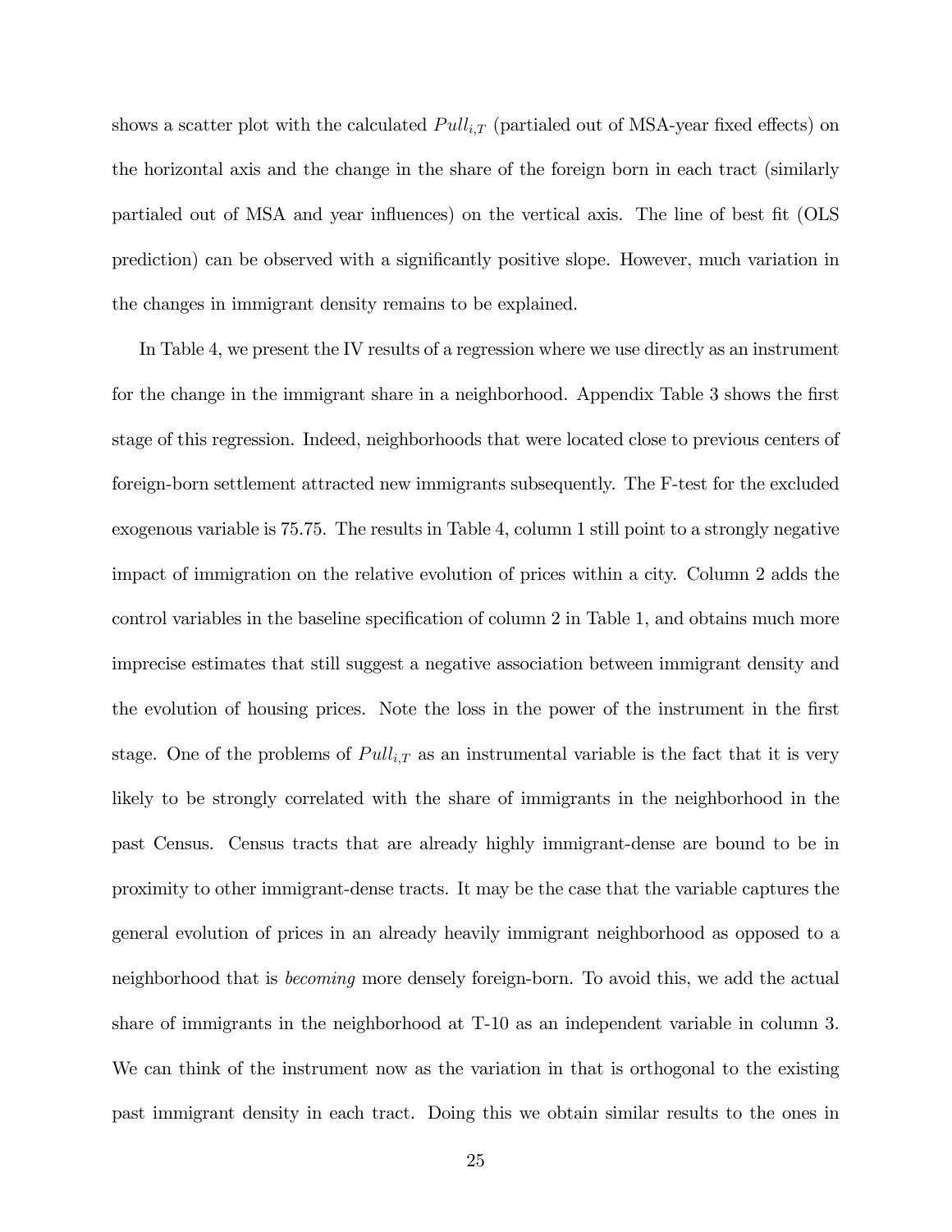shows a scatter plot with the calculated $Pull_{i,T}$ (partialed out of MSA-year fixed effects) on the horizontal axis and the change in the share of the foreign born in each tract (similarly partialed out of MSA and year influences) on the vertical axis. The line of best fit (OLS prediction) can be observed with a significantly positive slope. However, much variation in the changes in immigrant density remains to be explained.

In Table 4, we present the IV results of a regression where we use directly as an instrument for the change in the immigrant share in a neighborhood. Appendix Table 3 shows the first stage of this regression. Indeed, neighborhoods that were located close to previous centers of foreign-born settlement attracted new immigrants subsequently. The F-test for the excluded exogenous variable is 75.75. The results in Table 4, column 1 still point to a strongly negative impact of immigration on the relative evolution of prices within a city. Column 2 adds the control variables in the baseline specification of column 2 in Table 1, and obtains much more imprecise estimates that still suggest a negative association between immigrant density and the evolution of housing prices. Note the loss in the power of the instrument in the first stage. One of the problems of $Pull_{i,T}$ as an instrumental variable is the fact that it is very likely to be strongly correlated with the share of immigrants in the neighborhood in the past Census. Census tracts that are already highly immigrant-dense are bound to be in proximity to other immigrant-dense tracts. It may be the case that the variable captures the general evolution of prices in an already heavily immigrant neighborhood as opposed to a neighborhood that is *becoming* more densely foreign-born. To avoid this, we add the actual share of immigrants in the neighborhood at T-10 as an independent variable in column 3. We can think of the instrument now as the variation in that is orthogonal to the existing past immigrant density in each tract. Doing this we obtain similar results to the ones in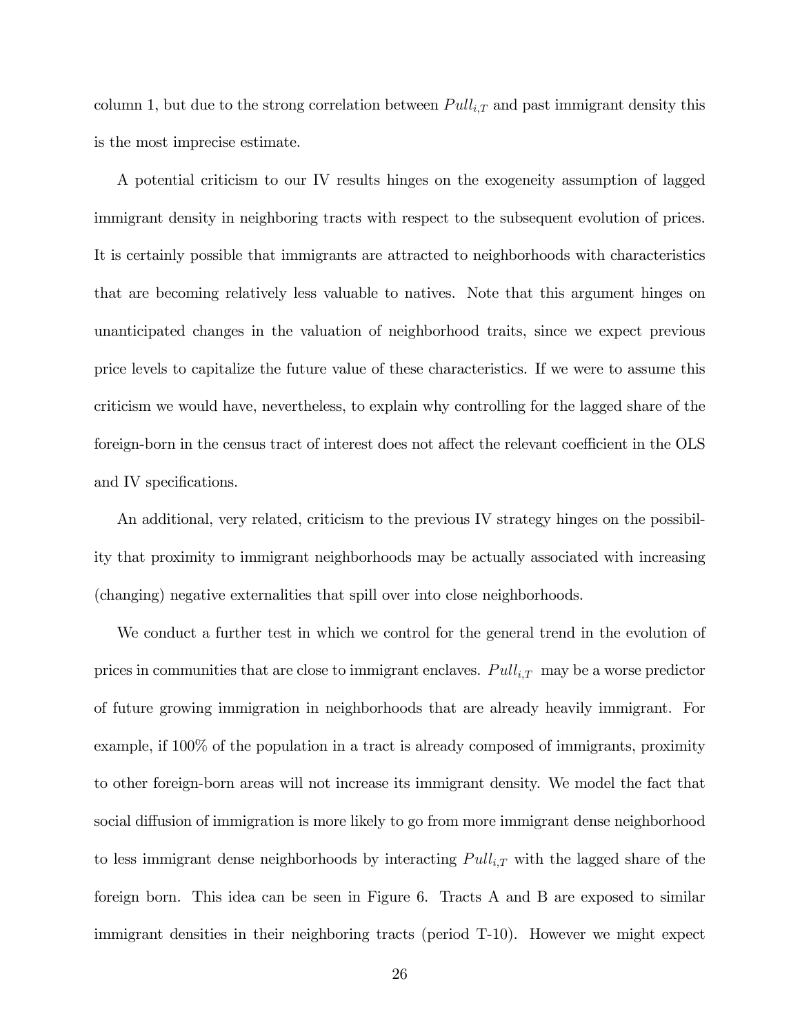column 1, but due to the strong correlation between $Pull_{i,T}$ and past immigrant density this is the most imprecise estimate.

A potential criticism to our IV results hinges on the exogeneity assumption of lagged immigrant density in neighboring tracts with respect to the subsequent evolution of prices. It is certainly possible that immigrants are attracted to neighborhoods with characteristics that are becoming relatively less valuable to natives. Note that this argument hinges on unanticipated changes in the valuation of neighborhood traits, since we expect previous price levels to capitalize the future value of these characteristics. If we were to assume this criticism we would have, nevertheless, to explain why controlling for the lagged share of the foreign-born in the census tract of interest does not affect the relevant coefficient in the OLS and IV specifications.

An additional, very related, criticism to the previous IV strategy hinges on the possibility that proximity to immigrant neighborhoods may be actually associated with increasing (changing) negative externalities that spill over into close neighborhoods.

We conduct a further test in which we control for the general trend in the evolution of prices in communities that are close to immigrant enclaves. $Pull_{i,T}$ may be a worse predictor of future growing immigration in neighborhoods that are already heavily immigrant. For example, if 100% of the population in a tract is already composed of immigrants, proximity to other foreign-born areas will not increase its immigrant density. We model the fact that social diffusion of immigration is more likely to go from more immigrant dense neighborhood to less immigrant dense neighborhoods by interacting $Pull_{i,T}$ with the lagged share of the foreign born. This idea can be seen in Figure 6. Tracts A and B are exposed to similar immigrant densities in their neighboring tracts (period T-10). However we might expect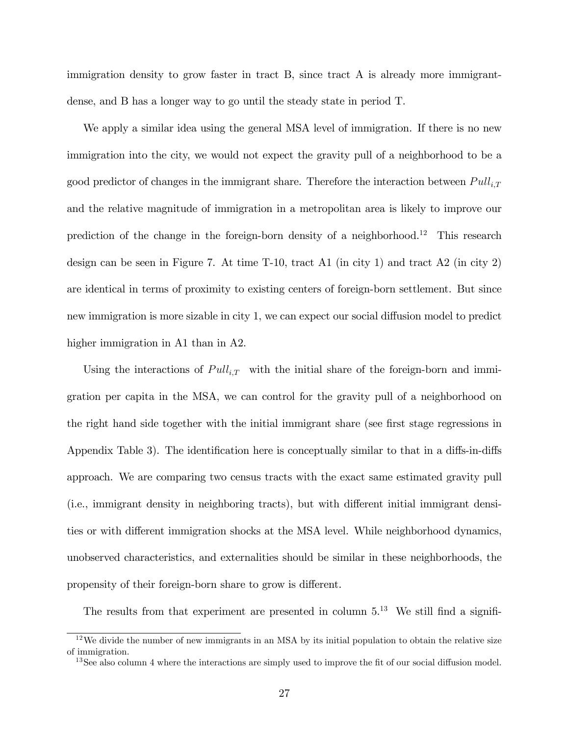immigration density to grow faster in tract B, since tract A is already more immigrant-dense, and B has a longer way to go until the steady state in period T.

We apply a similar idea using the general MSA level of immigration. If there is no new immigration into the city, we would not expect the gravity pull of a neighborhood to be a good predictor of changes in the immigrant share. Therefore the interaction between $Pull_{i,T}$ and the relative magnitude of immigration in a metropolitan area is likely to improve our prediction of the change in the foreign-born density of a neighborhood.[12] This research design can be seen in Figure 7. At time T-10, tract A1 (in city 1) and tract A2 (in city 2) are identical in terms of proximity to existing centers of foreign-born settlement. But since new immigration is more sizable in city 1, we can expect our social diffusion model to predict higher immigration in A1 than in A2.

Using the interactions of $Pull_{i,T}$ with the initial share of the foreign-born and immigration per capita in the MSA, we can control for the gravity pull of a neighborhood on the right hand side together with the initial immigrant share (see first stage regressions in Appendix Table 3). The identification here is conceptually similar to that in a diffs-in-diffs approach. We are comparing two census tracts with the exact same estimated gravity pull (i.e., immigrant density in neighboring tracts), but with different initial immigrant densities or with different immigration shocks at the MSA level. While neighborhood dynamics, unobserved characteristics, and externalities should be similar in these neighborhoods, the propensity of their foreign-born share to grow is different.

The results from that experiment are presented in column 5.[13] We still find a signifi-

[12] We divide the number of new immigrants in an MSA by its initial population to obtain the relative size of immigration.

[13] See also column 4 where the interactions are simply used to improve the fit of our social diffusion model.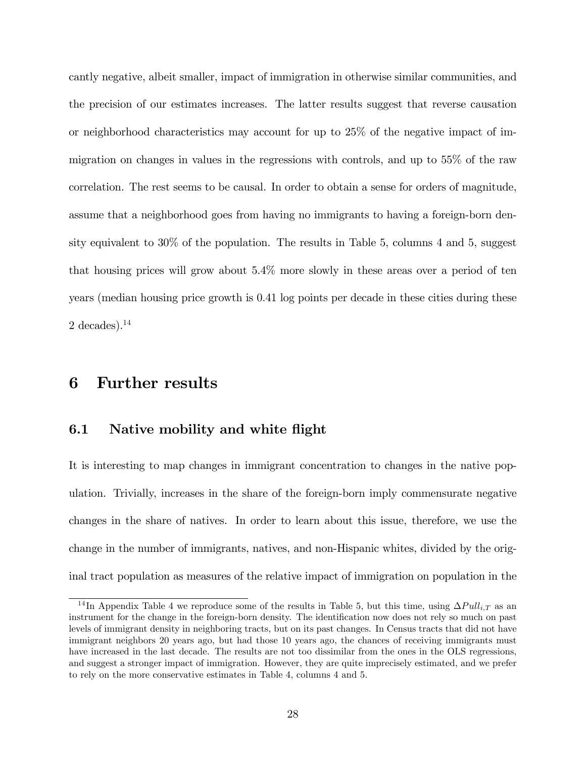cantly negative, albeit smaller, impact of immigration in otherwise similar communities, and the precision of our estimates increases. The latter results suggest that reverse causation or neighborhood characteristics may account for up to 25% of the negative impact of immigration on changes in values in the regressions with controls, and up to 55% of the raw correlation. The rest seems to be causal. In order to obtain a sense for orders of magnitude, assume that a neighborhood goes from having no immigrants to having a foreign-born density equivalent to 30% of the population. The results in Table 5, columns 4 and 5, suggest that housing prices will grow about 5.4% more slowly in these areas over a period of ten years (median housing price growth is 0.41 log points per decade in these cities during these 2 decades).[14]

# 6 Further results

## 6.1 Native mobility and white flight

It is interesting to map changes in immigrant concentration to changes in the native population. Trivially, increases in the share of the foreign-born imply commensurate negative changes in the share of natives. In order to learn about this issue, therefore, we use the change in the number of immigrants, natives, and non-Hispanic whites, divided by the original tract population as measures of the relative impact of immigration on population in the

[14] In Appendix Table 4 we reproduce some of the results in Table 5, but this time, using $\Delta Pull_{i,T}$ as an instrument for the change in the foreign-born density. The identification now does not rely so much on past levels of immigrant density in neighboring tracts, but on its past changes. In Census tracts that did not have immigrant neighbors 20 years ago, but had those 10 years ago, the chances of receiving immigrants must have increased in the last decade. The results are not too dissimilar from the ones in the OLS regressions, and suggest a stronger impact of immigration. However, they are quite imprecisely estimated, and we prefer to rely on the more conservative estimates in Table 4, columns 4 and 5.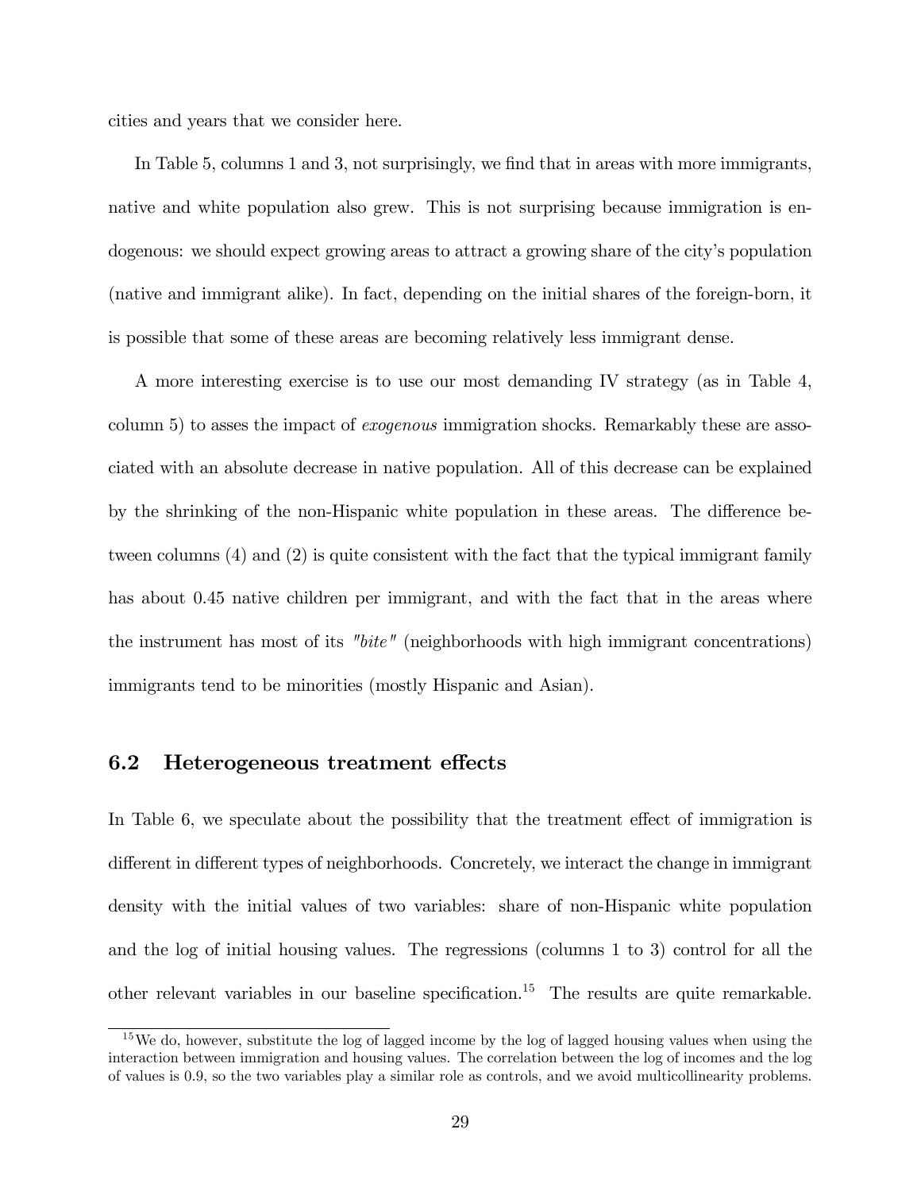cities and years that we consider here.

In Table 5, columns 1 and 3, not surprisingly, we find that in areas with more immigrants, native and white population also grew. This is not surprising because immigration is endogenous: we should expect growing areas to attract a growing share of the city's population (native and immigrant alike). In fact, depending on the initial shares of the foreign-born, it is possible that some of these areas are becoming relatively less immigrant dense.

A more interesting exercise is to use our most demanding IV strategy (as in Table 4, column 5) to asses the impact of *exogenous* immigration shocks. Remarkably these are associated with an absolute decrease in native population. All of this decrease can be explained by the shrinking of the non-Hispanic white population in these areas. The difference between columns (4) and (2) is quite consistent with the fact that the typical immigrant family has about 0.45 native children per immigrant, and with the fact that in the areas where the instrument has most of its *"bite"* (neighborhoods with high immigrant concentrations) immigrants tend to be minorities (mostly Hispanic and Asian).

## 6.2 Heterogeneous treatment effects

In Table 6, we speculate about the possibility that the treatment effect of immigration is different in different types of neighborhoods. Concretely, we interact the change in immigrant density with the initial values of two variables: share of non-Hispanic white population and the log of initial housing values. The regressions (columns 1 to 3) control for all the other relevant variables in our baseline specification.[15] The results are quite remarkable.

[15] We do, however, substitute the log of lagged income by the log of lagged housing values when using the interaction between immigration and housing values. The correlation between the log of incomes and the log of values is 0.9, so the two variables play a similar role as controls, and we avoid multicollinearity problems.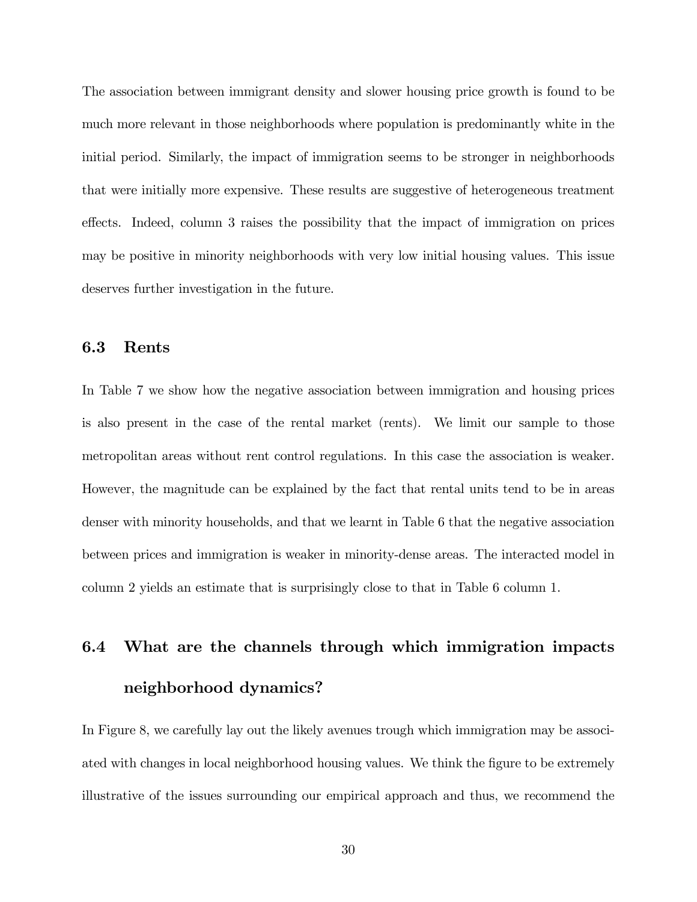The association between immigrant density and slower housing price growth is found to be much more relevant in those neighborhoods where population is predominantly white in the initial period. Similarly, the impact of immigration seems to be stronger in neighborhoods that were initially more expensive. These results are suggestive of heterogeneous treatment effects. Indeed, column 3 raises the possibility that the impact of immigration on prices may be positive in minority neighborhoods with very low initial housing values. This issue deserves further investigation in the future.

### 6.3 Rents

In Table 7 we show how the negative association between immigration and housing prices is also present in the case of the rental market (rents). We limit our sample to those metropolitan areas without rent control regulations. In this case the association is weaker. However, the magnitude can be explained by the fact that rental units tend to be in areas denser with minority households, and that we learnt in Table 6 that the negative association between prices and immigration is weaker in minority-dense areas. The interacted model in column 2 yields an estimate that is surprisingly close to that in Table 6 column 1.

### 6.4 What are the channels through which immigration impacts neighborhood dynamics?

In Figure 8, we carefully lay out the likely avenues trough which immigration may be associated with changes in local neighborhood housing values. We think the figure to be extremely illustrative of the issues surrounding our empirical approach and thus, we recommend the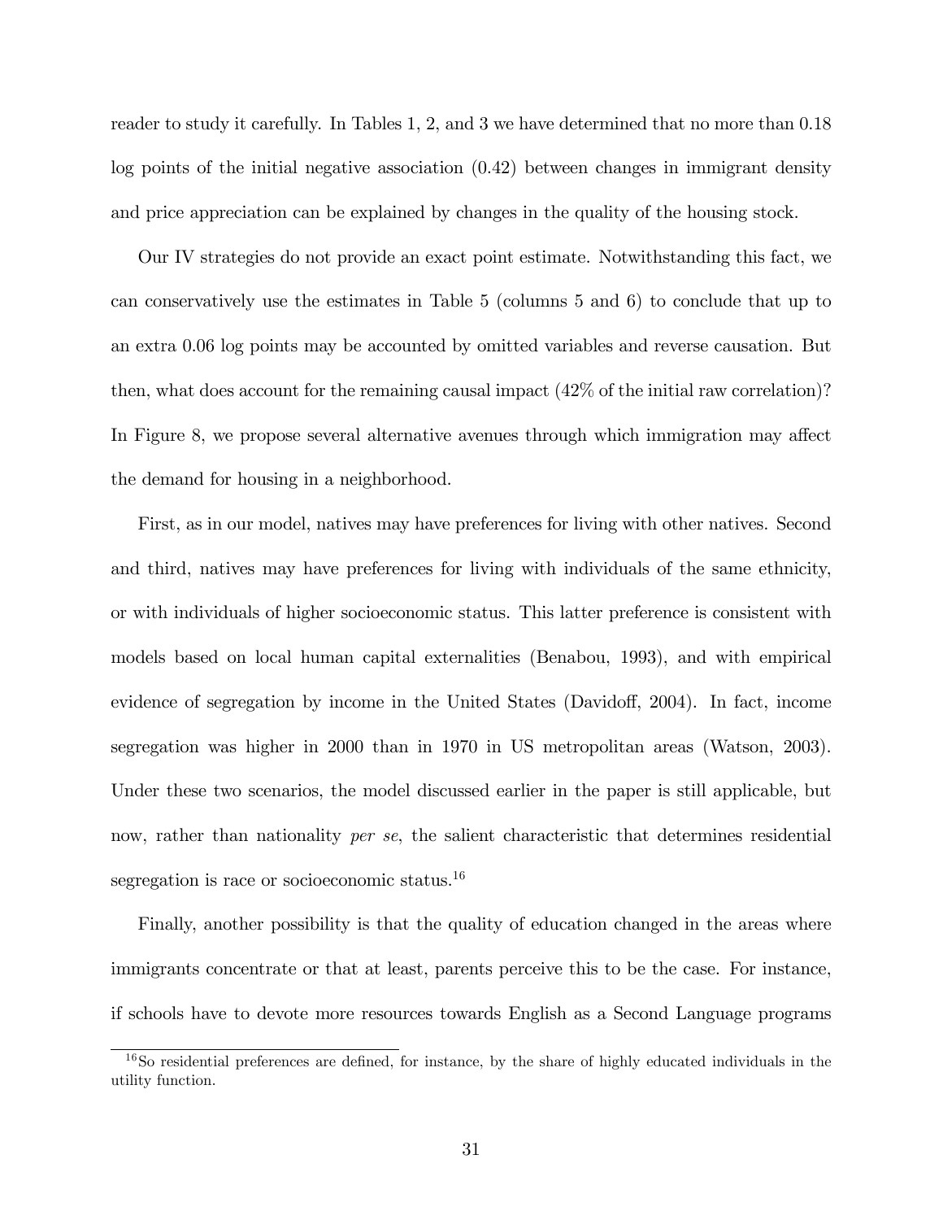reader to study it carefully. In Tables 1, 2, and 3 we have determined that no more than 0.18 log points of the initial negative association (0.42) between changes in immigrant density and price appreciation can be explained by changes in the quality of the housing stock.

Our IV strategies do not provide an exact point estimate. Notwithstanding this fact, we can conservatively use the estimates in Table 5 (columns 5 and 6) to conclude that up to an extra 0.06 log points may be accounted by omitted variables and reverse causation. But then, what does account for the remaining causal impact (42% of the initial raw correlation)? In Figure 8, we propose several alternative avenues through which immigration may affect the demand for housing in a neighborhood.

First, as in our model, natives may have preferences for living with other natives. Second and third, natives may have preferences for living with individuals of the same ethnicity, or with individuals of higher socioeconomic status. This latter preference is consistent with models based on local human capital externalities (Benabou, 1993), and with empirical evidence of segregation by income in the United States (Davidoff, 2004). In fact, income segregation was higher in 2000 than in 1970 in US metropolitan areas (Watson, 2003). Under these two scenarios, the model discussed earlier in the paper is still applicable, but now, rather than nationality *per se*, the salient characteristic that determines residential segregation is race or socioeconomic status.[16]

Finally, another possibility is that the quality of education changed in the areas where immigrants concentrate or that at least, parents perceive this to be the case. For instance, if schools have to devote more resources towards English as a Second Language programs

[16] So residential preferences are defined, for instance, by the share of highly educated individuals in the utility function.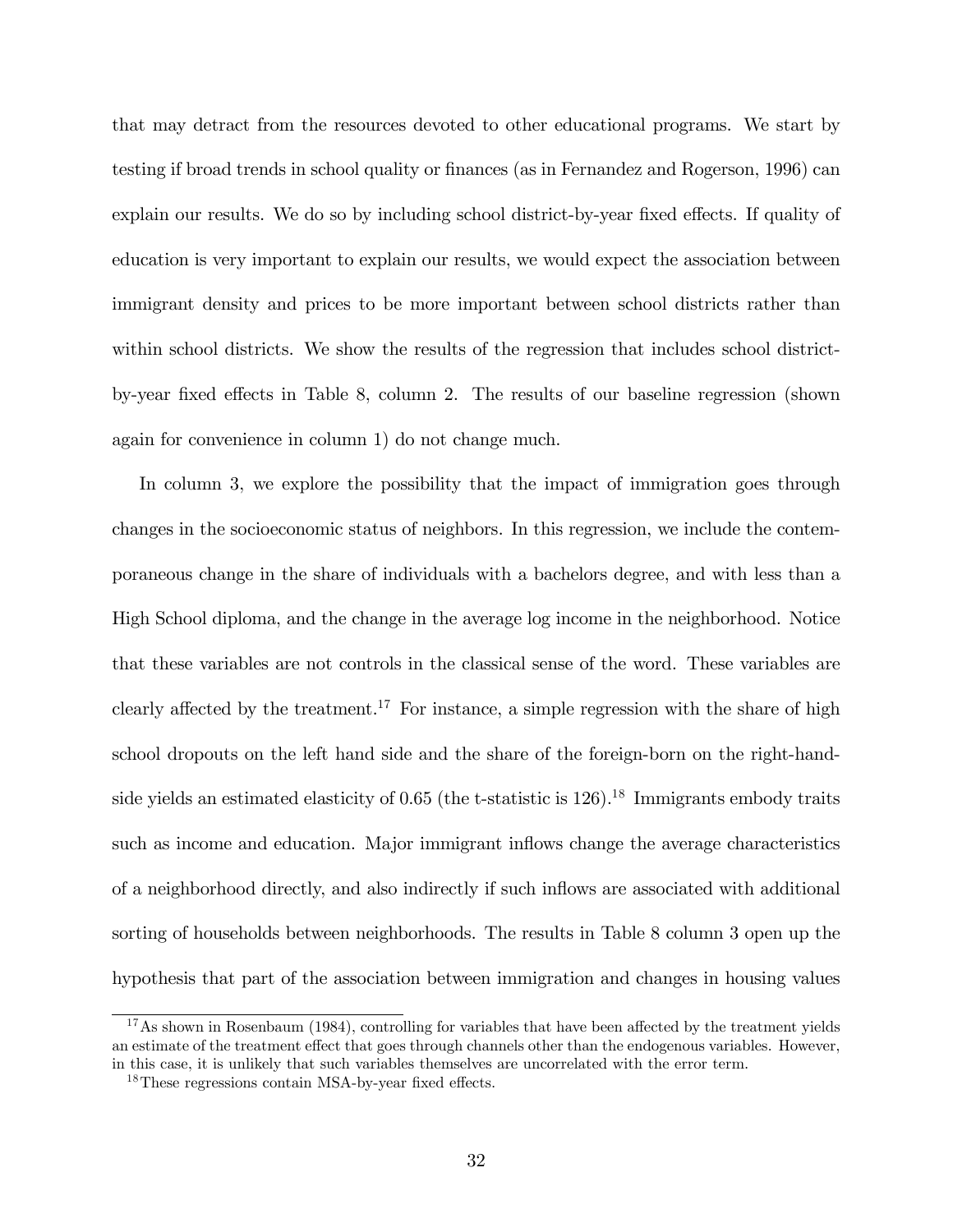that may detract from the resources devoted to other educational programs. We start by testing if broad trends in school quality or finances (as in Fernandez and Rogerson, 1996) can explain our results. We do so by including school district-by-year fixed effects. If quality of education is very important to explain our results, we would expect the association between immigrant density and prices to be more important between school districts rather than within school districts. We show the results of the regression that includes school district-by-year fixed effects in Table 8, column 2. The results of our baseline regression (shown again for convenience in column 1) do not change much.

In column 3, we explore the possibility that the impact of immigration goes through changes in the socioeconomic status of neighbors. In this regression, we include the contemporaneous change in the share of individuals with a bachelors degree, and with less than a High School diploma, and the change in the average log income in the neighborhood. Notice that these variables are not controls in the classical sense of the word. These variables are clearly affected by the treatment.[17] For instance, a simple regression with the share of high school dropouts on the left hand side and the share of the foreign-born on the right-hand-side yields an estimated elasticity of 0.65 (the t-statistic is 126).[18] Immigrants embody traits such as income and education. Major immigrant inflows change the average characteristics of a neighborhood directly, and also indirectly if such inflows are associated with additional sorting of households between neighborhoods. The results in Table 8 column 3 open up the hypothesis that part of the association between immigration and changes in housing values

[17] As shown in Rosenbaum (1984), controlling for variables that have been affected by the treatment yields an estimate of the treatment effect that goes through channels other than the endogenous variables. However, in this case, it is unlikely that such variables themselves are uncorrelated with the error term.

[18] These regressions contain MSA-by-year fixed effects.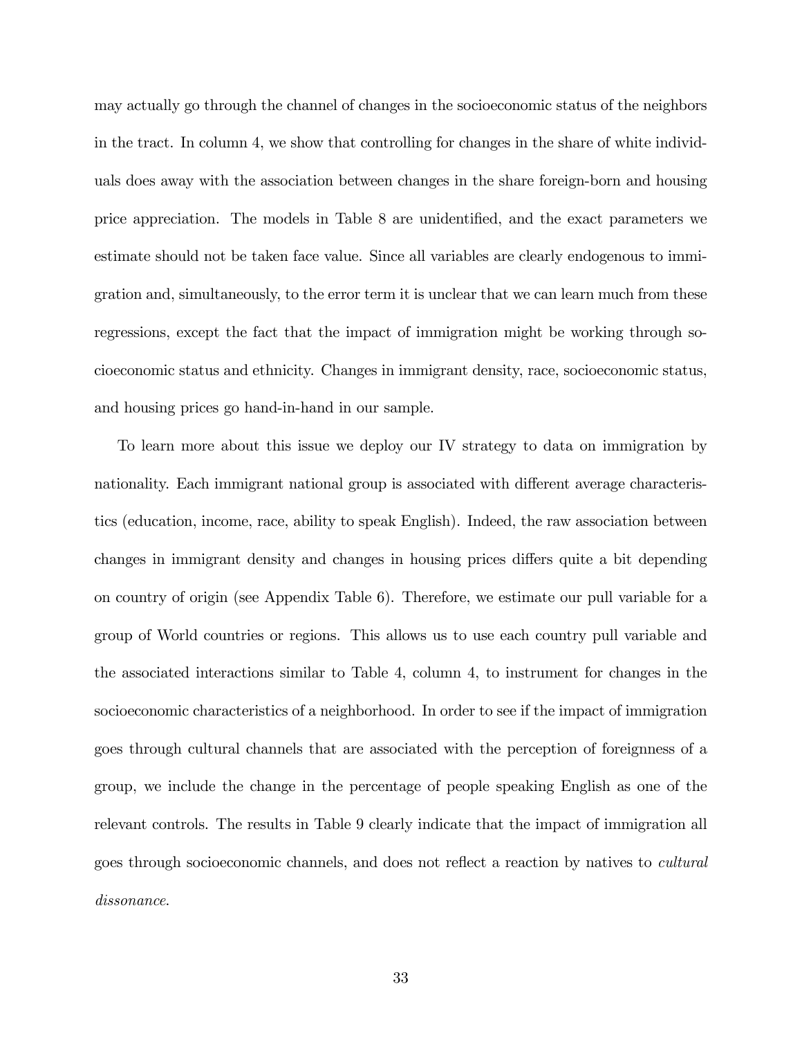may actually go through the channel of changes in the socioeconomic status of the neighbors in the tract. In column 4, we show that controlling for changes in the share of white individuals does away with the association between changes in the share foreign-born and housing price appreciation. The models in Table 8 are unidentified, and the exact parameters we estimate should not be taken face value. Since all variables are clearly endogenous to immigration and, simultaneously, to the error term it is unclear that we can learn much from these regressions, except the fact that the impact of immigration might be working through socioeconomic status and ethnicity. Changes in immigrant density, race, socioeconomic status, and housing prices go hand-in-hand in our sample.

To learn more about this issue we deploy our IV strategy to data on immigration by nationality. Each immigrant national group is associated with different average characteristics (education, income, race, ability to speak English). Indeed, the raw association between changes in immigrant density and changes in housing prices differs quite a bit depending on country of origin (see Appendix Table 6). Therefore, we estimate our pull variable for a group of World countries or regions. This allows us to use each country pull variable and the associated interactions similar to Table 4, column 4, to instrument for changes in the socioeconomic characteristics of a neighborhood. In order to see if the impact of immigration goes through cultural channels that are associated with the perception of foreignness of a group, we include the change in the percentage of people speaking English as one of the relevant controls. The results in Table 9 clearly indicate that the impact of immigration all goes through socioeconomic channels, and does not reflect a reaction by natives to *cultural dissonance*.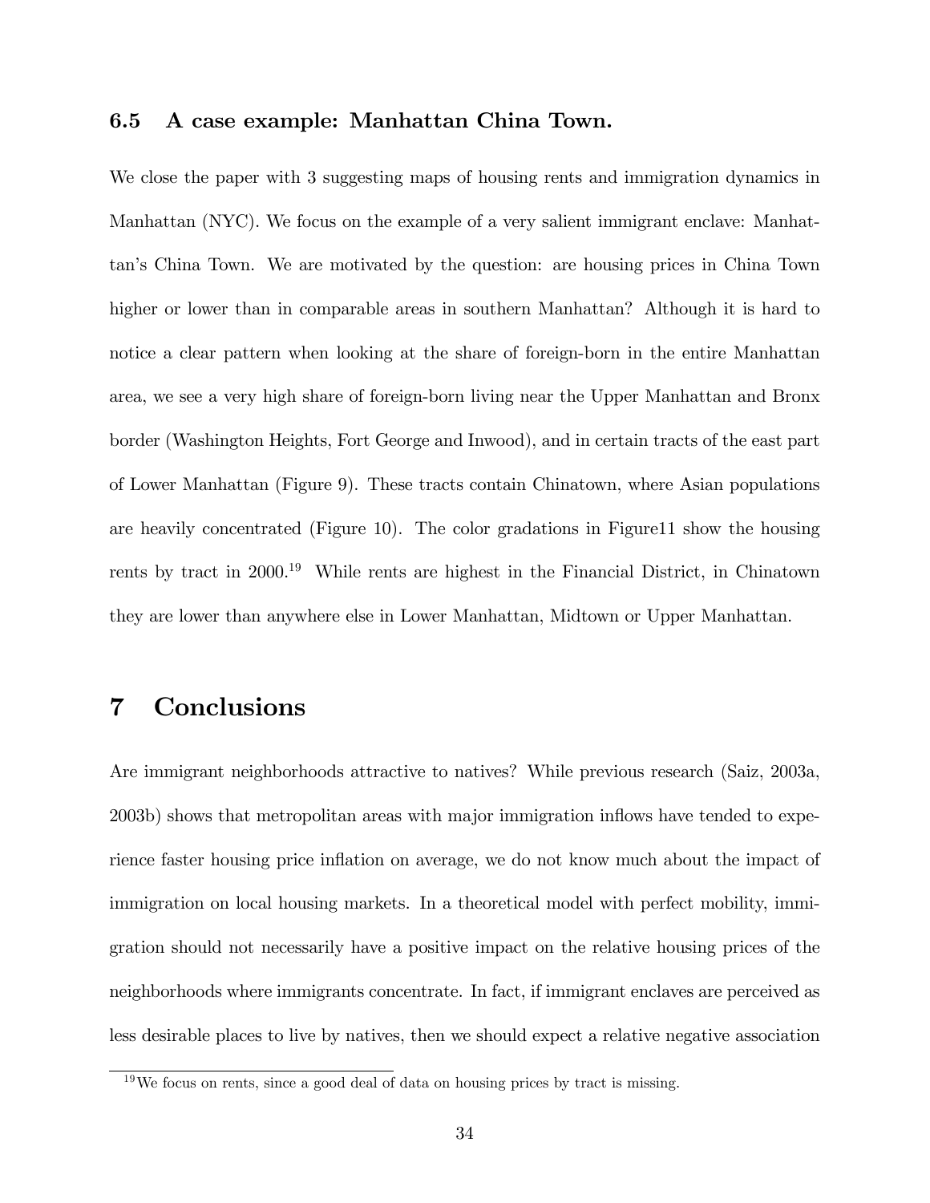### 6.5 A case example: Manhattan China Town.

We close the paper with 3 suggesting maps of housing rents and immigration dynamics in Manhattan (NYC). We focus on the example of a very salient immigrant enclave: Manhattan's China Town. We are motivated by the question: are housing prices in China Town higher or lower than in comparable areas in southern Manhattan? Although it is hard to notice a clear pattern when looking at the share of foreign-born in the entire Manhattan area, we see a very high share of foreign-born living near the Upper Manhattan and Bronx border (Washington Heights, Fort George and Inwood), and in certain tracts of the east part of Lower Manhattan (Figure 9). These tracts contain Chinatown, where Asian populations are heavily concentrated (Figure 10). The color gradations in Figure11 show the housing rents by tract in 2000.[19] While rents are highest in the Financial District, in Chinatown they are lower than anywhere else in Lower Manhattan, Midtown or Upper Manhattan.

# 7 Conclusions

Are immigrant neighborhoods attractive to natives? While previous research (Saiz, 2003a, 2003b) shows that metropolitan areas with major immigration inflows have tended to experience faster housing price inflation on average, we do not know much about the impact of immigration on local housing markets. In a theoretical model with perfect mobility, immigration should not necessarily have a positive impact on the relative housing prices of the neighborhoods where immigrants concentrate. In fact, if immigrant enclaves are perceived as less desirable places to live by natives, then we should expect a relative negative association

[19] We focus on rents, since a good deal of data on housing prices by tract is missing.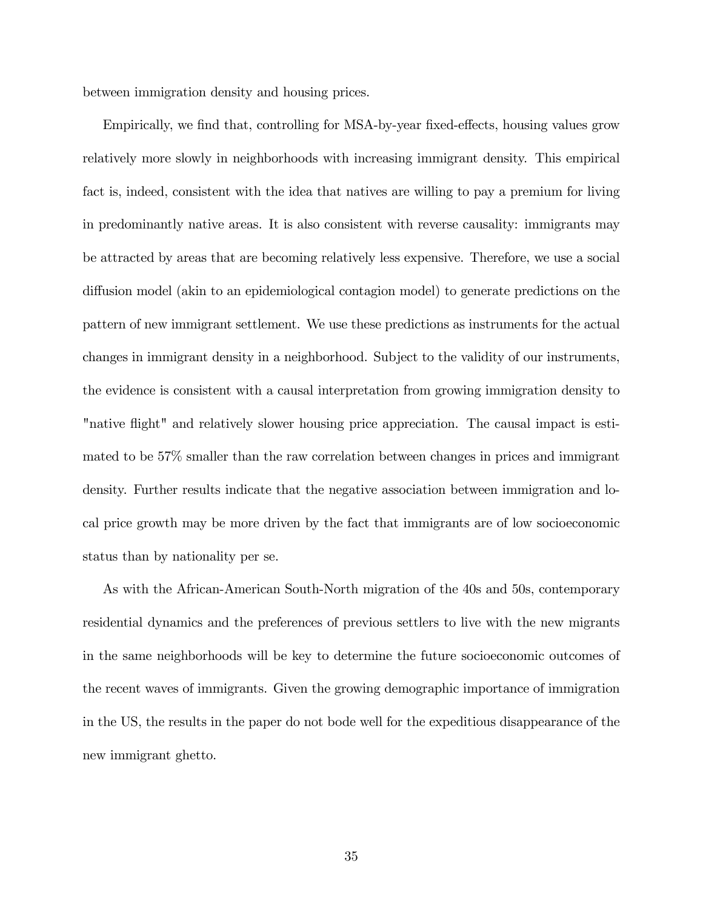between immigration density and housing prices.

Empirically, we find that, controlling for MSA-by-year fixed-effects, housing values grow relatively more slowly in neighborhoods with increasing immigrant density. This empirical fact is, indeed, consistent with the idea that natives are willing to pay a premium for living in predominantly native areas. It is also consistent with reverse causality: immigrants may be attracted by areas that are becoming relatively less expensive. Therefore, we use a social diffusion model (akin to an epidemiological contagion model) to generate predictions on the pattern of new immigrant settlement. We use these predictions as instruments for the actual changes in immigrant density in a neighborhood. Subject to the validity of our instruments, the evidence is consistent with a causal interpretation from growing immigration density to "native flight" and relatively slower housing price appreciation. The causal impact is estimated to be 57% smaller than the raw correlation between changes in prices and immigrant density. Further results indicate that the negative association between immigration and local price growth may be more driven by the fact that immigrants are of low socioeconomic status than by nationality per se.

As with the African-American South-North migration of the 40s and 50s, contemporary residential dynamics and the preferences of previous settlers to live with the new migrants in the same neighborhoods will be key to determine the future socioeconomic outcomes of the recent waves of immigrants. Given the growing demographic importance of immigration in the US, the results in the paper do not bode well for the expeditious disappearance of the new immigrant ghetto.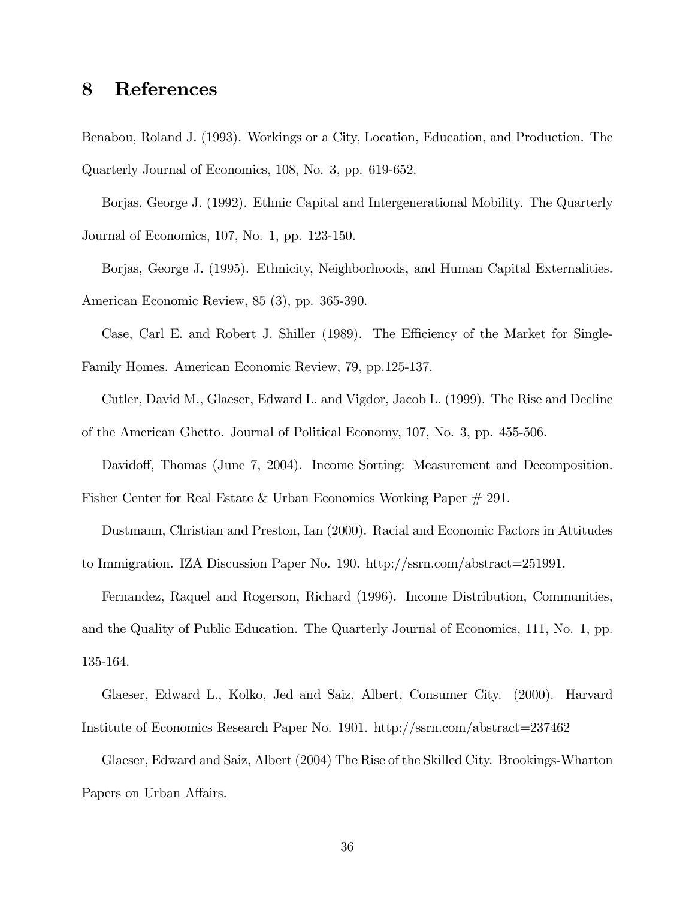# 8 References

Benabou, Roland J. (1993). Workings or a City, Location, Education, and Production. The Quarterly Journal of Economics, 108, No. 3, pp. 619-652.

Borjas, George J. (1992). Ethnic Capital and Intergenerational Mobility. The Quarterly Journal of Economics, 107, No. 1, pp. 123-150.

Borjas, George J. (1995). Ethnicity, Neighborhoods, and Human Capital Externalities. American Economic Review, 85 (3), pp. 365-390.

Case, Carl E. and Robert J. Shiller (1989). The Efficiency of the Market for Single-Family Homes. American Economic Review, 79, pp.125-137.

Cutler, David M., Glaeser, Edward L. and Vigdor, Jacob L. (1999). The Rise and Decline of the American Ghetto. Journal of Political Economy, 107, No. 3, pp. 455-506.

Davidoff, Thomas (June 7, 2004). Income Sorting: Measurement and Decomposition. Fisher Center for Real Estate & Urban Economics Working Paper # 291.

Dustmann, Christian and Preston, Ian (2000). Racial and Economic Factors in Attitudes to Immigration. IZA Discussion Paper No. 190. http://ssrn.com/abstract=251991.

Fernandez, Raquel and Rogerson, Richard (1996). Income Distribution, Communities, and the Quality of Public Education. The Quarterly Journal of Economics, 111, No. 1, pp. 135-164.

Glaeser, Edward L., Kolko, Jed and Saiz, Albert, Consumer City. (2000). Harvard Institute of Economics Research Paper No. 1901. http://ssrn.com/abstract=237462

Glaeser, Edward and Saiz, Albert (2004) The Rise of the Skilled City. Brookings-Wharton Papers on Urban Affairs.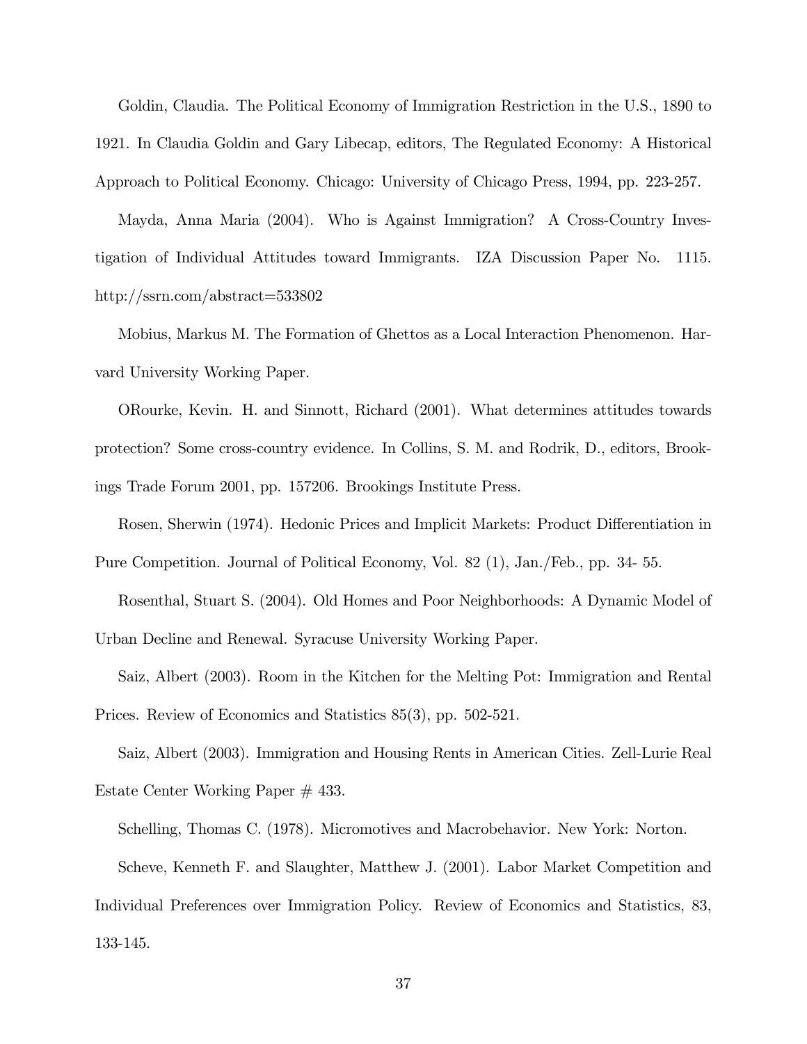Goldin, Claudia. The Political Economy of Immigration Restriction in the U.S., 1890 to 1921. In Claudia Goldin and Gary Libecap, editors, The Regulated Economy: A Historical Approach to Political Economy. Chicago: University of Chicago Press, 1994, pp. 223-257.

Mayda, Anna Maria (2004). Who is Against Immigration? A Cross-Country Investigation of Individual Attitudes toward Immigrants. IZA Discussion Paper No. 1115. http://ssrn.com/abstract=533802

Mobius, Markus M. The Formation of Ghettos as a Local Interaction Phenomenon. Harvard University Working Paper.

ORourke, Kevin. H. and Sinnott, Richard (2001). What determines attitudes towards protection? Some cross-country evidence. In Collins, S. M. and Rodrik, D., editors, Brookings Trade Forum 2001, pp. 157206. Brookings Institute Press.

Rosen, Sherwin (1974). Hedonic Prices and Implicit Markets: Product Differentiation in Pure Competition. Journal of Political Economy, Vol. 82 (1), Jan./Feb., pp. 34- 55.

Rosenthal, Stuart S. (2004). Old Homes and Poor Neighborhoods: A Dynamic Model of Urban Decline and Renewal. Syracuse University Working Paper.

Saiz, Albert (2003). Room in the Kitchen for the Melting Pot: Immigration and Rental Prices. Review of Economics and Statistics 85(3), pp. 502-521.

Saiz, Albert (2003). Immigration and Housing Rents in American Cities. Zell-Lurie Real Estate Center Working Paper # 433.

Schelling, Thomas C. (1978). Micromotives and Macrobehavior. New York: Norton.

Scheve, Kenneth F. and Slaughter, Matthew J. (2001). Labor Market Competition and Individual Preferences over Immigration Policy. Review of Economics and Statistics, 83, 133-145.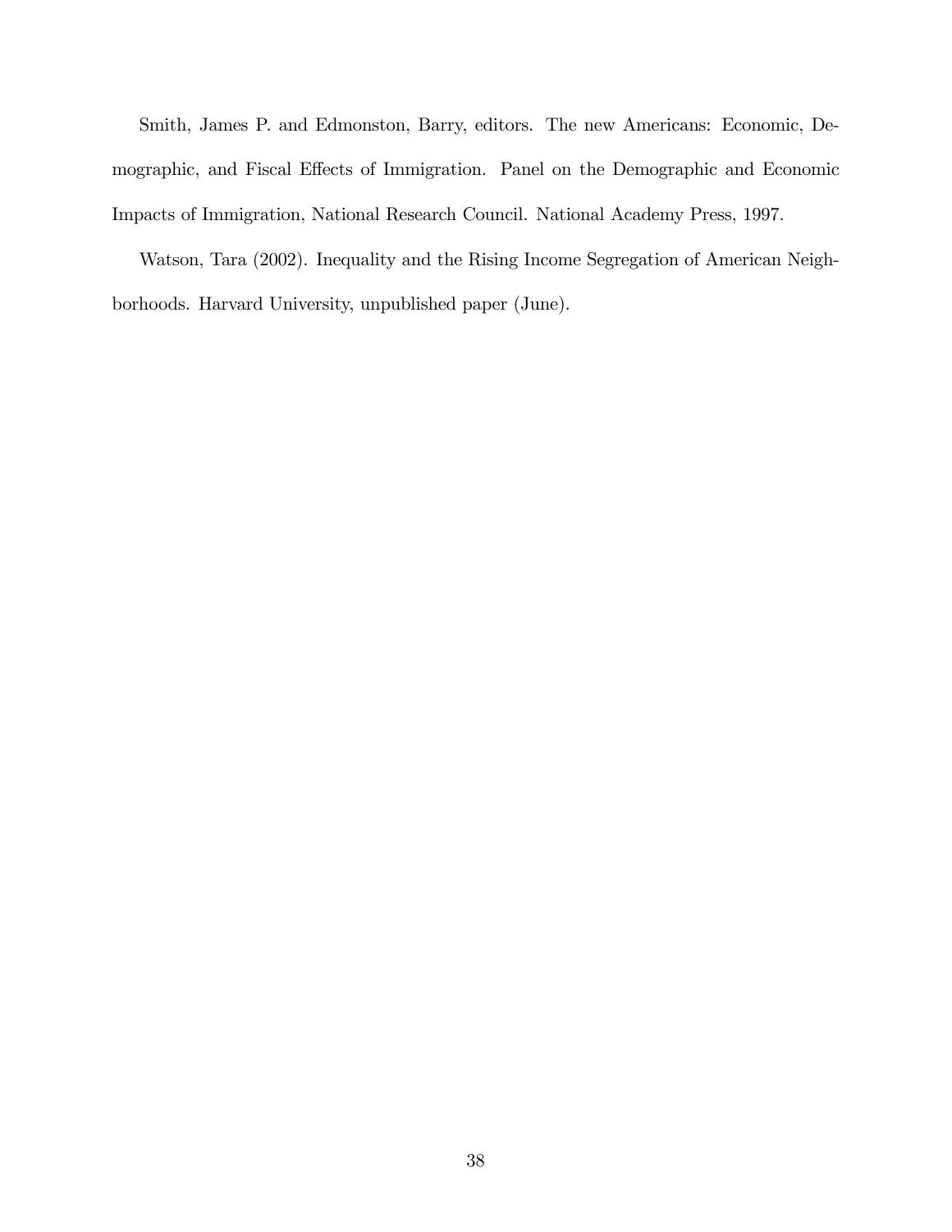Smith, James P. and Edmonston, Barry, editors. The new Americans: Economic, Demographic, and Fiscal Effects of Immigration. Panel on the Demographic and Economic Impacts of Immigration, National Research Council. National Academy Press, 1997.

Watson, Tara (2002). Inequality and the Rising Income Segregation of American Neighborhoods. Harvard University, unpublished paper (June).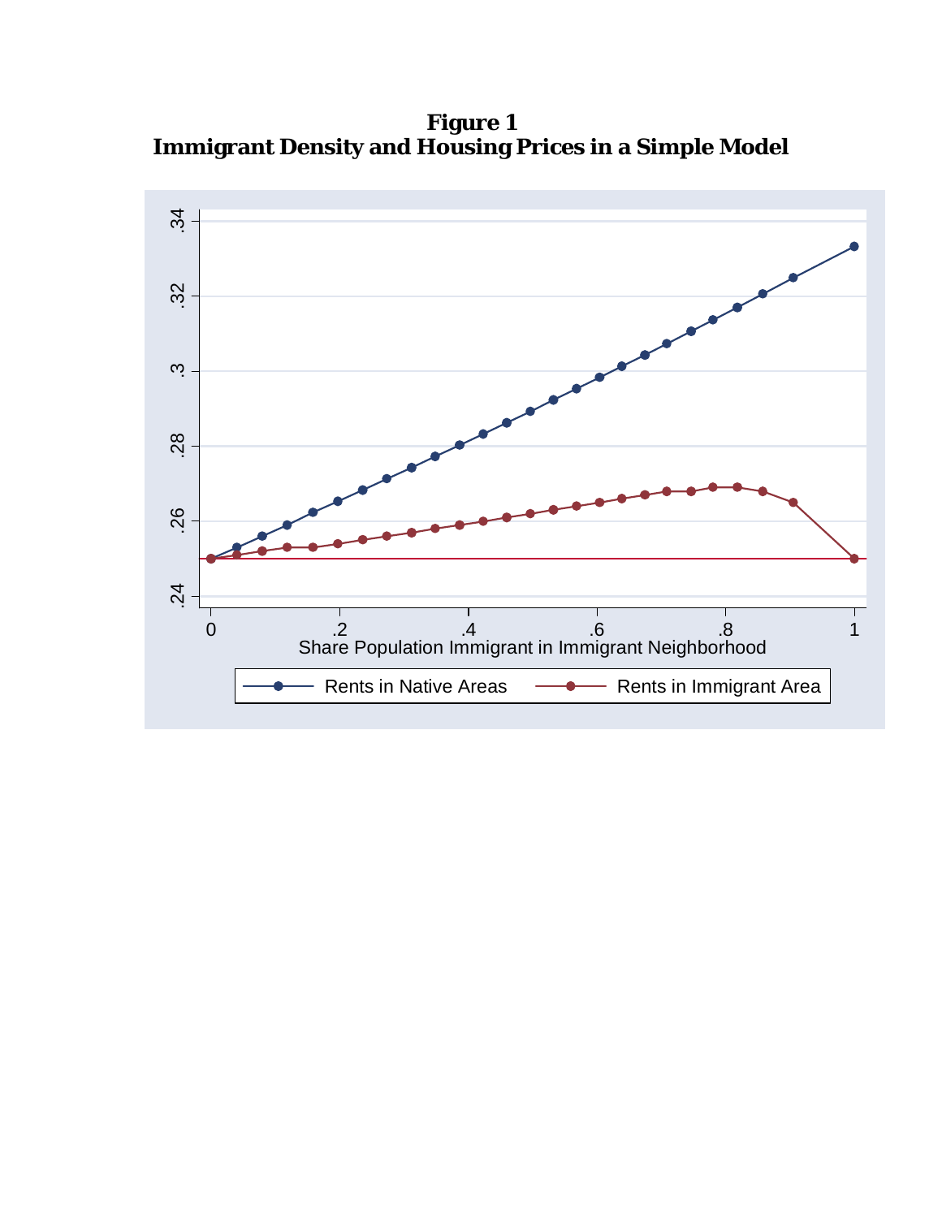**Figure 1**
**Immigrant Density and Housing Prices in a Simple Model**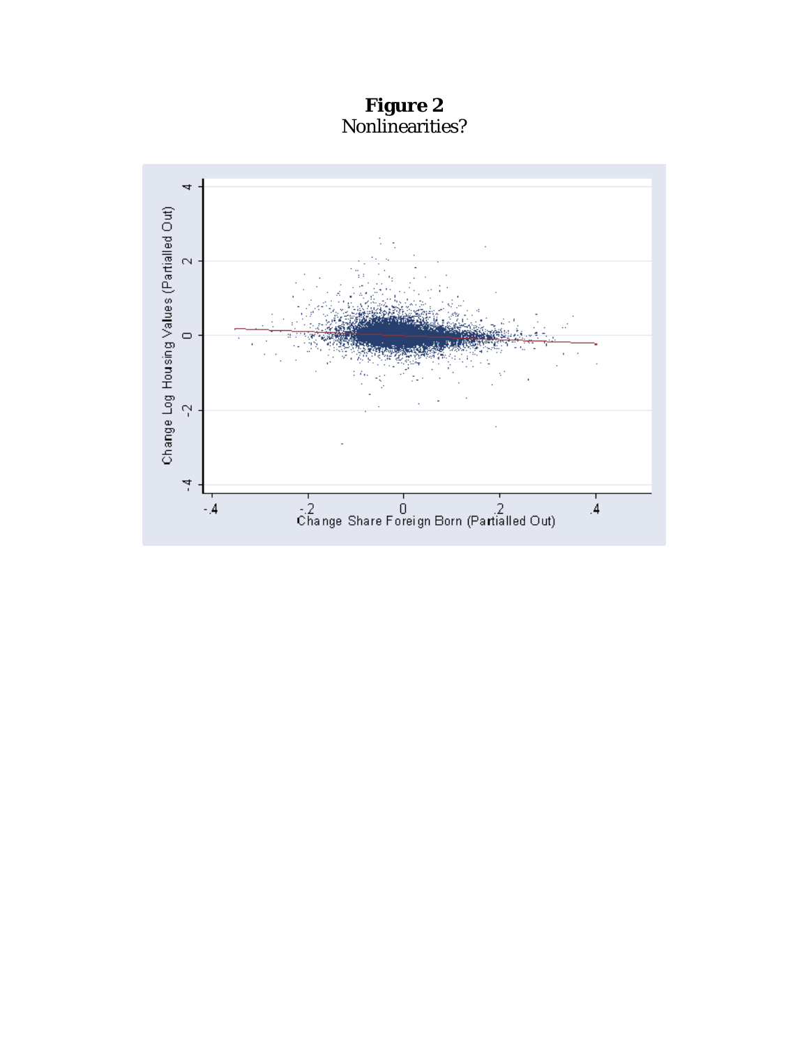**Figure 2**
Nonlinearities?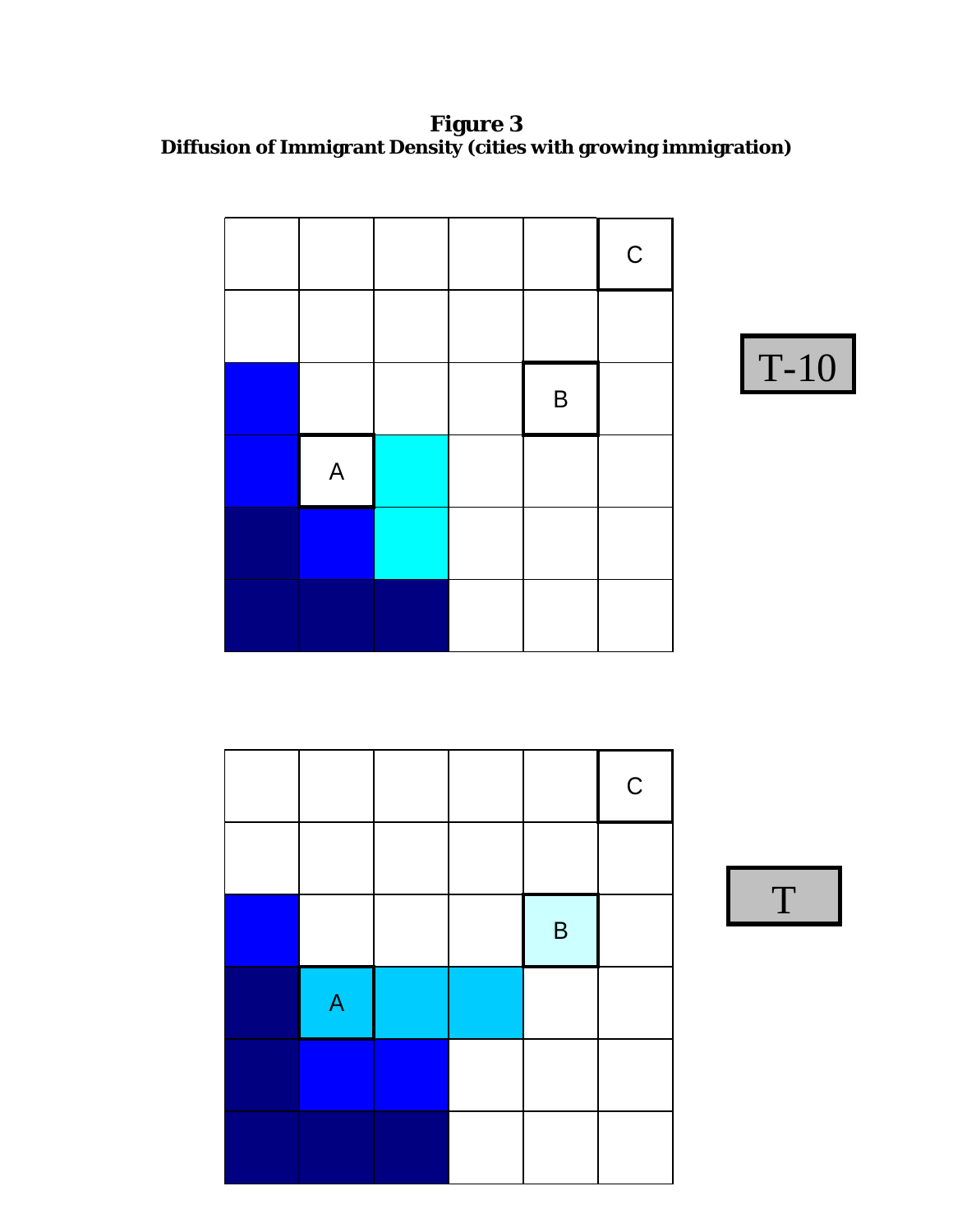**Figure 3**
**Diffusion of Immigrant Density (cities with growing immigration)**

C

T-10

B

A

C

T

B

A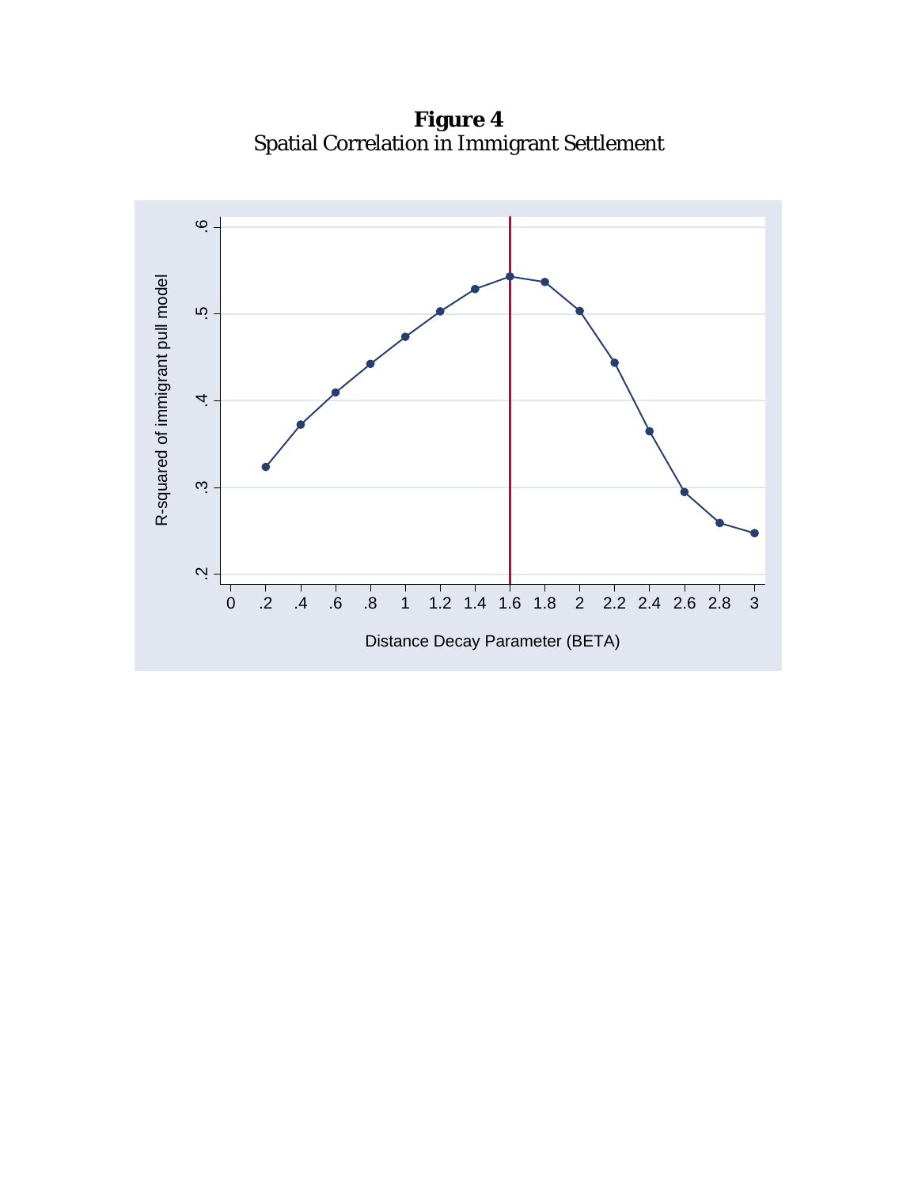**Figure 4**
Spatial Correlation in Immigrant Settlement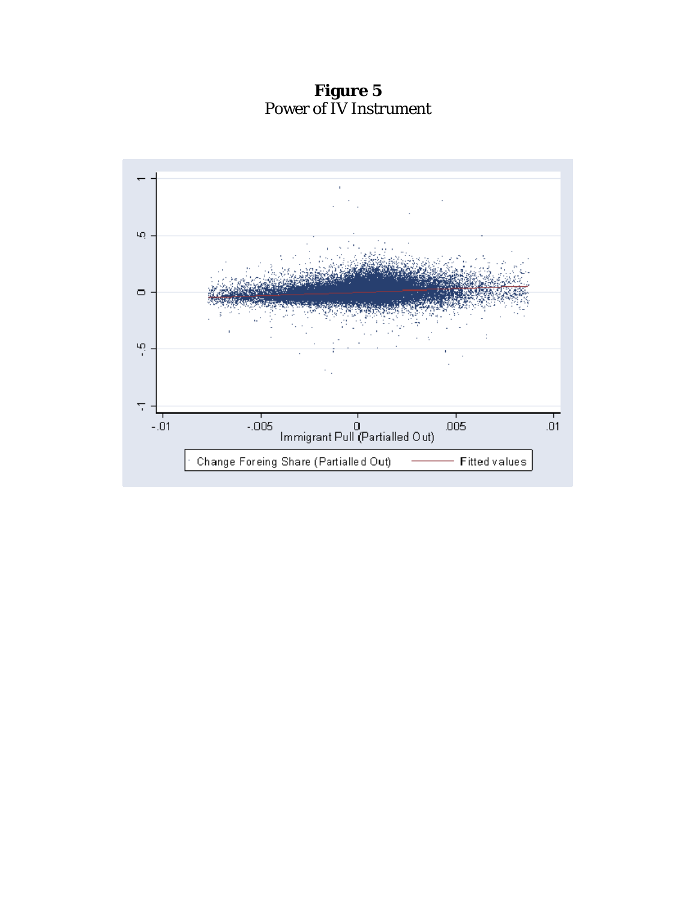**Figure 5**
Power of IV Instrument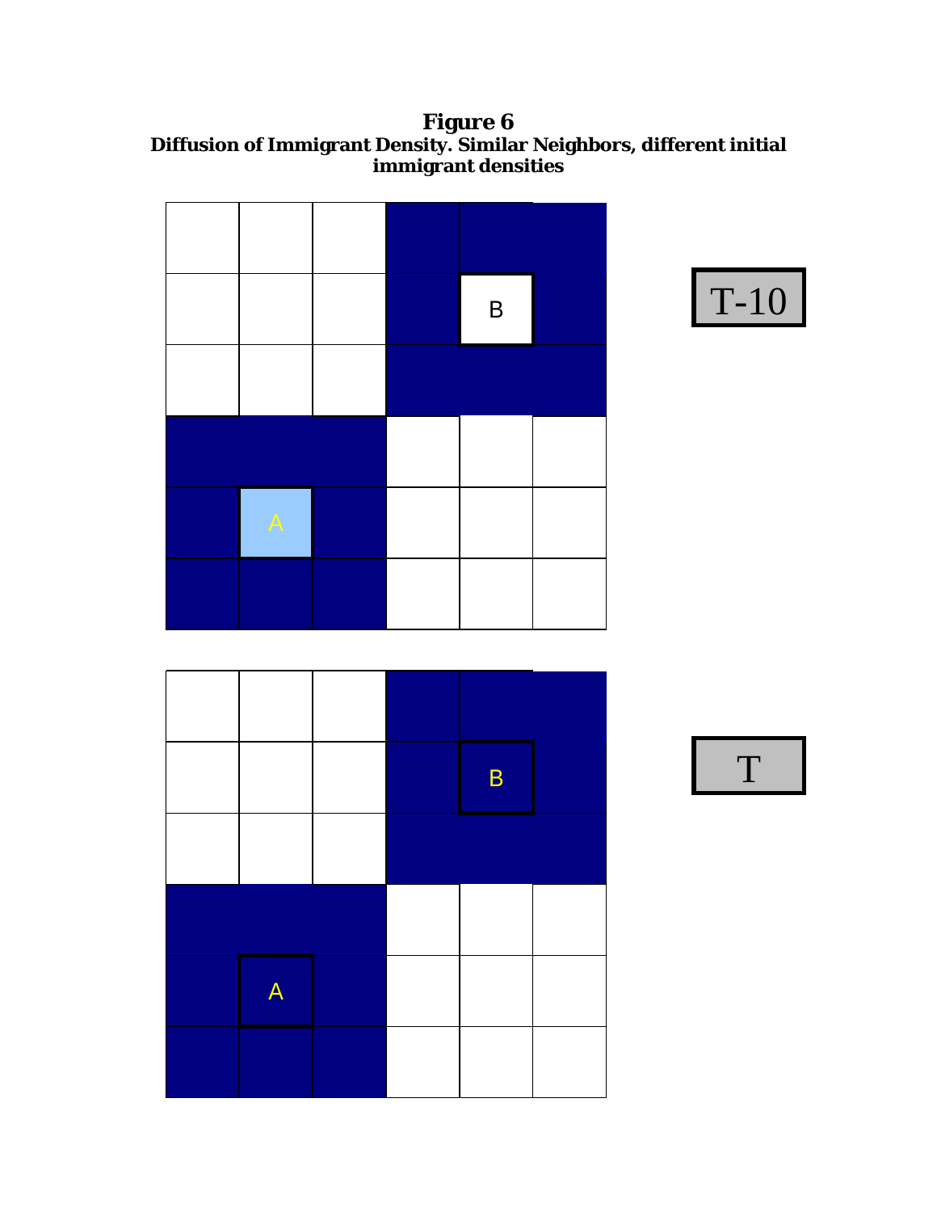**Figure 6**
**Diffusion of Immigrant Density. Similar Neighbors, different initial immigrant densities**

B

A

T-10

B

A

T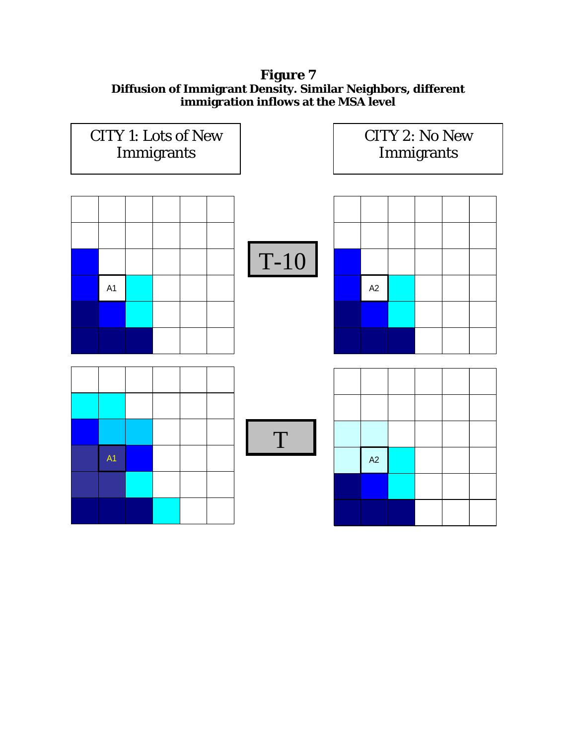**Figure 7**
**Diffusion of Immigrant Density. Similar Neighbors, different immigration inflows at the MSA level**

CITY 1: Lots of New Immigrants

CITY 2: No New Immigrants

T-10

A1

A2

T

A1

A2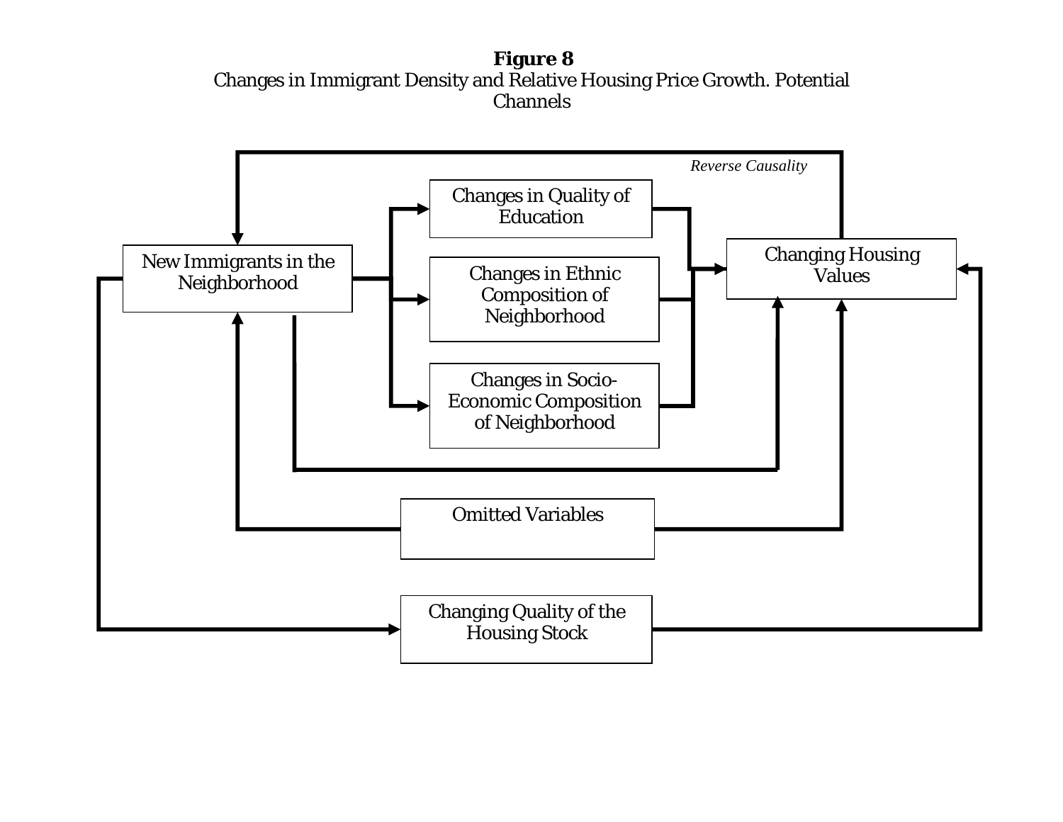**Figure 8**

Changes in Immigrant Density and Relative Housing Price Growth. Potential Channels

*Reverse Causality*

Changes in Quality of Education

New Immigrants in the Neighborhood

Changes in Ethnic Composition of Neighborhood

Changing Housing Values

Changes in Socio-Economic Composition of Neighborhood

Omitted Variables

Changing Quality of the Housing Stock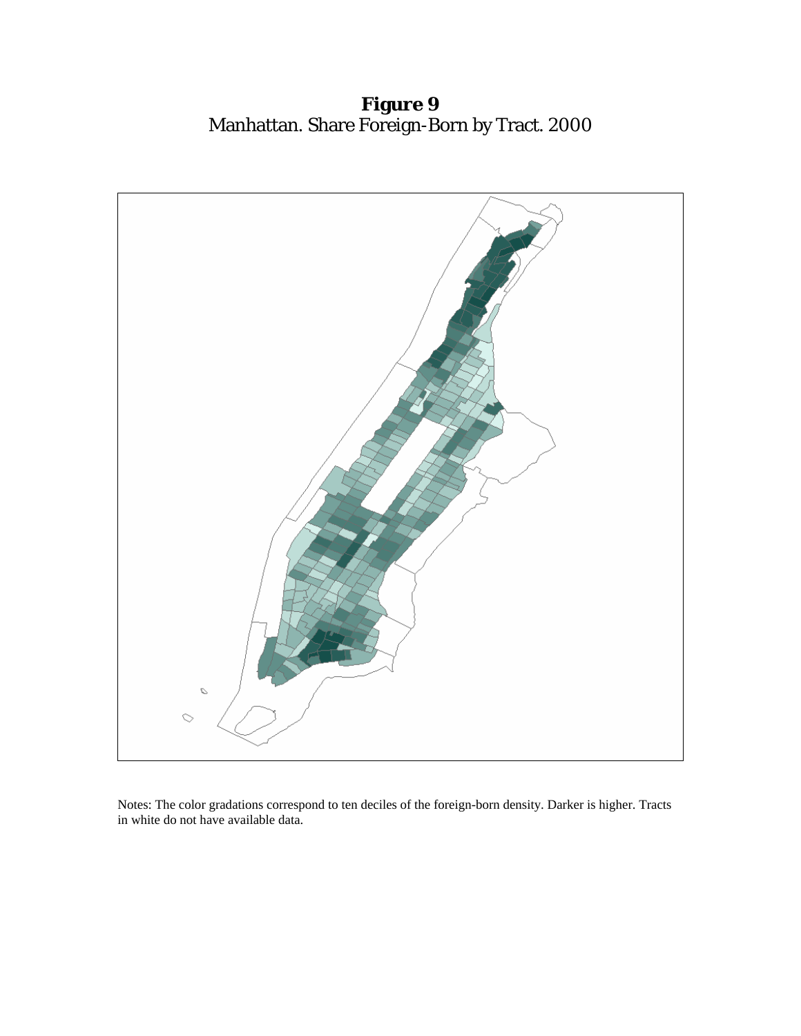**Figure 9**
Manhattan. Share Foreign-Born by Tract. 2000

Notes: The color gradations correspond to ten deciles of the foreign-born density. Darker is higher. Tracts in white do not have available data.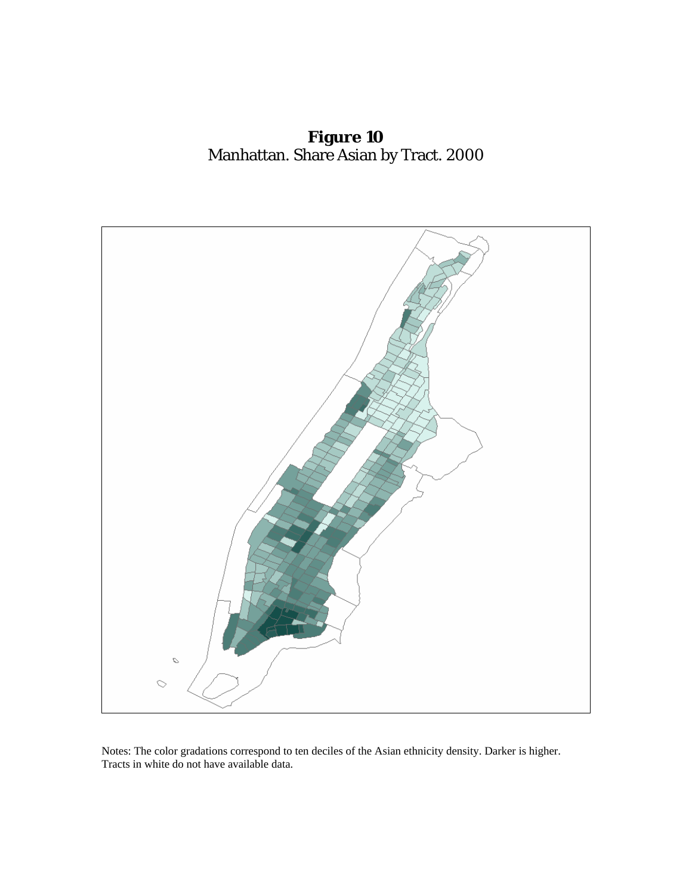**Figure 10**
Manhattan. Share Asian by Tract. 2000

Notes: The color gradations correspond to ten deciles of the Asian ethnicity density. Darker is higher. Tracts in white do not have available data.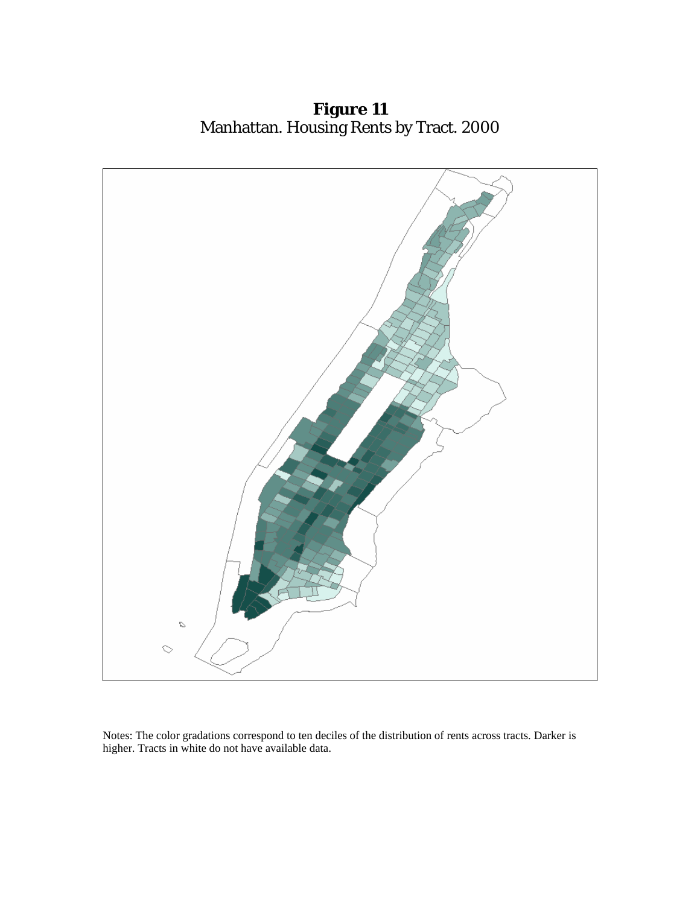**Figure 11**
Manhattan. Housing Rents by Tract. 2000

Notes: The color gradations correspond to ten deciles of the distribution of rents across tracts. Darker is higher. Tracts in white do not have available data.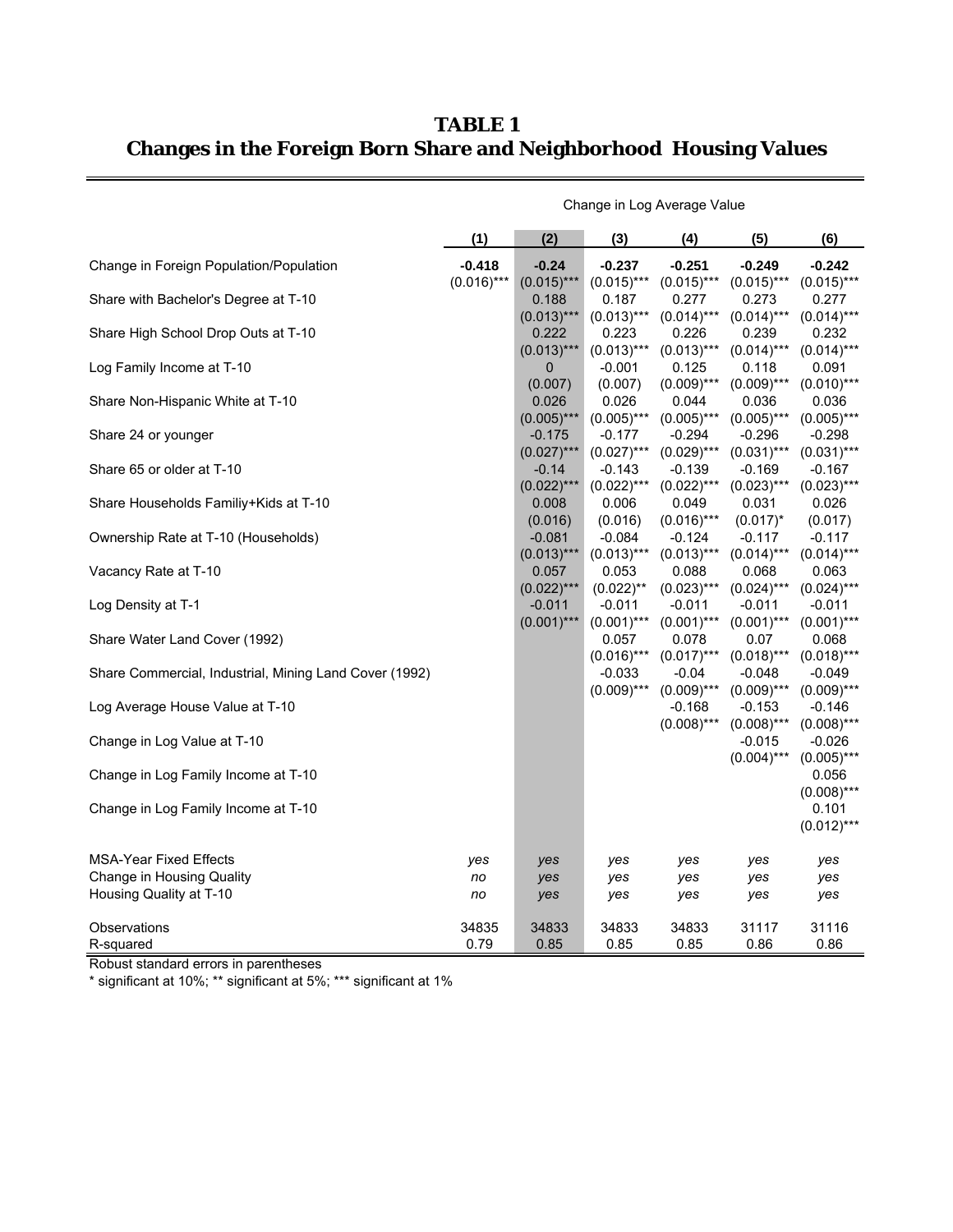# TABLE 1
## Changes in the Foreign Born Share and Neighborhood Housing Values

| | Change in Log Average Value | | | | | |
|---|---|---|---|---|---|---|
| | (1) | (2) | (3) | (4) | (5) | (6) |
| Change in Foreign Population/Population | **-0.418** | **-0.24** | **-0.237** | **-0.251** | **-0.249** | **-0.242** |
| | (0.016)*** | (0.015)*** | (0.015)*** | (0.015)*** | (0.015)*** | (0.015)*** |
| Share with Bachelor's Degree at T-10 | | 0.188 | 0.187 | 0.277 | 0.273 | 0.277 |
| | | (0.013)*** | (0.013)*** | (0.014)*** | (0.014)*** | (0.014)*** |
| Share High School Drop Outs at T-10 | | 0.222 | 0.223 | 0.226 | 0.239 | 0.232 |
| | | (0.013)*** | (0.013)*** | (0.013)*** | (0.014)*** | (0.014)*** |
| Log Family Income at T-10 | | 0 | -0.001 | 0.125 | 0.118 | 0.091 |
| | | (0.007) | (0.007) | (0.009)*** | (0.009)*** | (0.010)*** |
| Share Non-Hispanic White at T-10 | | 0.026 | 0.026 | 0.044 | 0.036 | 0.036 |
| | | (0.005)*** | (0.005)*** | (0.005)*** | (0.005)*** | (0.005)*** |
| Share 24 or younger | | -0.175 | -0.177 | -0.294 | -0.296 | -0.298 |
| | | (0.027)*** | (0.027)*** | (0.029)*** | (0.031)*** | (0.031)*** |
| Share 65 or older at T-10 | | -0.14 | -0.143 | -0.139 | -0.169 | -0.167 |
| | | (0.022)*** | (0.022)*** | (0.022)*** | (0.023)*** | (0.023)*** |
| Share Households Familiy+Kids at T-10 | | 0.008 | 0.006 | 0.049 | 0.031 | 0.026 |
| | | (0.016) | (0.016) | (0.016)*** | (0.017)* | (0.017) |
| Ownership Rate at T-10 (Households) | | -0.081 | -0.084 | -0.124 | -0.117 | -0.117 |
| | | (0.013)*** | (0.013)*** | (0.013)*** | (0.014)*** | (0.014)*** |
| Vacancy Rate at T-10 | | 0.057 | 0.053 | 0.088 | 0.068 | 0.063 |
| | | (0.022)*** | (0.022)** | (0.023)*** | (0.024)*** | (0.024)*** |
| Log Density at T-1 | | -0.011 | -0.011 | -0.011 | -0.011 | -0.011 |
| | | (0.001)*** | (0.001)*** | (0.001)*** | (0.001)*** | (0.001)*** |
| Share Water Land Cover (1992) | | | 0.057 | 0.078 | 0.07 | 0.068 |
| | | | (0.016)*** | (0.017)*** | (0.018)*** | (0.018)*** |
| Share Commercial, Industrial, Mining Land Cover (1992) | | | -0.033 | -0.04 | -0.048 | -0.049 |
| | | | (0.009)*** | (0.009)*** | (0.009)*** | (0.009)*** |
| Log Average House Value at T-10 | | | | -0.168 | -0.153 | -0.146 |
| | | | | (0.008)*** | (0.008)*** | (0.008)*** |
| Change in Log Value at T-10 | | | | | -0.015 | -0.026 |
| | | | | | (0.004)*** | (0.005)*** |
| Change in Log Family Income at T-10 | | | | | | 0.056 |
| | | | | | | (0.008)*** |
| Change in Log Family Income at T-10 | | | | | | 0.101 |
| | | | | | | (0.012)*** |
| MSA-Year Fixed Effects | *yes* | *yes* | *yes* | *yes* | *yes* | *yes* |
| Change in Housing Quality | *no* | *yes* | *yes* | *yes* | *yes* | *yes* |
| Housing Quality at T-10 | *no* | *yes* | *yes* | *yes* | *yes* | *yes* |
| Observations | 34835 | 34833 | 34833 | 34833 | 31117 | 31116 |
| R-squared | 0.79 | 0.85 | 0.85 | 0.85 | 0.86 | 0.86 |

Robust standard errors in parentheses

* significant at 10%; ** significant at 5%; *** significant at 1%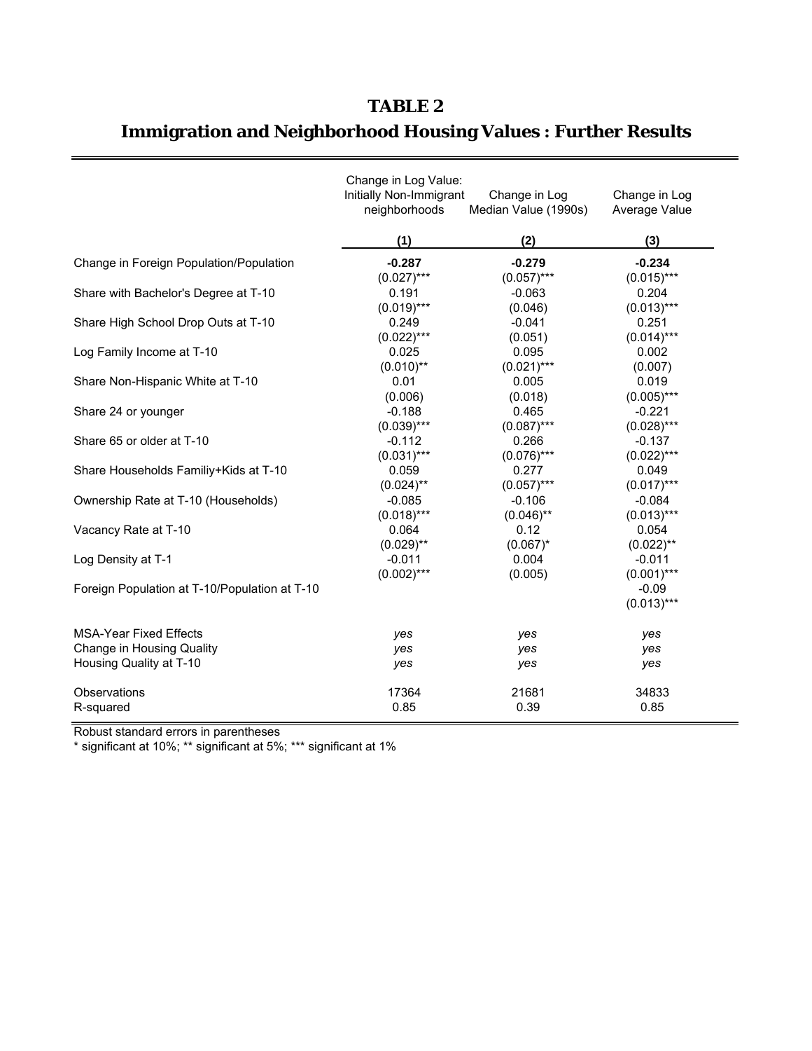# TABLE 2

## Immigration and Neighborhood Housing Values : Further Results

| | Change in Log Value: Initially Non-Immigrant neighborhoods | Change in Log Median Value (1990s) | Change in Log Average Value |
|---|---|---|---|
| | **(1)** | **(2)** | **(3)** |
| Change in Foreign Population/Population | **-0.287** | **-0.279** | **-0.234** |
| | (0.027)*** | (0.057)*** | (0.015)*** |
| Share with Bachelor's Degree at T-10 | 0.191 | -0.063 | 0.204 |
| | (0.019)*** | (0.046) | (0.013)*** |
| Share High School Drop Outs at T-10 | 0.249 | -0.041 | 0.251 |
| | (0.022)*** | (0.051) | (0.014)*** |
| Log Family Income at T-10 | 0.025 | 0.095 | 0.002 |
| | (0.010)** | (0.021)*** | (0.007) |
| Share Non-Hispanic White at T-10 | 0.01 | 0.005 | 0.019 |
| | (0.006) | (0.018) | (0.005)*** |
| Share 24 or younger | -0.188 | 0.465 | -0.221 |
| | (0.039)*** | (0.087)*** | (0.028)*** |
| Share 65 or older at T-10 | -0.112 | 0.266 | -0.137 |
| | (0.031)*** | (0.076)*** | (0.022)*** |
| Share Households Familiy+Kids at T-10 | 0.059 | 0.277 | 0.049 |
| | (0.024)** | (0.057)*** | (0.017)*** |
| Ownership Rate at T-10 (Households) | -0.085 | -0.106 | -0.084 |
| | (0.018)*** | (0.046)** | (0.013)*** |
| Vacancy Rate at T-10 | 0.064 | 0.12 | 0.054 |
| | (0.029)** | (0.067)* | (0.022)** |
| Log Density at T-1 | -0.011 | 0.004 | -0.011 |
| | (0.002)*** | (0.005) | (0.001)*** |
| Foreign Population at T-10/Population at T-10 | | | -0.09 |
| | | | (0.013)*** |
| MSA-Year Fixed Effects | *yes* | *yes* | *yes* |
| Change in Housing Quality | *yes* | *yes* | *yes* |
| Housing Quality at T-10 | *yes* | *yes* | *yes* |
| Observations | 17364 | 21681 | 34833 |
| R-squared | 0.85 | 0.39 | 0.85 |

Robust standard errors in parentheses
* significant at 10%; ** significant at 5%; *** significant at 1%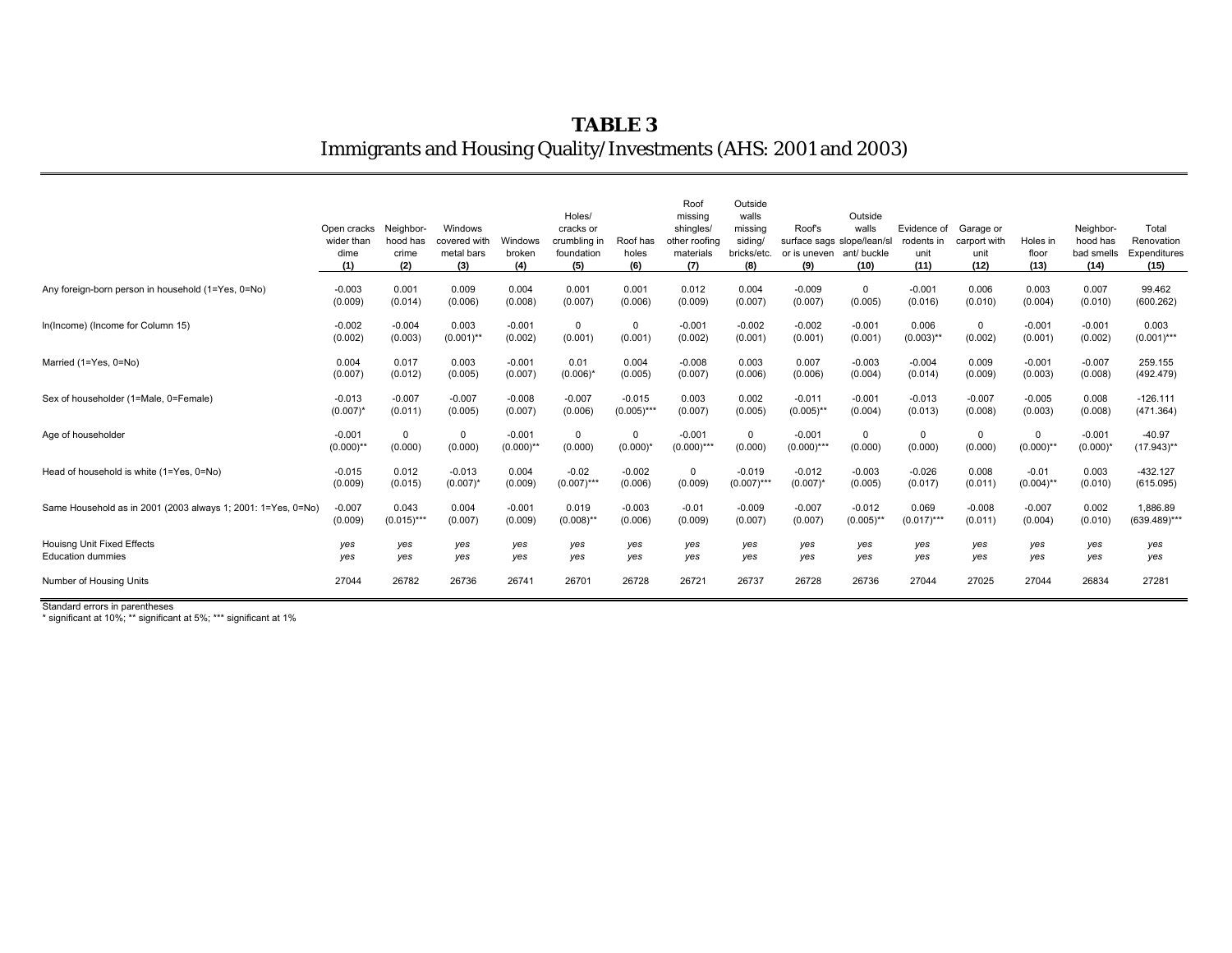# TABLE 3

Immigrants and Housing Quality/Investments (AHS: 2001 and 2003)

| | Open cracks wider than dime (1) | Neighbor-hood has crime (2) | Windows covered with metal bars (3) | Windows broken (4) | Holes/ cracks or crumbling in foundation (5) | Roof has holes (6) | Roof missing shingles/ other roofing materials (7) | Outside walls missing siding/ bricks/etc. (8) | Roof's surface sags or is uneven (9) | Outside walls slope/lean/slant/ buckle (10) | Evidence of rodents in unit (11) | Garage or carport with unit (12) | Holes in floor (13) | Neighbor-hood has bad smells (14) | Total Renovation Expenditures (15) |
|---|---|---|---|---|---|---|---|---|---|---|---|---|---|---|---|
| Any foreign-born person in household (1=Yes, 0=No) | -0.003 | 0.001 | 0.009 | 0.004 | 0.001 | 0.001 | 0.012 | 0.004 | -0.009 | 0 | -0.001 | 0.006 | 0.003 | 0.007 | 99.462 |
| | (0.009) | (0.014) | (0.006) | (0.008) | (0.007) | (0.006) | (0.009) | (0.007) | (0.007) | (0.005) | (0.016) | (0.010) | (0.004) | (0.010) | (600.262) |
| ln(Income) (Income for Column 15) | -0.002 | -0.004 | 0.003 | -0.001 | 0 | 0 | -0.001 | -0.002 | -0.002 | -0.001 | 0.006 | 0 | -0.001 | -0.001 | 0.003 |
| | (0.002) | (0.003) | (0.001)** | (0.002) | (0.001) | (0.001) | (0.002) | (0.001) | (0.001) | (0.001) | (0.003)** | (0.002) | (0.001) | (0.002) | (0.001)*** |
| Married (1=Yes, 0=No) | 0.004 | 0.017 | 0.003 | -0.001 | 0.01 | 0.004 | -0.008 | 0.003 | 0.007 | -0.003 | -0.004 | 0.009 | -0.001 | -0.007 | 259.155 |
| | (0.007) | (0.012) | (0.005) | (0.007) | (0.006)* | (0.005) | (0.007) | (0.006) | (0.006) | (0.004) | (0.014) | (0.009) | (0.003) | (0.008) | (492.479) |
| Sex of householder (1=Male, 0=Female) | -0.013 | -0.007 | -0.007 | -0.008 | -0.007 | -0.015 | 0.003 | 0.002 | -0.011 | -0.001 | -0.013 | -0.007 | -0.005 | 0.008 | -126.111 |
| | (0.007)* | (0.011) | (0.005) | (0.007) | (0.006) | (0.005)*** | (0.007) | (0.005) | (0.005)** | (0.004) | (0.013) | (0.008) | (0.003) | (0.008) | (471.364) |
| Age of householder | -0.001 | 0 | 0 | -0.001 | 0 | 0 | -0.001 | 0 | -0.001 | 0 | 0 | 0 | 0 | -0.001 | -40.97 |
| | (0.000)** | (0.000) | (0.000) | (0.000)** | (0.000) | (0.000)* | (0.000)*** | (0.000) | (0.000)*** | (0.000) | (0.000) | (0.000) | (0.000)** | (0.000)* | (17.943)** |
| Head of household is white (1=Yes, 0=No) | -0.015 | 0.012 | -0.013 | 0.004 | -0.02 | -0.002 | 0 | -0.019 | -0.012 | -0.003 | -0.026 | 0.008 | -0.01 | 0.003 | -432.127 |
| | (0.009) | (0.015) | (0.007)* | (0.009) | (0.007)*** | (0.006) | (0.009) | (0.007)*** | (0.007)* | (0.005) | (0.017) | (0.011) | (0.004)** | (0.010) | (615.095) |
| Same Household as in 2001 (2003 always 1; 2001: 1=Yes, 0=No) | -0.007 | 0.043 | 0.004 | -0.001 | 0.019 | -0.003 | -0.01 | -0.009 | -0.007 | -0.012 | 0.069 | -0.008 | -0.007 | 0.002 | 1,886.89 |
| | (0.009) | (0.015)*** | (0.007) | (0.009) | (0.008)** | (0.006) | (0.009) | (0.007) | (0.007) | (0.005)** | (0.017)*** | (0.011) | (0.004) | (0.010) | (639.489)*** |
| Houisng Unit Fixed Effects | *yes* | *yes* | *yes* | *yes* | *yes* | *yes* | *yes* | *yes* | *yes* | *yes* | *yes* | *yes* | *yes* | *yes* | *yes* |
| Education dummies | *yes* | *yes* | *yes* | *yes* | *yes* | *yes* | *yes* | *yes* | *yes* | *yes* | *yes* | *yes* | *yes* | *yes* | *yes* |
| Number of Housing Units | 27044 | 26782 | 26736 | 26741 | 26701 | 26728 | 26721 | 26737 | 26728 | 26736 | 27044 | 27025 | 27044 | 26834 | 27281 |

Standard errors in parentheses
* significant at 10%; ** significant at 5%; *** significant at 1%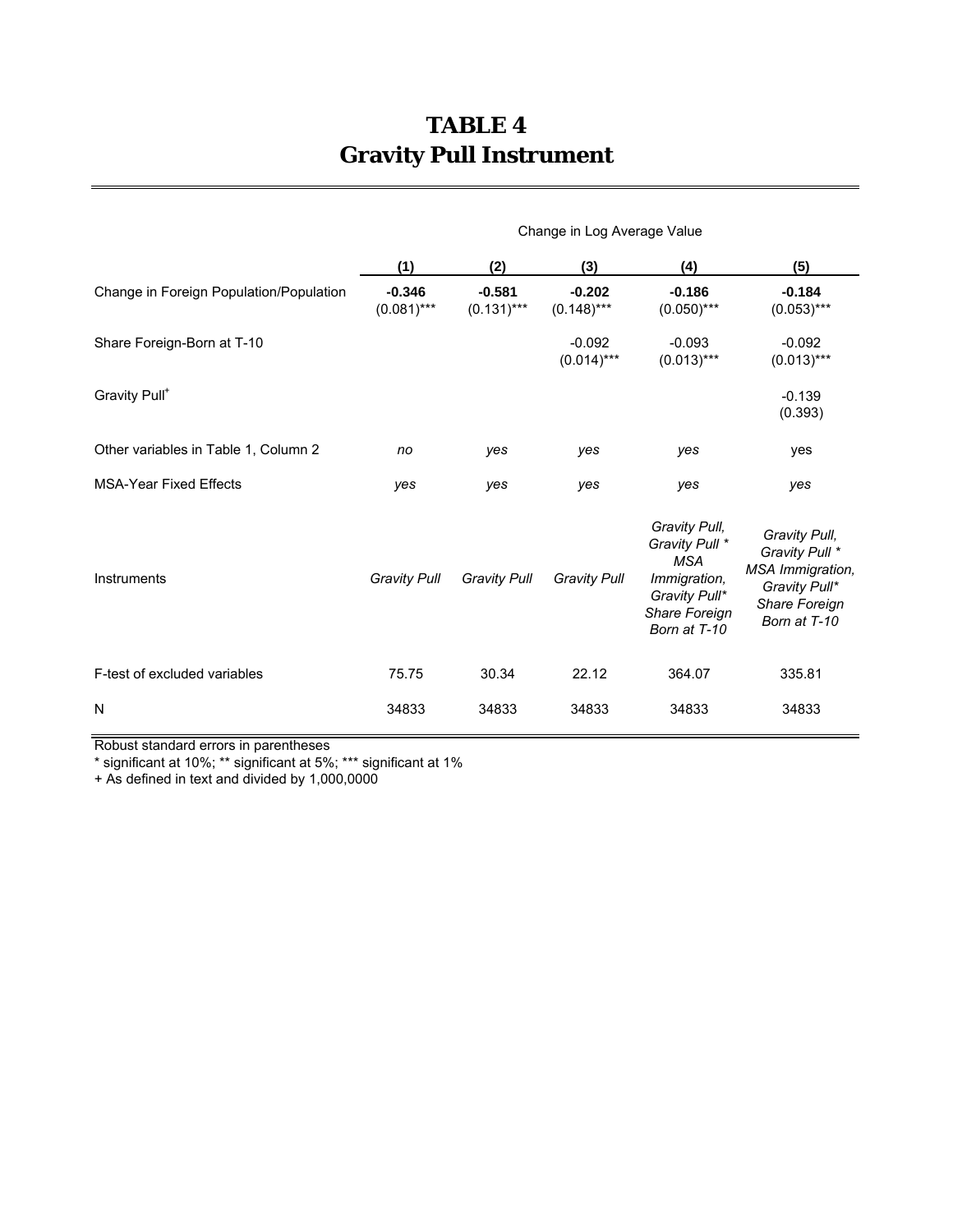# TABLE 4
# Gravity Pull Instrument

| | Change in Log Average Value | | | | |
|---|---|---|---|---|---|
| | **(1)** | **(2)** | **(3)** | **(4)** | **(5)** |
| Change in Foreign Population/Population | **-0.346** (0.081)*** | **-0.581** (0.131)*** | **-0.202** (0.148)*** | **-0.186** (0.050)*** | **-0.184** (0.053)*** |
| Share Foreign-Born at T-10 | | | -0.092 (0.014)*** | -0.093 (0.013)*** | -0.092 (0.013)*** |
| Gravity Pull+ | | | | | -0.139 (0.393) |
| Other variables in Table 1, Column 2 | *no* | *yes* | *yes* | *yes* | yes |
| MSA-Year Fixed Effects | *yes* | *yes* | *yes* | *yes* | *yes* |
| Instruments | *Gravity Pull* | *Gravity Pull* | *Gravity Pull* | *Gravity Pull, Gravity Pull * MSA Immigration, Gravity Pull* Share Foreign Born at T-10* | *Gravity Pull, Gravity Pull * MSA Immigration, Gravity Pull* Share Foreign Born at T-10* |
| F-test of excluded variables | 75.75 | 30.34 | 22.12 | 364.07 | 335.81 |
| N | 34833 | 34833 | 34833 | 34833 | 34833 |

Robust standard errors in parentheses
* significant at 10%; ** significant at 5%; *** significant at 1%
+ As defined in text and divided by 1,000,0000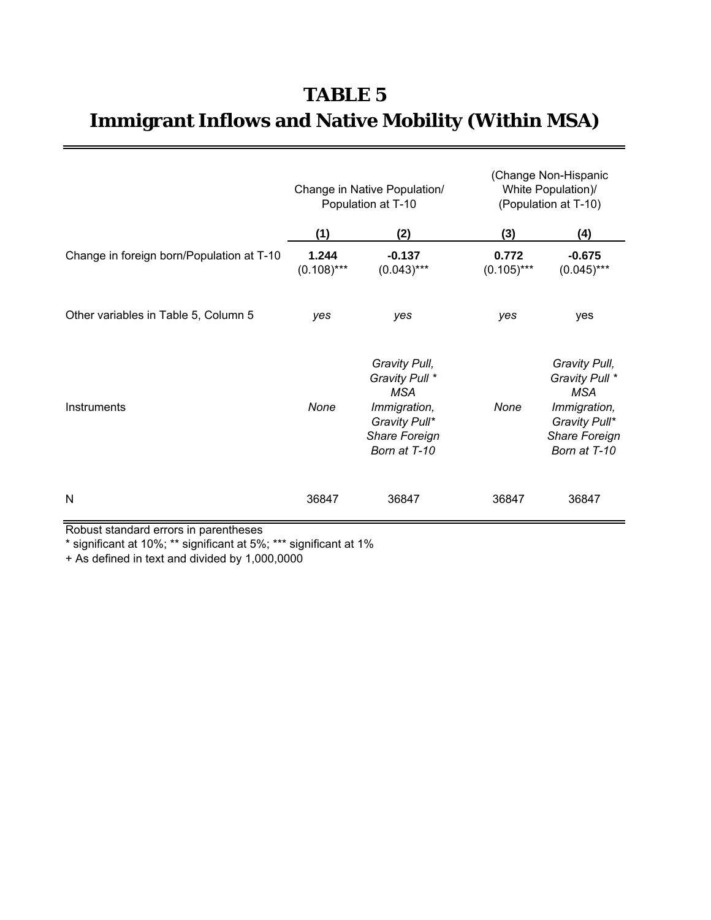# TABLE 5
## Immigrant Inflows and Native Mobility (Within MSA)

| | Change in Native Population/ Population at T-10 | | (Change Non-Hispanic White Population)/ (Population at T-10) | |
|---|---|---|---|---|
| | (1) | (2) | (3) | (4) |
| Change in foreign born/Population at T-10 | **1.244** (0.108)*** | **-0.137** (0.043)*** | **0.772** (0.105)*** | **-0.675** (0.045)*** |
| Other variables in Table 5, Column 5 | *yes* | *yes* | *yes* | yes |
| Instruments | *None* | *Gravity Pull, Gravity Pull * MSA Immigration, Gravity Pull* Share Foreign Born at T-10* | *None* | *Gravity Pull, Gravity Pull * MSA Immigration, Gravity Pull* Share Foreign Born at T-10* |
| N | 36847 | 36847 | 36847 | 36847 |

Robust standard errors in parentheses

* significant at 10%; ** significant at 5%; *** significant at 1%

+ As defined in text and divided by 1,000,0000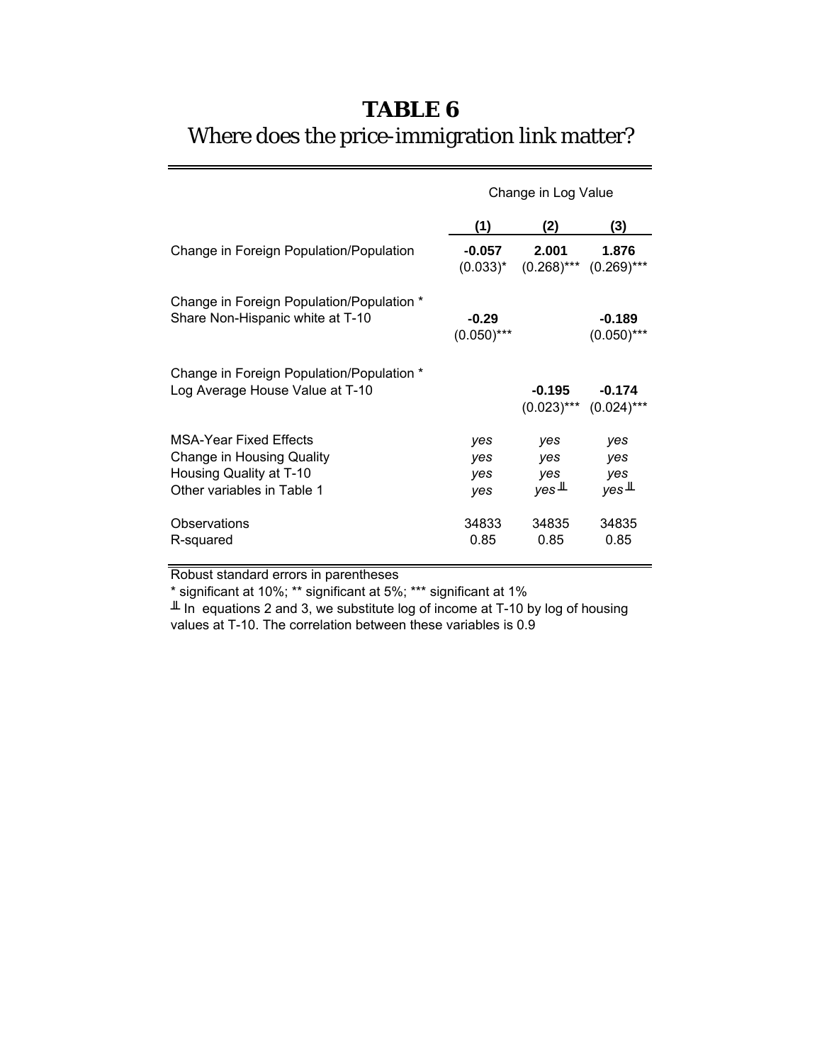# TABLE 6

## Where does the price-immigration link matter?

| | Change in Log Value | | |
|---|---|---|---|
| | **(1)** | **(2)** | **(3)** |
| Change in Foreign Population/Population | **-0.057** (0.033)* | **2.001** (0.268)*** | **1.876** (0.269)*** |
| Change in Foreign Population/Population * Share Non-Hispanic white at T-10 | **-0.29** (0.050)*** | | **-0.189** (0.050)*** |
| Change in Foreign Population/Population * Log Average House Value at T-10 | | **-0.195** (0.023)*** | **-0.174** (0.024)*** |
| MSA-Year Fixed Effects | *yes* | *yes* | *yes* |
| Change in Housing Quality | *yes* | *yes* | *yes* |
| Housing Quality at T-10 | *yes* | *yes* | *yes* |
| Other variables in Table 1 | *yes* | *yes*╨ | *yes*╨ |
| Observations | 34833 | 34835 | 34835 |
| R-squared | 0.85 | 0.85 | 0.85 |

Robust standard errors in parentheses

* significant at 10%; ** significant at 5%; *** significant at 1%

╨ In equations 2 and 3, we substitute log of income at T-10 by log of housing values at T-10. The correlation between these variables is 0.9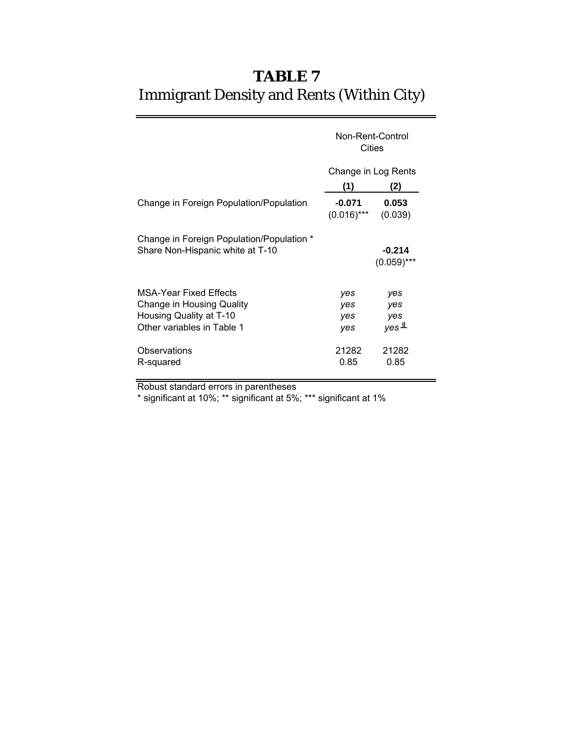# TABLE 7

## Immigrant Density and Rents (Within City)

| | Non-Rent-Control Cities | |
|---|---|---|
| | Change in Log Rents | |
| | (1) | (2) |
| Change in Foreign Population/Population | **-0.071** (0.016)*** | **0.053** (0.039) |
| Change in Foreign Population/Population * Share Non-Hispanic white at T-10 | | **-0.214** (0.059)*** |
| MSA-Year Fixed Effects | *yes* | *yes* |
| Change in Housing Quality | *yes* | *yes* |
| Housing Quality at T-10 | *yes* | *yes* |
| Other variables in Table 1 | *yes* | *yes*⫫ |
| Observations | 21282 | 21282 |
| R-squared | 0.85 | 0.85 |

Robust standard errors in parentheses

* significant at 10%; ** significant at 5%; *** significant at 1%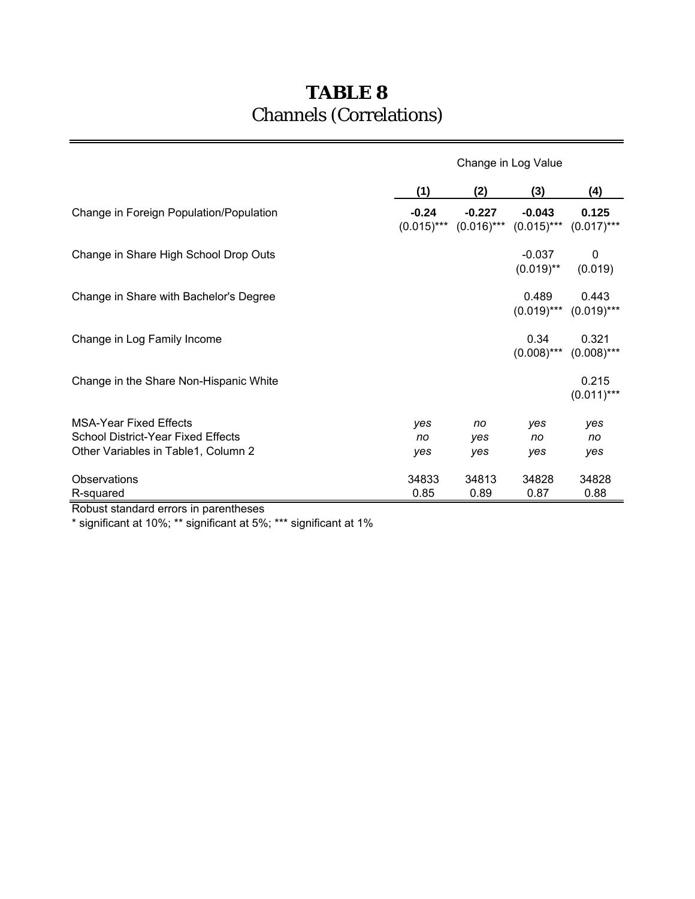# TABLE 8
## Channels (Correlations)

| | Change in Log Value | | | |
|---|---|---|---|---|
| | **(1)** | **(2)** | **(3)** | **(4)** |
| Change in Foreign Population/Population | **-0.24** (0.015)*** | **-0.227** (0.016)*** | **-0.043** (0.015)*** | **0.125** (0.017)*** |
| Change in Share High School Drop Outs | | | -0.037 (0.019)** | 0 (0.019) |
| Change in Share with Bachelor's Degree | | | 0.489 (0.019)*** | 0.443 (0.019)*** |
| Change in Log Family Income | | | 0.34 (0.008)*** | 0.321 (0.008)*** |
| Change in the Share Non-Hispanic White | | | | 0.215 (0.011)*** |
| MSA-Year Fixed Effects | *yes* | *no* | *yes* | *yes* |
| School District-Year Fixed Effects | *no* | *yes* | *no* | *no* |
| Other Variables in Table1, Column 2 | *yes* | *yes* | *yes* | *yes* |
| Observations | 34833 | 34813 | 34828 | 34828 |
| R-squared | 0.85 | 0.89 | 0.87 | 0.88 |

Robust standard errors in parentheses

* significant at 10%; ** significant at 5%; *** significant at 1%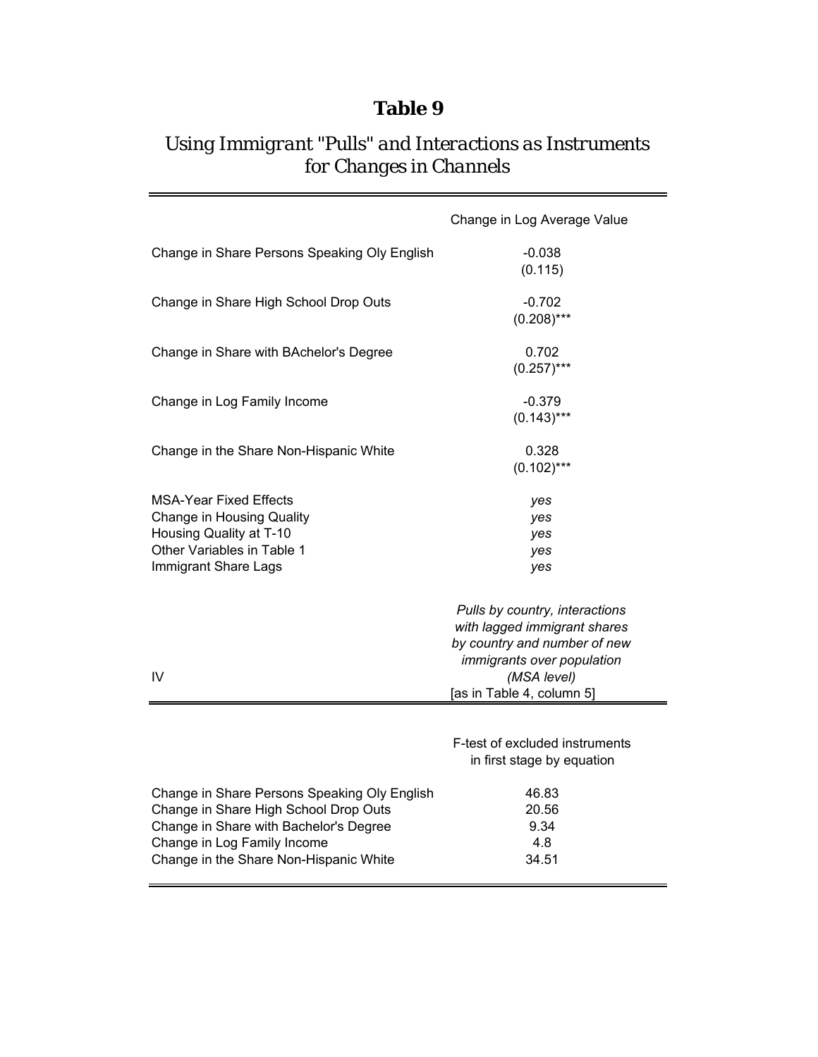# Table 9

## *Using Immigrant "Pulls" and Interactions as Instruments for Changes in Channels*

| | Change in Log Average Value |
|---|---|
| Change in Share Persons Speaking Oly English | -0.038<br>(0.115) |
| Change in Share High School Drop Outs | -0.702<br>(0.208)*** |
| Change in Share with BAchelor's Degree | 0.702<br>(0.257)*** |
| Change in Log Family Income | -0.379<br>(0.143)*** |
| Change in the Share Non-Hispanic White | 0.328<br>(0.102)*** |
| MSA-Year Fixed Effects | *yes* |
| Change in Housing Quality | *yes* |
| Housing Quality at T-10 | *yes* |
| Other Variables in Table 1 | *yes* |
| Immigrant Share Lags | *yes* |
| IV | *Pulls by country, interactions with lagged immigrant shares by country and number of new immigrants over population (MSA level)* [as in Table 4, column 5] |

| | F-test of excluded instruments in first stage by equation |
|---|---|
| Change in Share Persons Speaking Oly English | 46.83 |
| Change in Share High School Drop Outs | 20.56 |
| Change in Share with Bachelor's Degree | 9.34 |
| Change in Log Family Income | 4.8 |
| Change in the Share Non-Hispanic White | 34.51 |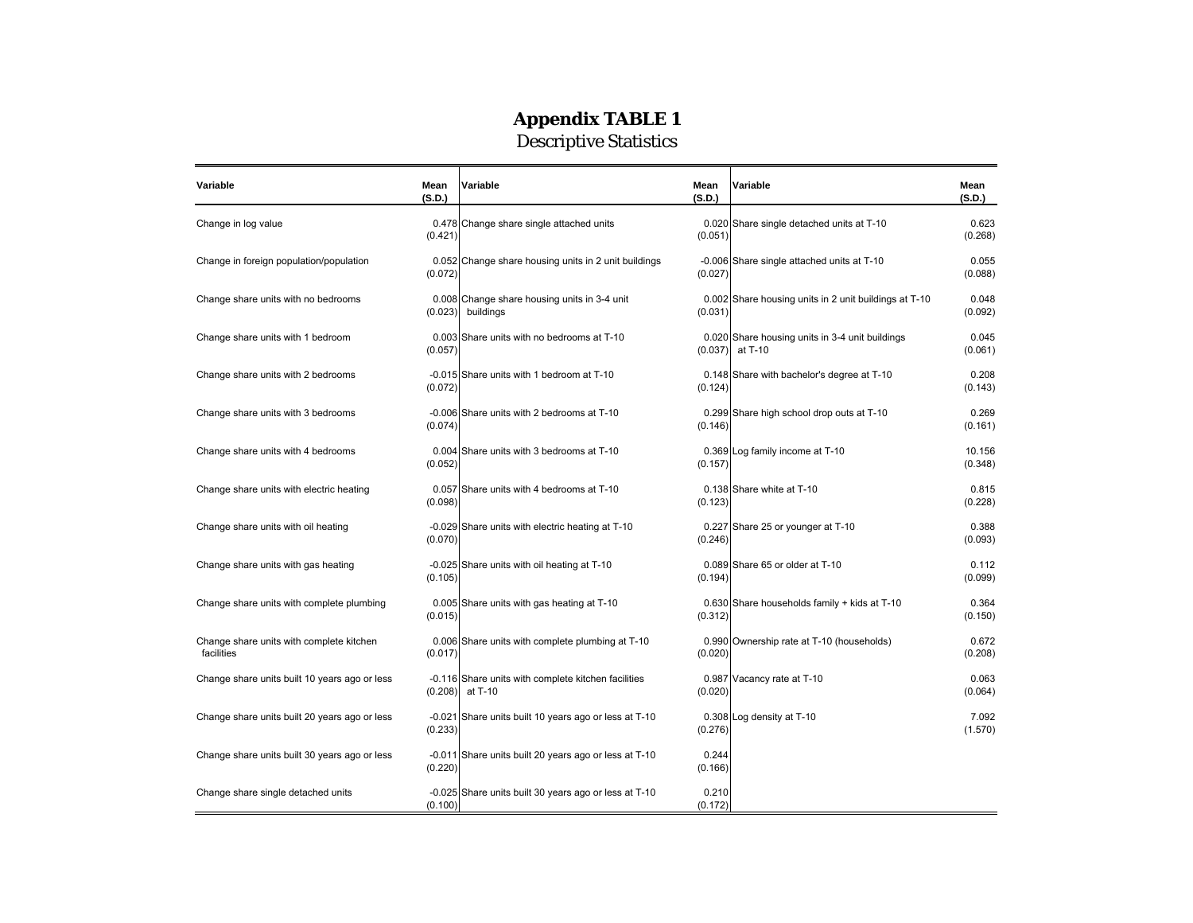# Appendix TABLE 1

Descriptive Statistics

| Variable | Mean (S.D.) | Variable | Mean (S.D.) | Variable | Mean (S.D.) |
|---|---|---|---|---|---|
| Change in log value | 0.478 (0.421) | Change share single attached units | 0.020 (0.051) | Share single detached units at T-10 | 0.623 (0.268) |
| Change in foreign population/population | 0.052 (0.072) | Change share housing units in 2 unit buildings | -0.006 (0.027) | Share single attached units at T-10 | 0.055 (0.088) |
| Change share units with no bedrooms | 0.008 (0.023) | Change share housing units in 3-4 unit buildings | 0.002 (0.031) | Share housing units in 2 unit buildings at T-10 | 0.048 (0.092) |
| Change share units with 1 bedroom | 0.003 (0.057) | Share units with no bedrooms at T-10 | 0.020 (0.037) | Share housing units in 3-4 unit buildings at T-10 | 0.045 (0.061) |
| Change share units with 2 bedrooms | -0.015 (0.072) | Share units with 1 bedroom at T-10 | 0.148 (0.124) | Share with bachelor's degree at T-10 | 0.208 (0.143) |
| Change share units with 3 bedrooms | -0.006 (0.074) | Share units with 2 bedrooms at T-10 | 0.299 (0.146) | Share high school drop outs at T-10 | 0.269 (0.161) |
| Change share units with 4 bedrooms | 0.004 (0.052) | Share units with 3 bedrooms at T-10 | 0.369 (0.157) | Log family income at T-10 | 10.156 (0.348) |
| Change share units with electric heating | 0.057 (0.098) | Share units with 4 bedrooms at T-10 | 0.138 (0.123) | Share white at T-10 | 0.815 (0.228) |
| Change share units with oil heating | -0.029 (0.070) | Share units with electric heating at T-10 | 0.227 (0.246) | Share 25 or younger at T-10 | 0.388 (0.093) |
| Change share units with gas heating | -0.025 (0.105) | Share units with oil heating at T-10 | 0.089 (0.194) | Share 65 or older at T-10 | 0.112 (0.099) |
| Change share units with complete plumbing | 0.005 (0.015) | Share units with gas heating at T-10 | 0.630 (0.312) | Share households family + kids at T-10 | 0.364 (0.150) |
| Change share units with complete kitchen facilities | 0.006 (0.017) | Share units with complete plumbing at T-10 | 0.990 (0.020) | Ownership rate at T-10 (households) | 0.672 (0.208) |
| Change share units built 10 years ago or less | -0.116 (0.208) | Share units with complete kitchen facilities at T-10 | 0.987 (0.020) | Vacancy rate at T-10 | 0.063 (0.064) |
| Change share units built 20 years ago or less | -0.021 (0.233) | Share units built 10 years ago or less at T-10 | 0.308 (0.276) | Log density at T-10 | 7.092 (1.570) |
| Change share units built 30 years ago or less | -0.011 (0.220) | Share units built 20 years ago or less at T-10 | 0.244 (0.166) | | |
| Change share single detached units | -0.025 (0.100) | Share units built 30 years ago or less at T-10 | 0.210 (0.172) | | |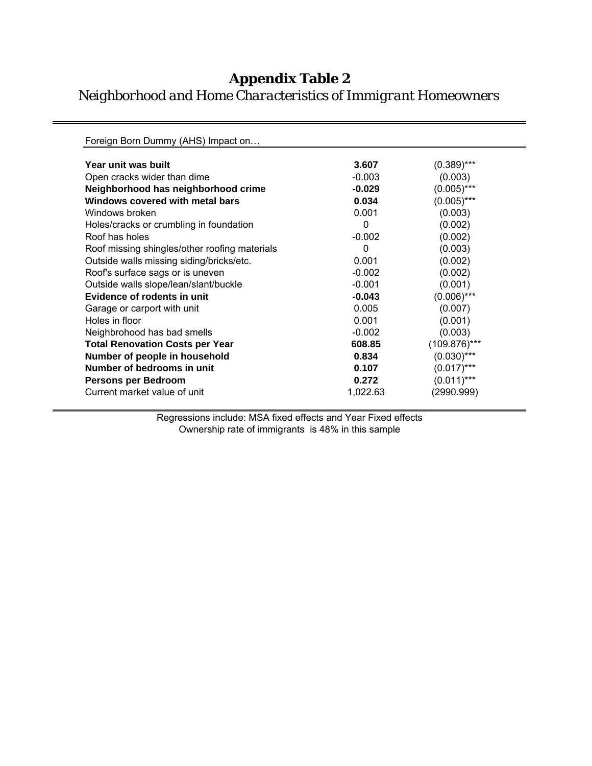# Appendix Table 2

*Neighborhood and Home Characteristics of Immigrant Homeowners*

| Foreign Born Dummy (AHS) Impact on… | | |
|---|---|---|
| **Year unit was built** | **3.607** | (0.389)*** |
| Open cracks wider than dime | -0.003 | (0.003) |
| **Neighborhood has neighborhood crime** | **-0.029** | (0.005)*** |
| **Windows covered with metal bars** | **0.034** | (0.005)*** |
| Windows broken | 0.001 | (0.003) |
| Holes/cracks or crumbling in foundation | 0 | (0.002) |
| Roof has holes | -0.002 | (0.002) |
| Roof missing shingles/other roofing materials | 0 | (0.003) |
| Outside walls missing siding/bricks/etc. | 0.001 | (0.002) |
| Roof's surface sags or is uneven | -0.002 | (0.002) |
| Outside walls slope/lean/slant/buckle | -0.001 | (0.001) |
| **Evidence of rodents in unit** | **-0.043** | (0.006)*** |
| Garage or carport with unit | 0.005 | (0.007) |
| Holes in floor | 0.001 | (0.001) |
| Neighbrohood has bad smells | -0.002 | (0.003) |
| **Total Renovation Costs per Year** | **608.85** | (109.876)*** |
| **Number of people in household** | **0.834** | (0.030)*** |
| **Number of bedrooms in unit** | **0.107** | (0.017)*** |
| **Persons per Bedroom** | **0.272** | (0.011)*** |
| Current market value of unit | 1,022.63 | (2990.999) |

Regressions include: MSA fixed effects and Year Fixed effects

Ownership rate of immigrants is 48% in this sample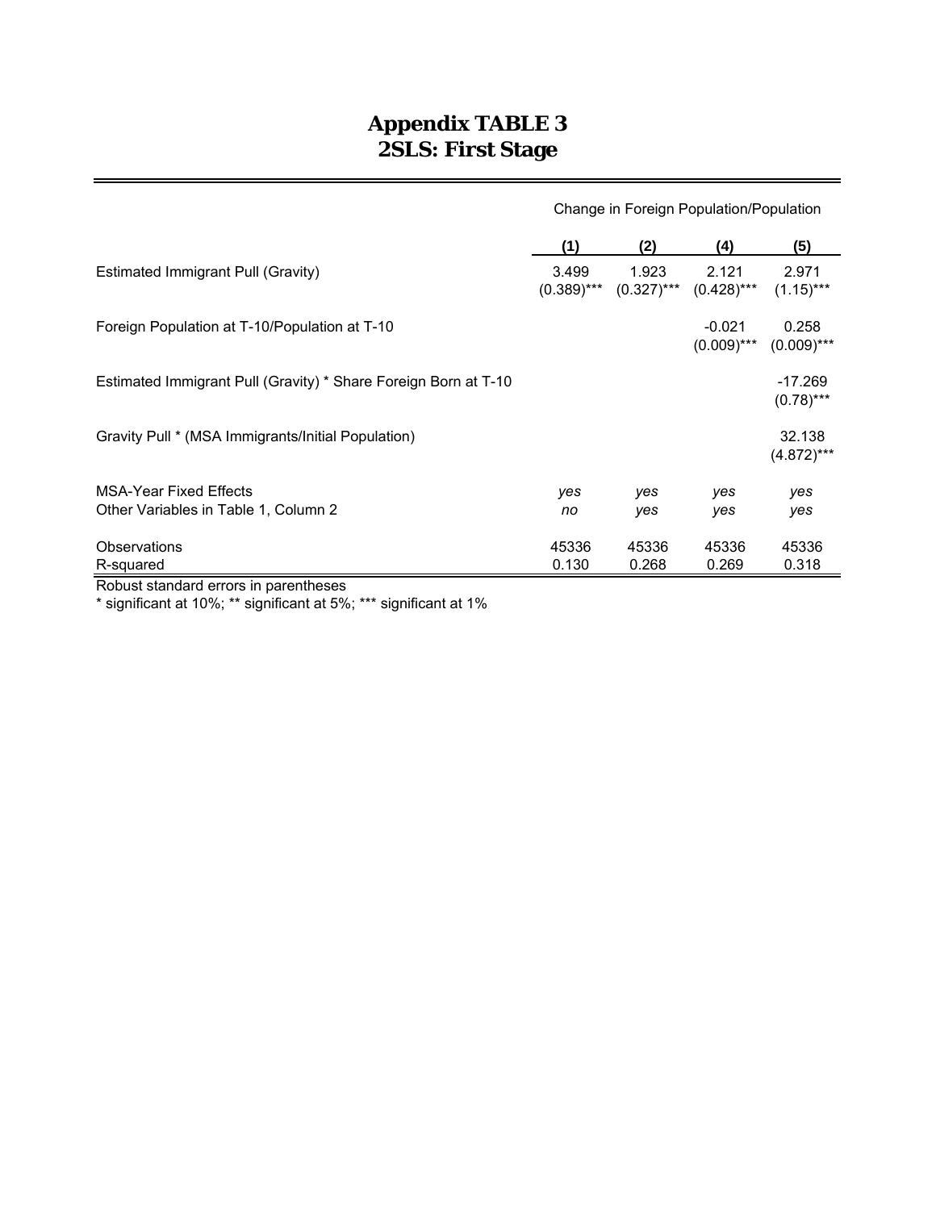# Appendix TABLE 3
## 2SLS: First Stage

| | Change in Foreign Population/Population | | | |
|---|---|---|---|---|
| | (1) | (2) | (4) | (5) |
| Estimated Immigrant Pull (Gravity) | 3.499<br>(0.389)*** | 1.923<br>(0.327)*** | 2.121<br>(0.428)*** | 2.971<br>(1.15)*** |
| Foreign Population at T-10/Population at T-10 | | | -0.021<br>(0.009)*** | 0.258<br>(0.009)*** |
| Estimated Immigrant Pull (Gravity) * Share Foreign Born at T-10 | | | | -17.269<br>(0.78)*** |
| Gravity Pull * (MSA Immigrants/Initial Population) | | | | 32.138<br>(4.872)*** |
| MSA-Year Fixed Effects | *yes* | *yes* | *yes* | *yes* |
| Other Variables in Table 1, Column 2 | *no* | *yes* | *yes* | *yes* |
| Observations | 45336 | 45336 | 45336 | 45336 |
| R-squared | 0.130 | 0.268 | 0.269 | 0.318 |

Robust standard errors in parentheses
* significant at 10%; ** significant at 5%; *** significant at 1%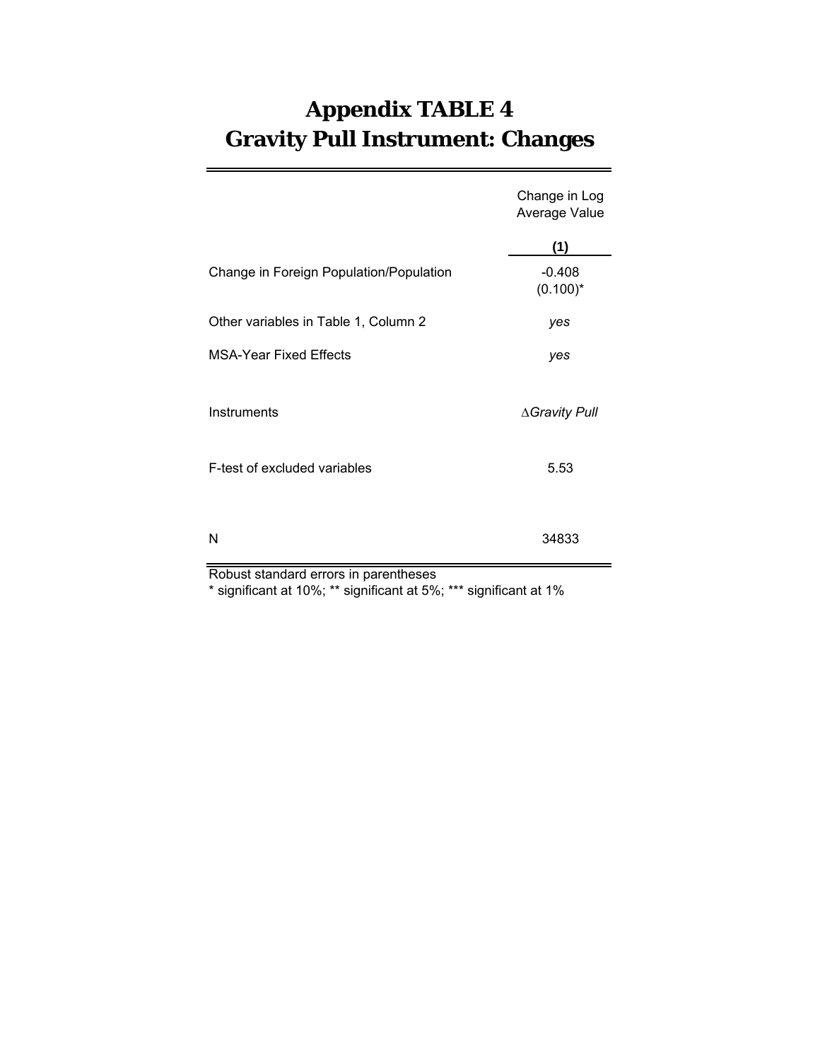# Appendix TABLE 4
# Gravity Pull Instrument: Changes

| | Change in Log Average Value |
|---|---|
| | (1) |
| Change in Foreign Population/Population | -0.408 |
| | (0.100)* |
| Other variables in Table 1, Column 2 | *yes* |
| MSA-Year Fixed Effects | *yes* |
| Instruments | *∆Gravity Pull* |
| F-test of excluded variables | 5.53 |
| N | 34833 |

Robust standard errors in parentheses
* significant at 10%; ** significant at 5%; *** significant at 1%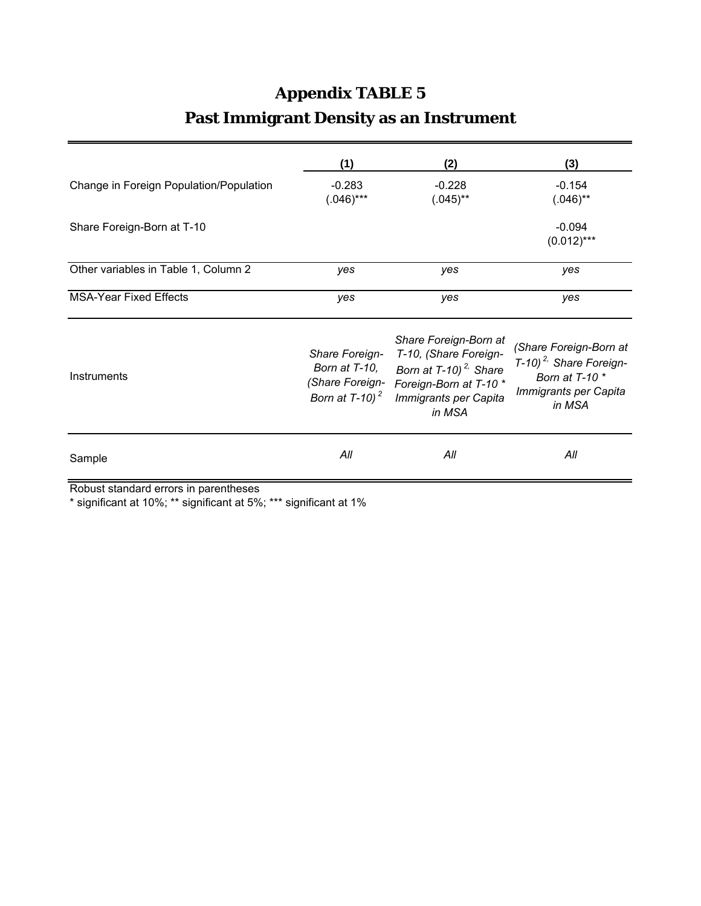# Appendix TABLE 5

## Past Immigrant Density as an Instrument

| | (1) | (2) | (3) |
|---|---|---|---|
| Change in Foreign Population/Population | -0.283<br>(.046)*** | -0.228<br>(.045)** | -0.154<br>(.046)** |
| Share Foreign-Born at T-10 | | | -0.094<br>(0.012)*** |
| Other variables in Table 1, Column 2 | *yes* | *yes* | *yes* |
| MSA-Year Fixed Effects | *yes* | *yes* | *yes* |
| Instruments | *Share Foreign-Born at T-10, (Share Foreign-Born at T-10)$^2$* | *Share Foreign-Born at T-10, (Share Foreign-Born at T-10)$^2$, Share Foreign-Born at T-10 * Immigrants per Capita in MSA* | *(Share Foreign-Born at T-10)$^2$, Share Foreign-Born at T-10 * Immigrants per Capita in MSA* |
| Sample | *All* | *All* | *All* |

Robust standard errors in parentheses

* significant at 10%; ** significant at 5%; *** significant at 1%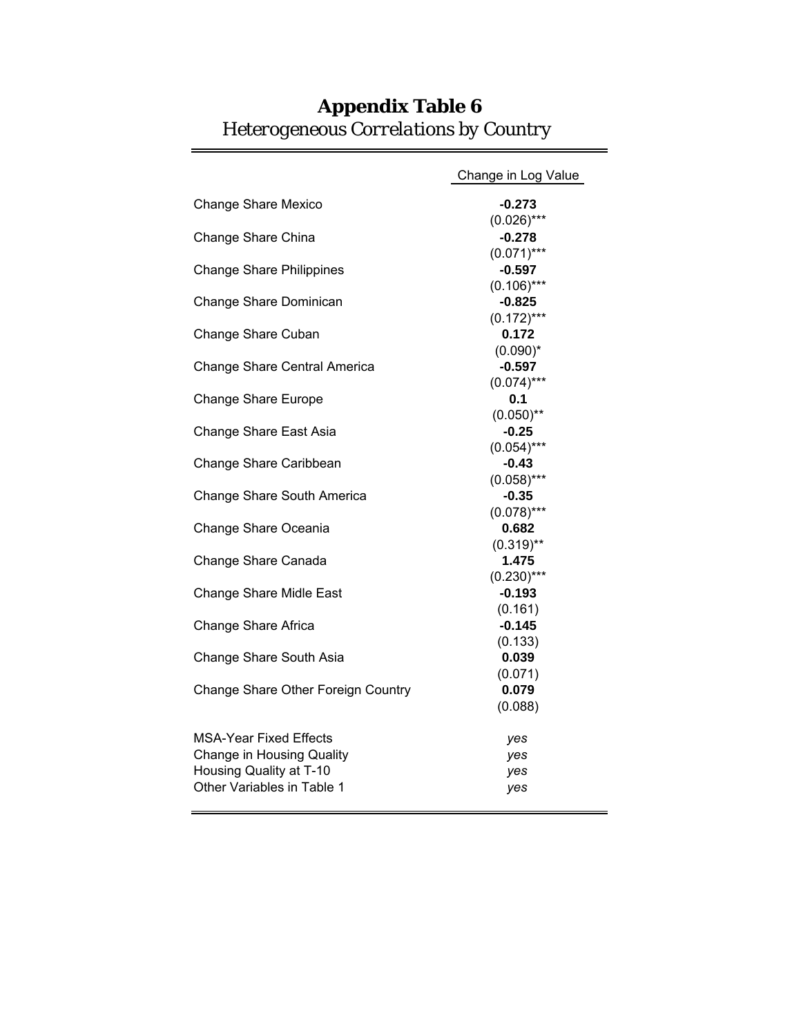# Appendix Table 6

*Heterogeneous Correlations by Country*

| | Change in Log Value |
|---|---|
| Change Share Mexico | **-0.273** |
| | (0.026)*** |
| Change Share China | **-0.278** |
| | (0.071)*** |
| Change Share Philippines | **-0.597** |
| | (0.106)*** |
| Change Share Dominican | **-0.825** |
| | (0.172)*** |
| Change Share Cuban | **0.172** |
| | (0.090)* |
| Change Share Central America | **-0.597** |
| | (0.074)*** |
| Change Share Europe | **0.1** |
| | (0.050)** |
| Change Share East Asia | **-0.25** |
| | (0.054)*** |
| Change Share Caribbean | **-0.43** |
| | (0.058)*** |
| Change Share South America | **-0.35** |
| | (0.078)*** |
| Change Share Oceania | **0.682** |
| | (0.319)** |
| Change Share Canada | **1.475** |
| | (0.230)*** |
| Change Share Midle East | **-0.193** |
| | (0.161) |
| Change Share Africa | **-0.145** |
| | (0.133) |
| Change Share South Asia | **0.039** |
| | (0.071) |
| Change Share Other Foreign Country | **0.079** |
| | (0.088) |
| MSA-Year Fixed Effects | *yes* |
| Change in Housing Quality | *yes* |
| Housing Quality at T-10 | *yes* |
| Other Variables in Table 1 | *yes* |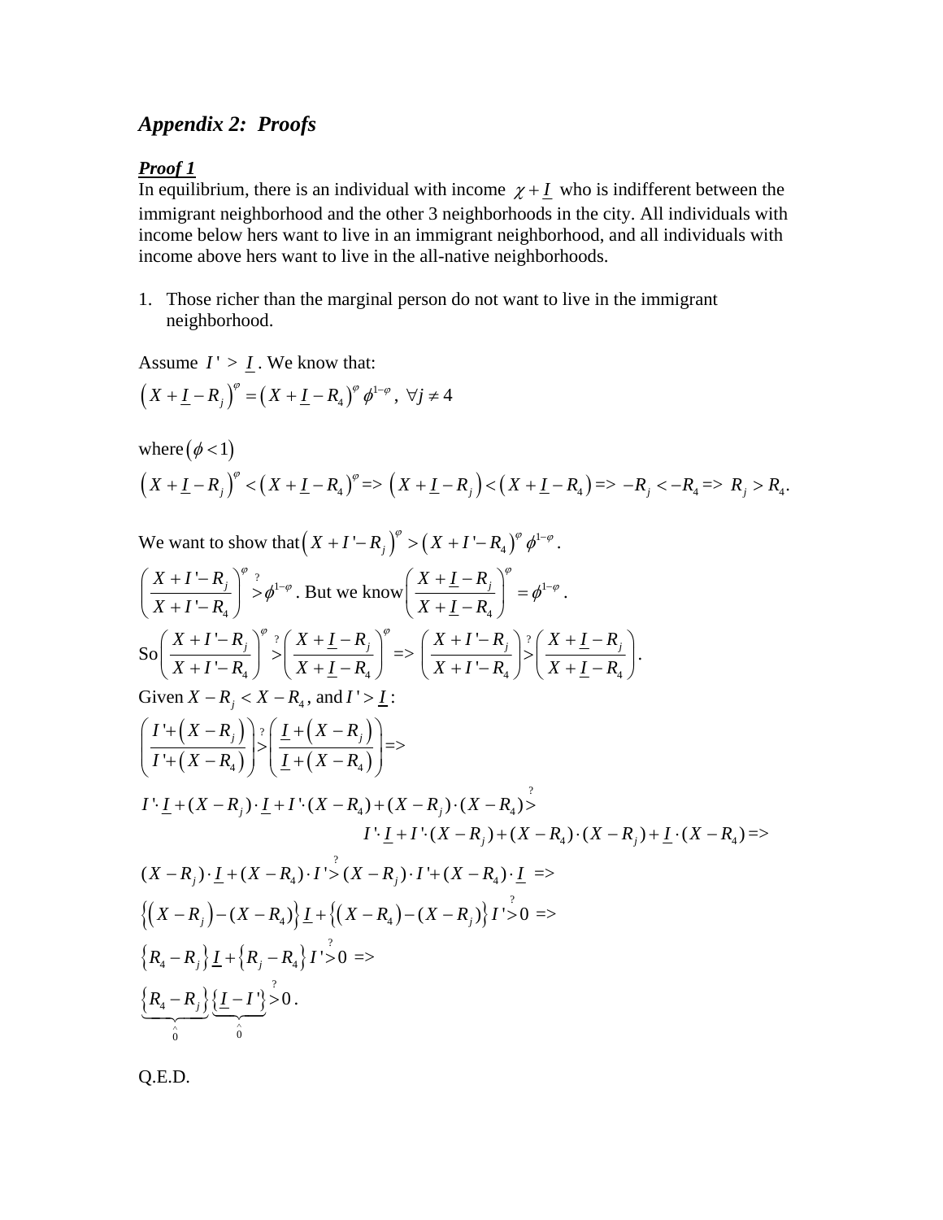## *Appendix 2: Proofs*

***Proof 1***

In equilibrium, there is an individual with income $\chi + \underline{I}$ who is indifferent between the immigrant neighborhood and the other 3 neighborhoods in the city. All individuals with income below hers want to live in an immigrant neighborhood, and all individuals with income above hers want to live in the all-native neighborhoods.

1. Those richer than the marginal person do not want to live in the immigrant neighborhood.

Assume $I' > \underline{I}$. We know that:

$$\left(X + \underline{I} - R_j\right)^{\varphi} = \left(X + \underline{I} - R_4\right)^{\varphi} \phi^{1-\varphi}, \ \forall j \neq 4$$

where $\left(\phi < 1\right)$

$$\left(X + \underline{I} - R_j\right)^{\varphi} < \left(X + \underline{I} - R_4\right)^{\varphi} \Rightarrow \left(X + \underline{I} - R_j\right) < \left(X + \underline{I} - R_4\right) \Rightarrow -R_j < -R_4 \Rightarrow R_j > R_4.$$

We want to show that $\left(X + I' - R_j\right)^{\varphi} > \left(X + I' - R_4\right)^{\varphi} \phi^{1-\varphi}$.

$\left(\dfrac{X + I' - R_j}{X + I' - R_4}\right)^{\varphi} \overset{?}{>} \phi^{1-\varphi}$. But we know $\left(\dfrac{X + \underline{I} - R_j}{X + \underline{I} - R_4}\right)^{\varphi} = \phi^{1-\varphi}$.

So $\left(\dfrac{X + I' - R_j}{X + I' - R_4}\right)^{\varphi} \overset{?}{>} \left(\dfrac{X + \underline{I} - R_j}{X + \underline{I} - R_4}\right)^{\varphi} \Rightarrow \left(\dfrac{X + I' - R_j}{X + I' - R_4}\right) \overset{?}{>} \left(\dfrac{X + \underline{I} - R_j}{X + \underline{I} - R_4}\right)$.

Given $X - R_j < X - R_4$, and $I' > \underline{I}$:

$$\left(\frac{I' + \left(X - R_j\right)}{I' + \left(X - R_4\right)}\right) \overset{?}{>} \left(\frac{\underline{I} + \left(X - R_j\right)}{\underline{I} + \left(X - R_4\right)}\right) \Rightarrow$$

$$I' \cdot \underline{I} + (X - R_j) \cdot \underline{I} + I' \cdot (X - R_4) + (X - R_j) \cdot (X - R_4) \overset{?}{>}$$
$$I' \cdot \underline{I} + I' \cdot (X - R_j) + (X - R_4) \cdot (X - R_j) + \underline{I} \cdot (X - R_4) \Rightarrow$$

$$(X - R_j) \cdot \underline{I} + (X - R_4) \cdot I' \overset{?}{>} (X - R_j) \cdot I' + (X - R_4) \cdot \underline{I} \Rightarrow$$

$$\left\{\left(X - R_j\right) - (X - R_4)\right\} \underline{I} + \left\{\left(X - R_4\right) - (X - R_j)\right\} I' \overset{?}{>} 0 \Rightarrow$$

$$\left\{R_4 - R_j\right\} \underline{I} + \left\{R_j - R_4\right\} I' \overset{?}{>} 0 \Rightarrow$$

$$\underbrace{\left\{R_4 - R_j\right\}}_{\hat{0}} \underbrace{\left\{\underline{I} - I'\right\}}_{\hat{0}} \overset{?}{>} 0.$$

Q.E.D.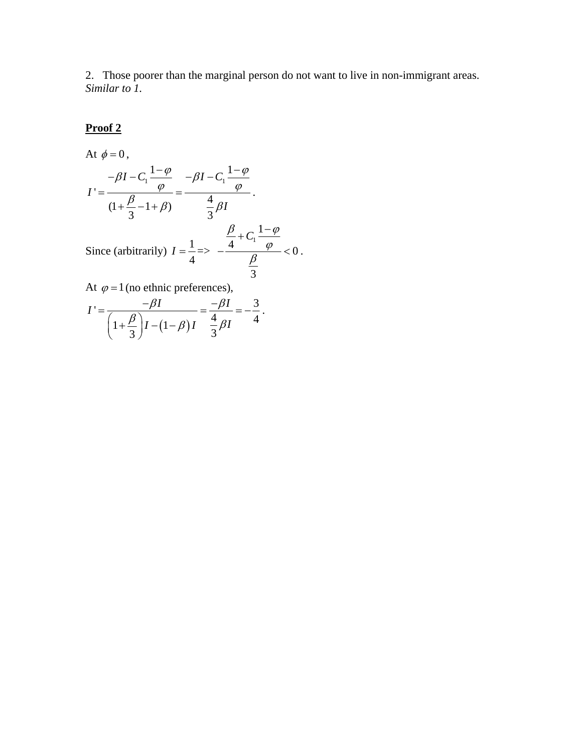2. Those poorer than the marginal person do not want to live in non-immigrant areas.
*Similar to 1.*

**Proof 2**

At $\phi = 0$,

$$I' = \frac{-\beta I - C_1 \frac{1-\varphi}{\varphi}}{(1+\frac{\beta}{3}-1+\beta)} = \frac{-\beta I - C_1 \frac{1-\varphi}{\varphi}}{\frac{4}{3}\beta I}.$$

Since (arbitrarily) $I = \frac{1}{4} \Rightarrow -\frac{\frac{\beta}{4} + C_1 \frac{1-\varphi}{\varphi}}{\frac{\beta}{3}} < 0$.

At $\varphi = 1$ (no ethnic preferences),

$$I' = \frac{-\beta I}{\left(1+\frac{\beta}{3}\right)I - \left(1-\beta\right)I} = \frac{-\beta I}{\frac{4}{3}\beta I} = -\frac{3}{4}.$$